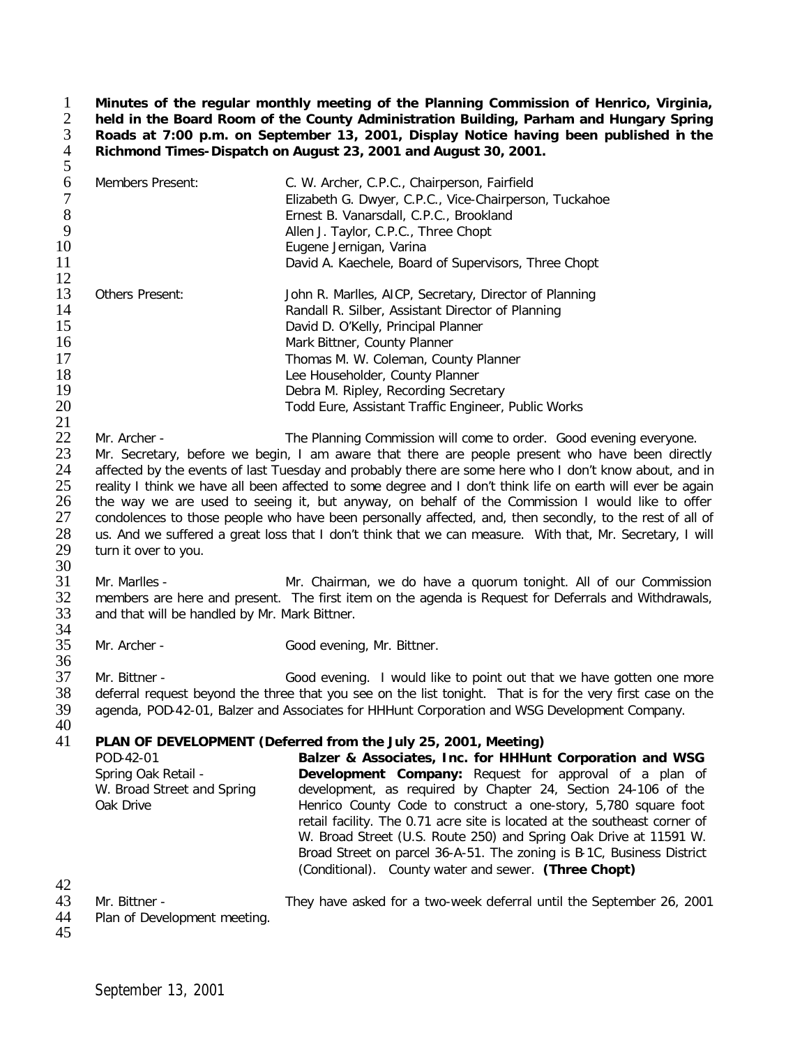**Minutes of the regular monthly meeting of the Planning Commission of Henrico, Virginia, held in the Board Room of the County Administration Building, Parham and Hungary Spring Roads at 7:00 p.m. on September 13, 2001, Display Notice having been published in the Richmond Times-Dispatch on August 23, 2001 and August 30, 2001.**

| | |
|---|---|
| Members Present: | C. W. Archer, C.P.C., Chairperson, Fairfield |
| | Elizabeth G. Dwyer, C.P.C., Vice-Chairperson, Tuckahoe |
| | Ernest B. Vanarsdall, C.P.C., Brookland |
| | Allen J. Taylor, C.P.C., Three Chopt |
| | Eugene Jernigan, Varina |
| | David A. Kaechele, Board of Supervisors, Three Chopt |
| Others Present: | John R. Marlles, AICP, Secretary, Director of Planning |
| | Randall R. Silber, Assistant Director of Planning |
| | David D. O'Kelly, Principal Planner |
| | Mark Bittner, County Planner |
| | Thomas M. W. Coleman, County Planner |
| | Lee Householder, County Planner |
| | Debra M. Ripley, Recording Secretary |
| | Todd Eure, Assistant Traffic Engineer, Public Works |

Mr. Archer - The Planning Commission will come to order. Good evening everyone. Mr. Secretary, before we begin, I am aware that there are people present who have been directly affected by the events of last Tuesday and probably there are some here who I don't know about, and in reality I think we have all been affected to some degree and I don't think life on earth will ever be again the way we are used to seeing it, but anyway, on behalf of the Commission I would like to offer condolences to those people who have been personally affected, and, then secondly, to the rest of all of us. And we suffered a great loss that I don't think that we can measure. With that, Mr. Secretary, I will turn it over to you.

Mr. Marlles - Mr. Chairman, we do have a quorum tonight. All of our Commission members are here and present. The first item on the agenda is Request for Deferrals and Withdrawals, and that will be handled by Mr. Mark Bittner.

Mr. Archer - Good evening, Mr. Bittner.

Mr. Bittner - Good evening. I would like to point out that we have gotten one more deferral request beyond the three that you see on the list tonight. That is for the very first case on the agenda, POD-42-01, Balzer and Associates for HHHunt Corporation and WSG Development Company.

**PLAN OF DEVELOPMENT (Deferred from the July 25, 2001, Meeting)**

| | |
|---|---|
| POD-42-01<br>Spring Oak Retail -<br>W. Broad Street and Spring Oak Drive | **Balzer & Associates, Inc. for HHHunt Corporation and WSG Development Company:** Request for approval of a plan of development, as required by Chapter 24, Section 24-106 of the Henrico County Code to construct a one-story, 5,780 square foot retail facility. The 0.71 acre site is located at the southeast corner of W. Broad Street (U.S. Route 250) and Spring Oak Drive at 11591 W. Broad Street on parcel 36-A-51. The zoning is B-1C, Business District (Conditional). County water and sewer. **(Three Chopt)** |

Mr. Bittner - They have asked for a two-week deferral until the September 26, 2001 Plan of Development meeting.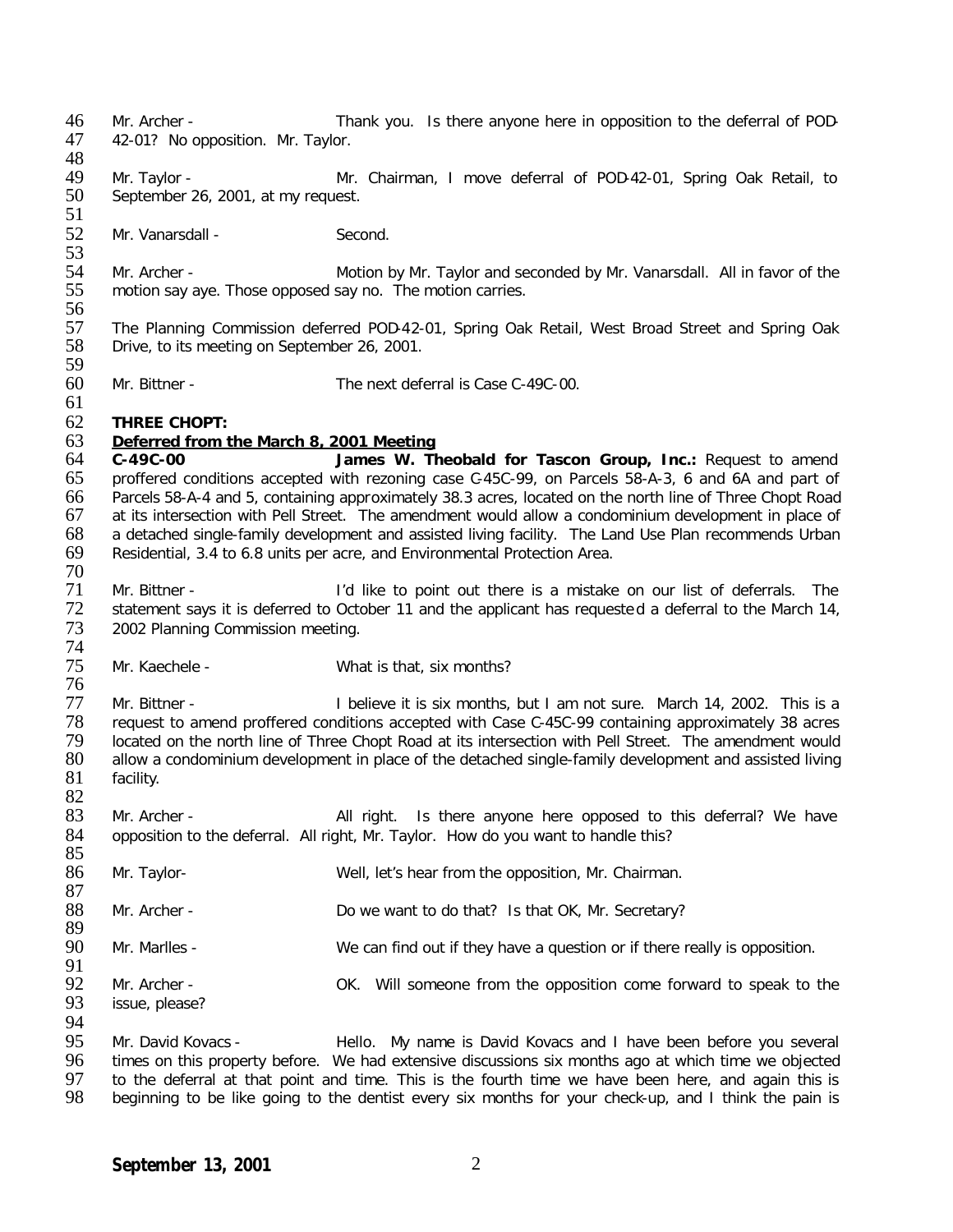Mr. Archer - Thank you. Is there anyone here in opposition to the deferral of POD-42-01? No opposition. Mr. Taylor.

Mr. Taylor - Mr. Chairman, I move deferral of POD-42-01, Spring Oak Retail, to September 26, 2001, at my request.

Mr. Vanarsdall - Second.

Mr. Archer - Motion by Mr. Taylor and seconded by Mr. Vanarsdall. All in favor of the motion say aye. Those opposed say no. The motion carries.

The Planning Commission deferred POD-42-01, Spring Oak Retail, West Broad Street and Spring Oak Drive, to its meeting on September 26, 2001.

Mr. Bittner - The next deferral is Case C-49C-00.

**THREE CHOPT:**

**Deferred from the March 8, 2001 Meeting**

**C-49C-00 James W. Theobald for Tascon Group, Inc.:** Request to amend proffered conditions accepted with rezoning case C-45C-99, on Parcels 58-A-3, 6 and 6A and part of Parcels 58-A-4 and 5, containing approximately 38.3 acres, located on the north line of Three Chopt Road at its intersection with Pell Street. The amendment would allow a condominium development in place of a detached single-family development and assisted living facility. The Land Use Plan recommends Urban Residential, 3.4 to 6.8 units per acre, and Environmental Protection Area.

Mr. Bittner - I'd like to point out there is a mistake on our list of deferrals. The statement says it is deferred to October 11 and the applicant has requested a deferral to the March 14, 2002 Planning Commission meeting.

Mr. Kaechele - What is that, six months?

Mr. Bittner - I believe it is six months, but I am not sure. March 14, 2002. This is a request to amend proffered conditions accepted with Case C-45C-99 containing approximately 38 acres located on the north line of Three Chopt Road at its intersection with Pell Street. The amendment would allow a condominium development in place of the detached single-family development and assisted living facility.

Mr. Archer - All right. Is there anyone here opposed to this deferral? We have opposition to the deferral. All right, Mr. Taylor. How do you want to handle this?

Mr. Taylor- Well, let's hear from the opposition, Mr. Chairman.

Mr. Archer - Do we want to do that? Is that OK, Mr. Secretary?

Mr. Marlles - We can find out if they have a question or if there really is opposition.

Mr. Archer - OK. Will someone from the opposition come forward to speak to the issue, please?

Mr. David Kovacs - Hello. My name is David Kovacs and I have been before you several times on this property before. We had extensive discussions six months ago at which time we objected to the deferral at that point and time. This is the fourth time we have been here, and again this is beginning to be like going to the dentist every six months for your check-up, and I think the pain is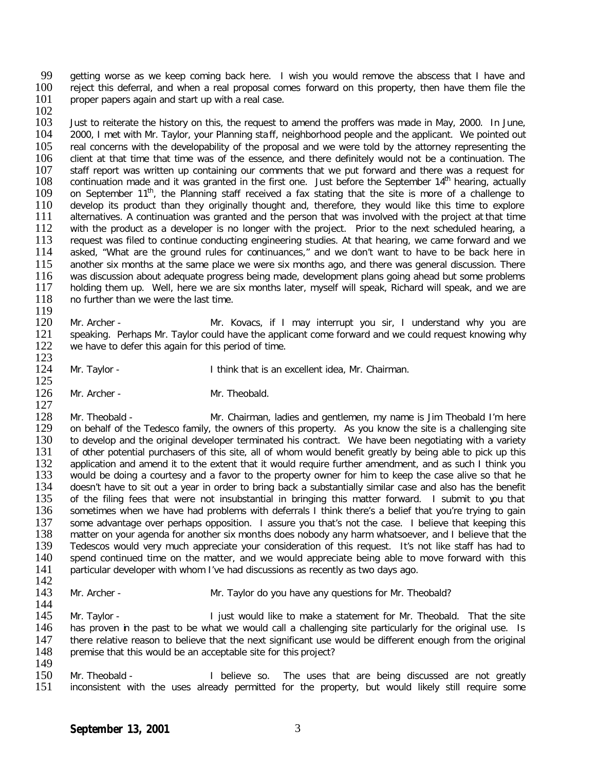getting worse as we keep coming back here. I wish you would remove the abscess that I have and reject this deferral, and when a real proposal comes forward on this property, then have them file the proper papers again and start up with a real case.

Just to reiterate the history on this, the request to amend the proffers was made in May, 2000. In June, 2000, I met with Mr. Taylor, your Planning staff, neighborhood people and the applicant. We pointed out real concerns with the developability of the proposal and we were told by the attorney representing the client at that time that time was of the essence, and there definitely would not be a continuation. The staff report was written up containing our comments that we put forward and there was a request for continuation made and it was granted in the first one. Just before the September 14th hearing, actually on September 11th, the Planning staff received a fax stating that the site is more of a challenge to develop its product than they originally thought and, therefore, they would like this time to explore alternatives. A continuation was granted and the person that was involved with the project at that time with the product as a developer is no longer with the project. Prior to the next scheduled hearing, a request was filed to continue conducting engineering studies. At that hearing, we came forward and we asked, "What are the ground rules for continuances," and we don't want to have to be back here in another six months at the same place we were six months ago, and there was general discussion. There was discussion about adequate progress being made, development plans going ahead but some problems holding them up. Well, here we are six months later, myself will speak, Richard will speak, and we are no further than we were the last time.

Mr. Archer - Mr. Kovacs, if I may interrupt you sir, I understand why you are speaking. Perhaps Mr. Taylor could have the applicant come forward and we could request knowing why we have to defer this again for this period of time.

Mr. Taylor - I think that is an excellent idea, Mr. Chairman.

Mr. Archer - Mr. Theobald.

Mr. Theobald - Mr. Chairman, ladies and gentlemen, my name is Jim Theobald I'm here on behalf of the Tedesco family, the owners of this property. As you know the site is a challenging site to develop and the original developer terminated his contract. We have been negotiating with a variety of other potential purchasers of this site, all of whom would benefit greatly by being able to pick up this application and amend it to the extent that it would require further amendment, and as such I think you would be doing a courtesy and a favor to the property owner for him to keep the case alive so that he doesn't have to sit out a year in order to bring back a substantially similar case and also has the benefit of the filing fees that were not insubstantial in bringing this matter forward. I submit to you that sometimes when we have had problems with deferrals I think there's a belief that you're trying to gain some advantage over perhaps opposition. I assure you that's not the case. I believe that keeping this matter on your agenda for another six months does nobody any harm whatsoever, and I believe that the Tedescos would very much appreciate your consideration of this request. It's not like staff has had to spend continued time on the matter, and we would appreciate being able to move forward with this particular developer with whom I've had discussions as recently as two days ago.

Mr. Archer - Mr. Taylor do you have any questions for Mr. Theobald?

Mr. Taylor - I just would like to make a statement for Mr. Theobald. That the site has proven in the past to be what we would call a challenging site particularly for the original use. Is there relative reason to believe that the next significant use would be different enough from the original premise that this would be an acceptable site for this project?

Mr. Theobald - I believe so. The uses that are being discussed are not greatly inconsistent with the uses already permitted for the property, but would likely still require some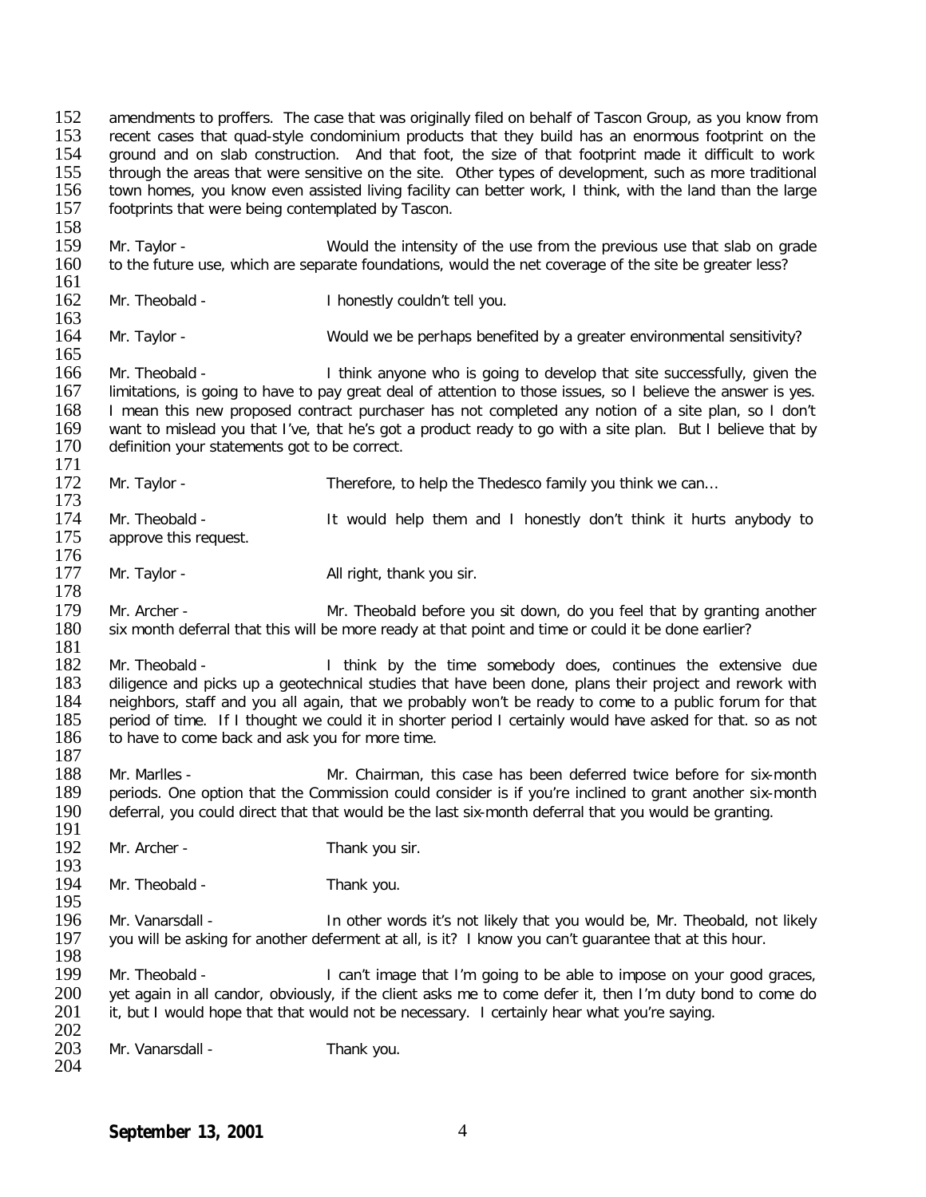amendments to proffers. The case that was originally filed on behalf of Tascon Group, as you know from recent cases that quad-style condominium products that they build has an enormous footprint on the ground and on slab construction. And that foot, the size of that footprint made it difficult to work through the areas that were sensitive on the site. Other types of development, such as more traditional town homes, you know even assisted living facility can better work, I think, with the land than the large footprints that were being contemplated by Tascon.

Mr. Taylor - Would the intensity of the use from the previous use that slab on grade to the future use, which are separate foundations, would the net coverage of the site be greater less?

Mr. Theobald - I honestly couldn't tell you.

Mr. Taylor - Would we be perhaps benefited by a greater environmental sensitivity?

Mr. Theobald - I think anyone who is going to develop that site successfully, given the limitations, is going to have to pay great deal of attention to those issues, so I believe the answer is yes. I mean this new proposed contract purchaser has not completed any notion of a site plan, so I don't want to mislead you that I've, that he's got a product ready to go with a site plan. But I believe that by definition your statements got to be correct.

Mr. Taylor - Therefore, to help the Thedesco family you think we can…

Mr. Theobald - It would help them and I honestly don't think it hurts anybody to approve this request.

Mr. Taylor - All right, thank you sir.

Mr. Archer - Mr. Theobald before you sit down, do you feel that by granting another six month deferral that this will be more ready at that point and time or could it be done earlier?

Mr. Theobald - I think by the time somebody does, continues the extensive due diligence and picks up a geotechnical studies that have been done, plans their project and rework with neighbors, staff and you all again, that we probably won't be ready to come to a public forum for that period of time. If I thought we could it in shorter period I certainly would have asked for that. so as not to have to come back and ask you for more time.

Mr. Marlles - Mr. Chairman, this case has been deferred twice before for six-month periods. One option that the Commission could consider is if you're inclined to grant another six-month deferral, you could direct that that would be the last six-month deferral that you would be granting.

Mr. Archer - Thank you sir.

Mr. Theobald - Thank you.

Mr. Vanarsdall - In other words it's not likely that you would be, Mr. Theobald, not likely you will be asking for another deferment at all, is it? I know you can't guarantee that at this hour.

Mr. Theobald - I can't image that I'm going to be able to impose on your good graces, yet again in all candor, obviously, if the client asks me to come defer it, then I'm duty bond to come do it, but I would hope that that would not be necessary. I certainly hear what you're saying.

Mr. Vanarsdall - Thank you.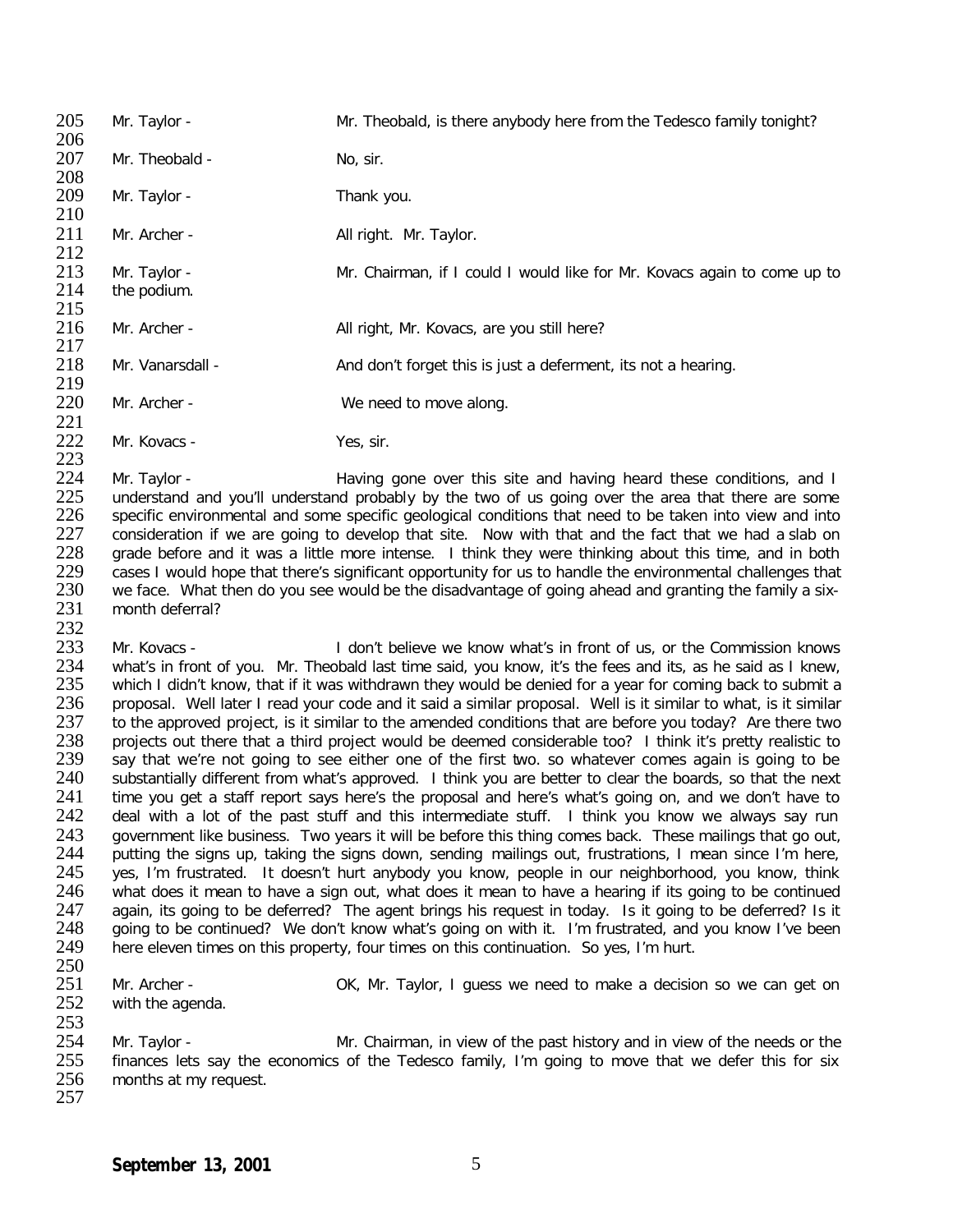Mr. Taylor - Mr. Theobald, is there anybody here from the Tedesco family tonight?

Mr. Theobald - No, sir.

Mr. Taylor - Thank you.

Mr. Archer - All right. Mr. Taylor.

Mr. Taylor - Mr. Chairman, if I could I would like for Mr. Kovacs again to come up to the podium.

Mr. Archer - All right, Mr. Kovacs, are you still here?

Mr. Vanarsdall - And don't forget this is just a deferment, its not a hearing.

Mr. Archer - We need to move along.

Mr. Kovacs - Yes, sir.

Mr. Taylor - Having gone over this site and having heard these conditions, and I understand and you'll understand probably by the two of us going over the area that there are some specific environmental and some specific geological conditions that need to be taken into view and into consideration if we are going to develop that site. Now with that and the fact that we had a slab on grade before and it was a little more intense. I think they were thinking about this time, and in both cases I would hope that there's significant opportunity for us to handle the environmental challenges that we face. What then do you see would be the disadvantage of going ahead and granting the family a six-month deferral?

Mr. Kovacs - I don't believe we know what's in front of us, or the Commission knows what's in front of you. Mr. Theobald last time said, you know, it's the fees and its, as he said as I knew, which I didn't know, that if it was withdrawn they would be denied for a year for coming back to submit a proposal. Well later I read your code and it said a similar proposal. Well is it similar to what, is it similar to the approved project, is it similar to the amended conditions that are before you today? Are there two projects out there that a third project would be deemed considerable too? I think it's pretty realistic to say that we're not going to see either one of the first two. so whatever comes again is going to be substantially different from what's approved. I think you are better to clear the boards, so that the next time you get a staff report says here's the proposal and here's what's going on, and we don't have to deal with a lot of the past stuff and this intermediate stuff. I think you know we always say run government like business. Two years it will be before this thing comes back. These mailings that go out, putting the signs up, taking the signs down, sending mailings out, frustrations, I mean since I'm here, yes, I'm frustrated. It doesn't hurt anybody you know, people in our neighborhood, you know, think what does it mean to have a sign out, what does it mean to have a hearing if its going to be continued again, its going to be deferred? The agent brings his request in today. Is it going to be deferred? Is it going to be continued? We don't know what's going on with it. I'm frustrated, and you know I've been here eleven times on this property, four times on this continuation. So yes, I'm hurt.

Mr. Archer - OK, Mr. Taylor, I guess we need to make a decision so we can get on with the agenda.

Mr. Taylor - Mr. Chairman, in view of the past history and in view of the needs or the finances lets say the economics of the Tedesco family, I'm going to move that we defer this for six months at my request.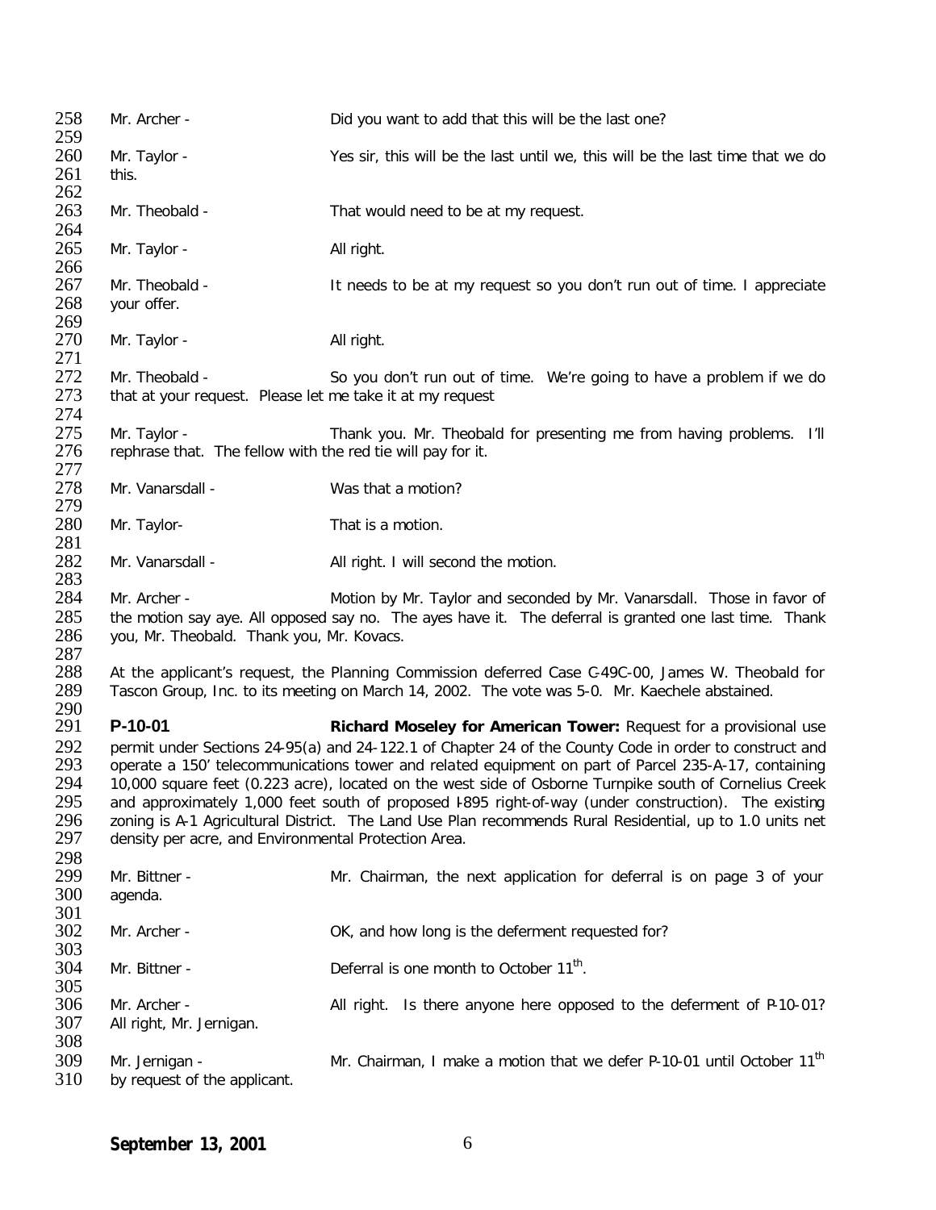258 Mr. Archer - Did you want to add that this will be the last one?
259
260 Mr. Taylor - Yes sir, this will be the last until we, this will be the last time that we do
261 this.
262
263 Mr. Theobald - That would need to be at my request.
264
265 Mr. Taylor - All right.
266
267 Mr. Theobald - It needs to be at my request so you don't run out of time. I appreciate
268 your offer.
269
270 Mr. Taylor - All right.
271
272 Mr. Theobald - So you don't run out of time. We're going to have a problem if we do
273 that at your request. Please let me take it at my request
274
275 Mr. Taylor - Thank you. Mr. Theobald for presenting me from having problems. I'll
276 rephrase that. The fellow with the red tie will pay for it.
277
278 Mr. Vanarsdall - Was that a motion?
279
280 Mr. Taylor- That is a motion.
281
282 Mr. Vanarsdall - All right. I will second the motion.
283
284 Mr. Archer - Motion by Mr. Taylor and seconded by Mr. Vanarsdall. Those in favor of
285 the motion say aye. All opposed say no. The ayes have it. The deferral is granted one last time. Thank
286 you, Mr. Theobald. Thank you, Mr. Kovacs.
287
288 At the applicant's request, the Planning Commission deferred Case C-49C-00, James W. Theobald for
289 Tascon Group, Inc. to its meeting on March 14, 2002. The vote was 5-0. Mr. Kaechele abstained.
290
291 **P-10-01** **Richard Moseley for American Tower:** Request for a provisional use
292 permit under Sections 24-95(a) and 24-122.1 of Chapter 24 of the County Code in order to construct and
293 operate a 150' telecommunications tower and related equipment on part of Parcel 235-A-17, containing
294 10,000 square feet (0.223 acre), located on the west side of Osborne Turnpike south of Cornelius Creek
295 and approximately 1,000 feet south of proposed I-895 right-of-way (under construction). The existing
296 zoning is A-1 Agricultural District. The Land Use Plan recommends Rural Residential, up to 1.0 units net
297 density per acre, and Environmental Protection Area.
298
299 Mr. Bittner - Mr. Chairman, the next application for deferral is on page 3 of your
300 agenda.
301
302 Mr. Archer - OK, and how long is the deferment requested for?
303
304 Mr. Bittner - Deferral is one month to October 11th.
305
306 Mr. Archer - All right. Is there anyone here opposed to the deferment of P-10-01?
307 All right, Mr. Jernigan.
308
309 Mr. Jernigan - Mr. Chairman, I make a motion that we defer P-10-01 until October 11th
310 by request of the applicant.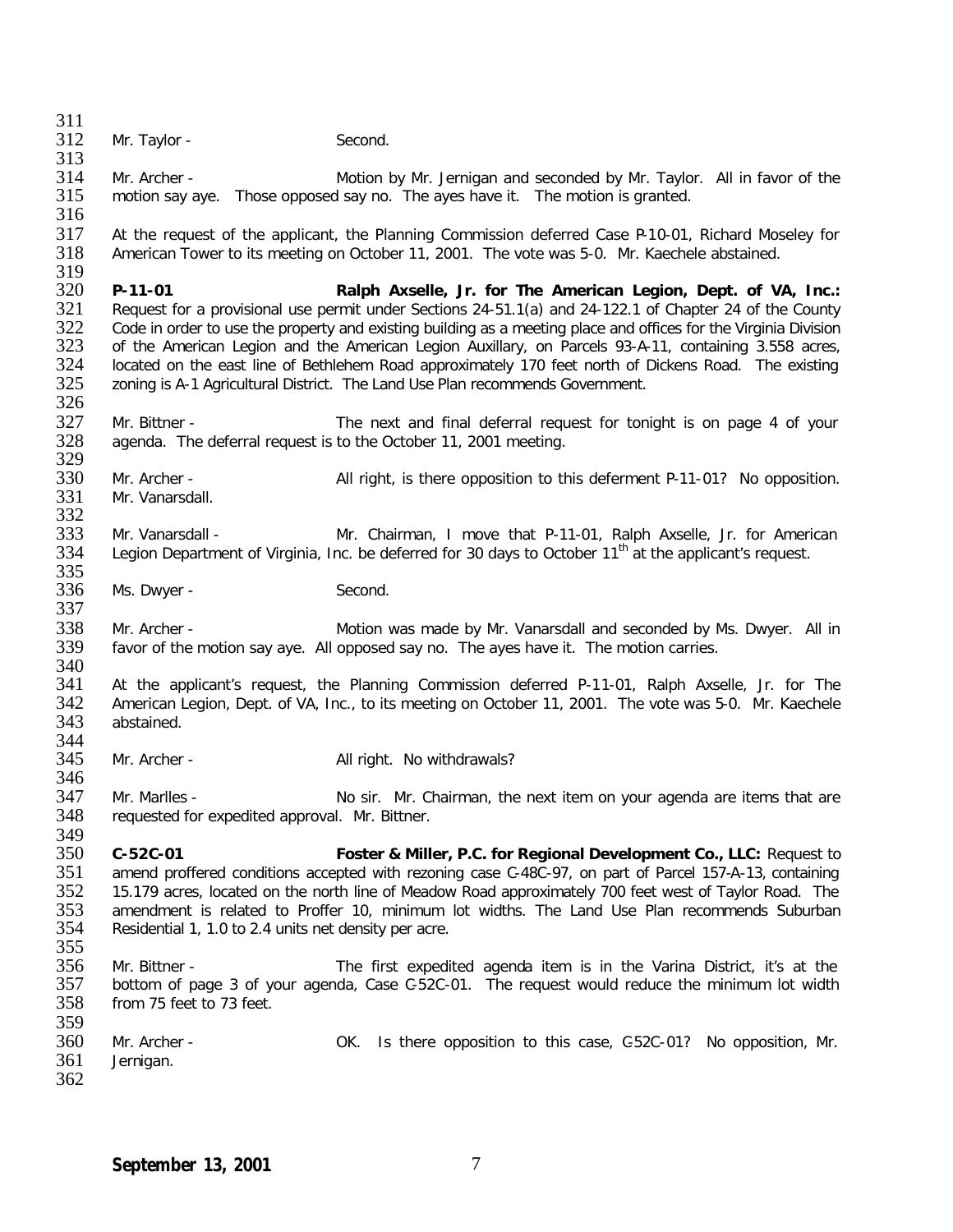Mr. Taylor - Second.

Mr. Archer - Motion by Mr. Jernigan and seconded by Mr. Taylor. All in favor of the motion say aye. Those opposed say no. The ayes have it. The motion is granted.

At the request of the applicant, the Planning Commission deferred Case P-10-01, Richard Moseley for American Tower to its meeting on October 11, 2001. The vote was 5-0. Mr. Kaechele abstained.

**P-11-01 Ralph Axselle, Jr. for The American Legion, Dept. of VA, Inc.:** Request for a provisional use permit under Sections 24-51.1(a) and 24-122.1 of Chapter 24 of the County Code in order to use the property and existing building as a meeting place and offices for the Virginia Division of the American Legion and the American Legion Auxillary, on Parcels 93-A-11, containing 3.558 acres, located on the east line of Bethlehem Road approximately 170 feet north of Dickens Road. The existing zoning is A-1 Agricultural District. The Land Use Plan recommends Government.

Mr. Bittner - The next and final deferral request for tonight is on page 4 of your agenda. The deferral request is to the October 11, 2001 meeting.

Mr. Archer - All right, is there opposition to this deferment P-11-01? No opposition. Mr. Vanarsdall.

Mr. Vanarsdall - Mr. Chairman, I move that P-11-01, Ralph Axselle, Jr. for American Legion Department of Virginia, Inc. be deferred for 30 days to October 11th at the applicant's request.

Ms. Dwyer - Second.

Mr. Archer - Motion was made by Mr. Vanarsdall and seconded by Ms. Dwyer. All in favor of the motion say aye. All opposed say no. The ayes have it. The motion carries.

At the applicant's request, the Planning Commission deferred P-11-01, Ralph Axselle, Jr. for The American Legion, Dept. of VA, Inc., to its meeting on October 11, 2001. The vote was 5-0. Mr. Kaechele abstained.

Mr. Archer - All right. No withdrawals?

Mr. Marlles - No sir. Mr. Chairman, the next item on your agenda are items that are requested for expedited approval. Mr. Bittner.

**C-52C-01 Foster & Miller, P.C. for Regional Development Co., LLC:** Request to amend proffered conditions accepted with rezoning case C-48C-97, on part of Parcel 157-A-13, containing 15.179 acres, located on the north line of Meadow Road approximately 700 feet west of Taylor Road. The amendment is related to Proffer 10, minimum lot widths. The Land Use Plan recommends Suburban Residential 1, 1.0 to 2.4 units net density per acre.

Mr. Bittner - The first expedited agenda item is in the Varina District, it's at the bottom of page 3 of your agenda, Case C-52C-01. The request would reduce the minimum lot width from 75 feet to 73 feet.

Mr. Archer - OK. Is there opposition to this case, C-52C-01? No opposition, Mr. Jernigan.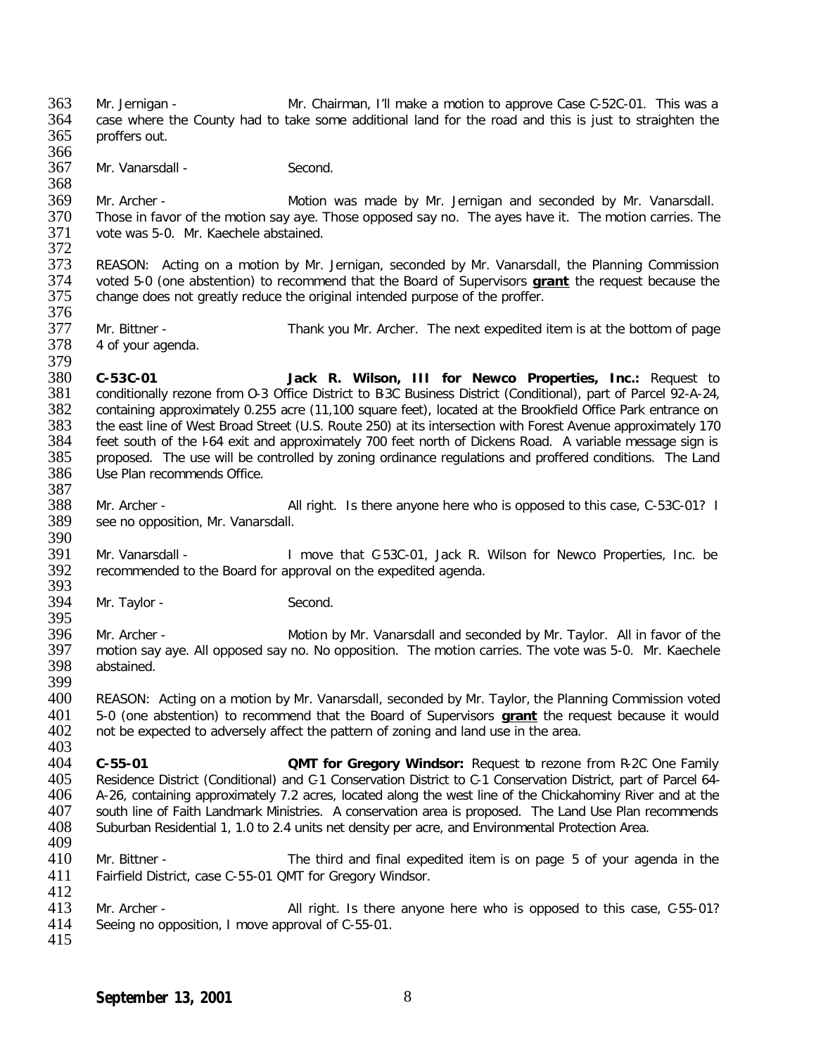Mr. Jernigan - Mr. Chairman, I'll make a motion to approve Case C-52C-01. This was a case where the County had to take some additional land for the road and this is just to straighten the proffers out.

Mr. Vanarsdall - Second.

Mr. Archer - Motion was made by Mr. Jernigan and seconded by Mr. Vanarsdall. Those in favor of the motion say aye. Those opposed say no. The ayes have it. The motion carries. The vote was 5-0. Mr. Kaechele abstained.

REASON: Acting on a motion by Mr. Jernigan, seconded by Mr. Vanarsdall, the Planning Commission voted 5-0 (one abstention) to recommend that the Board of Supervisors **grant** the request because the change does not greatly reduce the original intended purpose of the proffer.

Mr. Bittner - Thank you Mr. Archer. The next expedited item is at the bottom of page 4 of your agenda.

**C-53C-01 Jack R. Wilson, III for Newco Properties, Inc.:** Request to conditionally rezone from O-3 Office District to B-3C Business District (Conditional), part of Parcel 92-A-24, containing approximately 0.255 acre (11,100 square feet), located at the Brookfield Office Park entrance on the east line of West Broad Street (U.S. Route 250) at its intersection with Forest Avenue approximately 170 feet south of the I-64 exit and approximately 700 feet north of Dickens Road. A variable message sign is proposed. The use will be controlled by zoning ordinance regulations and proffered conditions. The Land Use Plan recommends Office.

Mr. Archer - All right. Is there anyone here who is opposed to this case, C-53C-01? I see no opposition, Mr. Vanarsdall.

Mr. Vanarsdall - I move that C-53C-01, Jack R. Wilson for Newco Properties, Inc. be recommended to the Board for approval on the expedited agenda.

Mr. Taylor - Second.

Mr. Archer - Motion by Mr. Vanarsdall and seconded by Mr. Taylor. All in favor of the motion say aye. All opposed say no. No opposition. The motion carries. The vote was 5-0. Mr. Kaechele abstained.

REASON: Acting on a motion by Mr. Vanarsdall, seconded by Mr. Taylor, the Planning Commission voted 5-0 (one abstention) to recommend that the Board of Supervisors **grant** the request because it would not be expected to adversely affect the pattern of zoning and land use in the area.

**C-55-01 QMT for Gregory Windsor:** Request to rezone from R-2C One Family Residence District (Conditional) and C-1 Conservation District to C-1 Conservation District, part of Parcel 64-A-26, containing approximately 7.2 acres, located along the west line of the Chickahominy River and at the south line of Faith Landmark Ministries. A conservation area is proposed. The Land Use Plan recommends Suburban Residential 1, 1.0 to 2.4 units net density per acre, and Environmental Protection Area.

Mr. Bittner - The third and final expedited item is on page 5 of your agenda in the Fairfield District, case C-55-01 QMT for Gregory Windsor.

Mr. Archer - All right. Is there anyone here who is opposed to this case, C-55-01? Seeing no opposition, I move approval of C-55-01.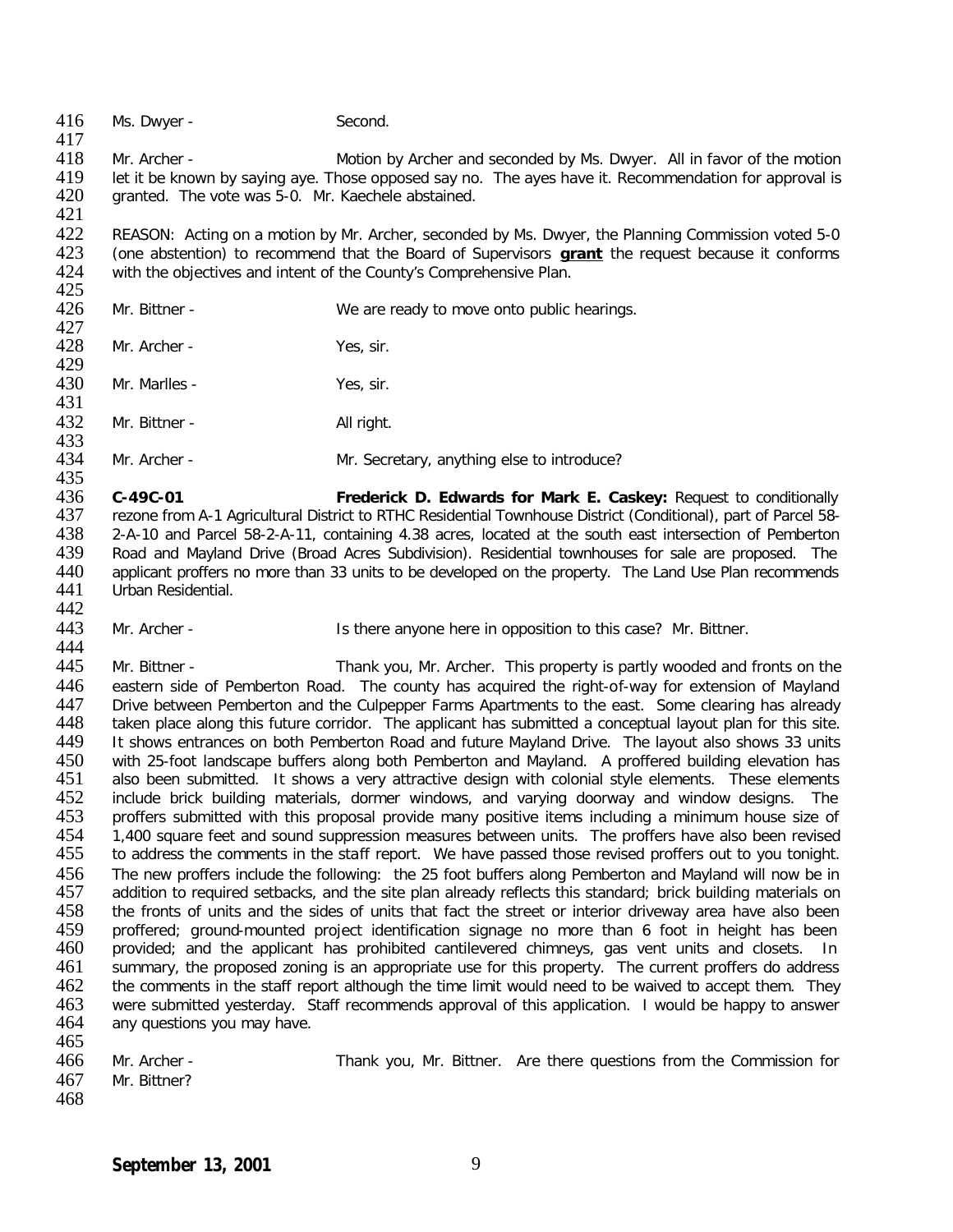Ms. Dwyer - Second.

Mr. Archer - Motion by Archer and seconded by Ms. Dwyer. All in favor of the motion let it be known by saying aye. Those opposed say no. The ayes have it. Recommendation for approval is granted. The vote was 5-0. Mr. Kaechele abstained.

REASON: Acting on a motion by Mr. Archer, seconded by Ms. Dwyer, the Planning Commission voted 5-0 (one abstention) to recommend that the Board of Supervisors **grant** the request because it conforms with the objectives and intent of the County's Comprehensive Plan.

Mr. Bittner - We are ready to move onto public hearings.

Mr. Archer - Yes, sir.

Mr. Marlles - Yes, sir.

Mr. Bittner - All right.

Mr. Archer - Mr. Secretary, anything else to introduce?

**C-49C-01** **Frederick D. Edwards for Mark E. Caskey:** Request to conditionally rezone from A-1 Agricultural District to RTHC Residential Townhouse District (Conditional), part of Parcel 58-2-A-10 and Parcel 58-2-A-11, containing 4.38 acres, located at the south east intersection of Pemberton Road and Mayland Drive (Broad Acres Subdivision). Residential townhouses for sale are proposed. The applicant proffers no more than 33 units to be developed on the property. The Land Use Plan recommends Urban Residential.

Mr. Archer - Is there anyone here in opposition to this case? Mr. Bittner.

Mr. Bittner - Thank you, Mr. Archer. This property is partly wooded and fronts on the eastern side of Pemberton Road. The county has acquired the right-of-way for extension of Mayland Drive between Pemberton and the Culpepper Farms Apartments to the east. Some clearing has already taken place along this future corridor. The applicant has submitted a conceptual layout plan for this site. It shows entrances on both Pemberton Road and future Mayland Drive. The layout also shows 33 units with 25-foot landscape buffers along both Pemberton and Mayland. A proffered building elevation has also been submitted. It shows a very attractive design with colonial style elements. These elements include brick building materials, dormer windows, and varying doorway and window designs. The proffers submitted with this proposal provide many positive items including a minimum house size of 1,400 square feet and sound suppression measures between units. The proffers have also been revised to address the comments in the staff report. We have passed those revised proffers out to you tonight. The new proffers include the following: the 25 foot buffers along Pemberton and Mayland will now be in addition to required setbacks, and the site plan already reflects this standard; brick building materials on the fronts of units and the sides of units that fact the street or interior driveway area have also been proffered; ground-mounted project identification signage no more than 6 foot in height has been provided; and the applicant has prohibited cantilevered chimneys, gas vent units and closets. In summary, the proposed zoning is an appropriate use for this property. The current proffers do address the comments in the staff report although the time limit would need to be waived to accept them. They were submitted yesterday. Staff recommends approval of this application. I would be happy to answer any questions you may have.

Mr. Archer - Thank you, Mr. Bittner. Are there questions from the Commission for Mr. Bittner?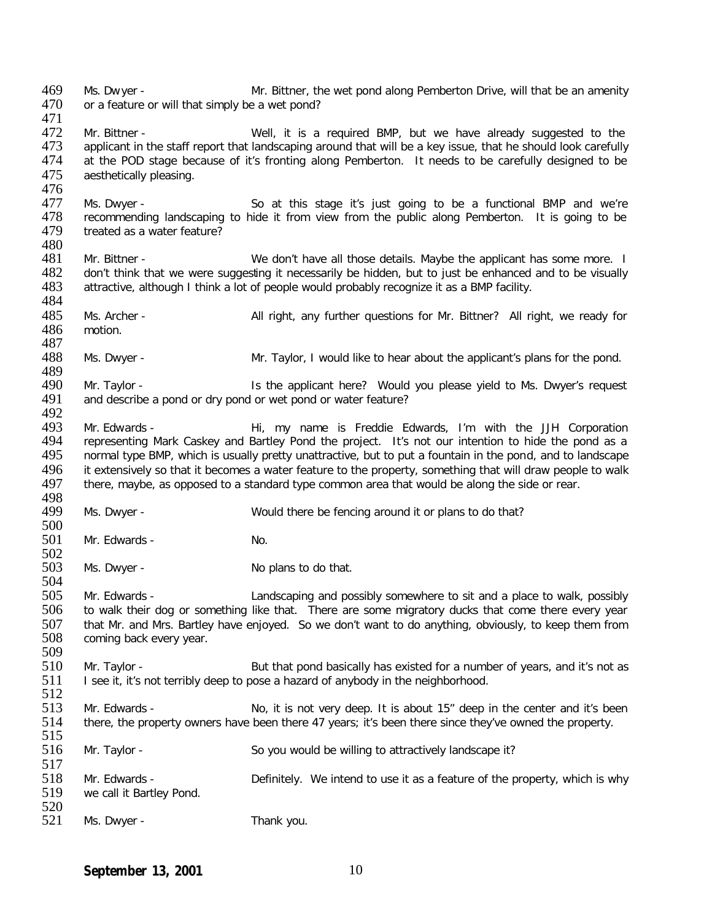469 Ms. Dwyer - Mr. Bittner, the wet pond along Pemberton Drive, will that be an amenity
470 or a feature or will that simply be a wet pond?
471
472 Mr. Bittner - Well, it is a required BMP, but we have already suggested to the
473 applicant in the staff report that landscaping around that will be a key issue, that he should look carefully
474 at the POD stage because of it's fronting along Pemberton. It needs to be carefully designed to be
475 aesthetically pleasing.
476
477 Ms. Dwyer - So at this stage it's just going to be a functional BMP and we're
478 recommending landscaping to hide it from view from the public along Pemberton. It is going to be
479 treated as a water feature?
480
481 Mr. Bittner - We don't have all those details. Maybe the applicant has some more. I
482 don't think that we were suggesting it necessarily be hidden, but to just be enhanced and to be visually
483 attractive, although I think a lot of people would probably recognize it as a BMP facility.
484
485 Ms. Archer - All right, any further questions for Mr. Bittner? All right, we ready for
486 motion.
487
488 Ms. Dwyer - Mr. Taylor, I would like to hear about the applicant's plans for the pond.
489
490 Mr. Taylor - Is the applicant here? Would you please yield to Ms. Dwyer's request
491 and describe a pond or dry pond or wet pond or water feature?
492
493 Mr. Edwards - Hi, my name is Freddie Edwards, I'm with the JJH Corporation
494 representing Mark Caskey and Bartley Pond the project. It's not our intention to hide the pond as a
495 normal type BMP, which is usually pretty unattractive, but to put a fountain in the pond, and to landscape
496 it extensively so that it becomes a water feature to the property, something that will draw people to walk
497 there, maybe, as opposed to a standard type common area that would be along the side or rear.
498
499 Ms. Dwyer - Would there be fencing around it or plans to do that?
500
501 Mr. Edwards - No.
502
503 Ms. Dwyer - No plans to do that.
504
505 Mr. Edwards - Landscaping and possibly somewhere to sit and a place to walk, possibly
506 to walk their dog or something like that. There are some migratory ducks that come there every year
507 that Mr. and Mrs. Bartley have enjoyed. So we don't want to do anything, obviously, to keep them from
508 coming back every year.
509
510 Mr. Taylor - But that pond basically has existed for a number of years, and it's not as
511 I see it, it's not terribly deep to pose a hazard of anybody in the neighborhood.
512
513 Mr. Edwards - No, it is not very deep. It is about 15" deep in the center and it's been
514 there, the property owners have been there 47 years; it's been there since they've owned the property.
515
516 Mr. Taylor - So you would be willing to attractively landscape it?
517
518 Mr. Edwards - Definitely. We intend to use it as a feature of the property, which is why
519 we call it Bartley Pond.
520
521 Ms. Dwyer - Thank you.

**September 13, 2001**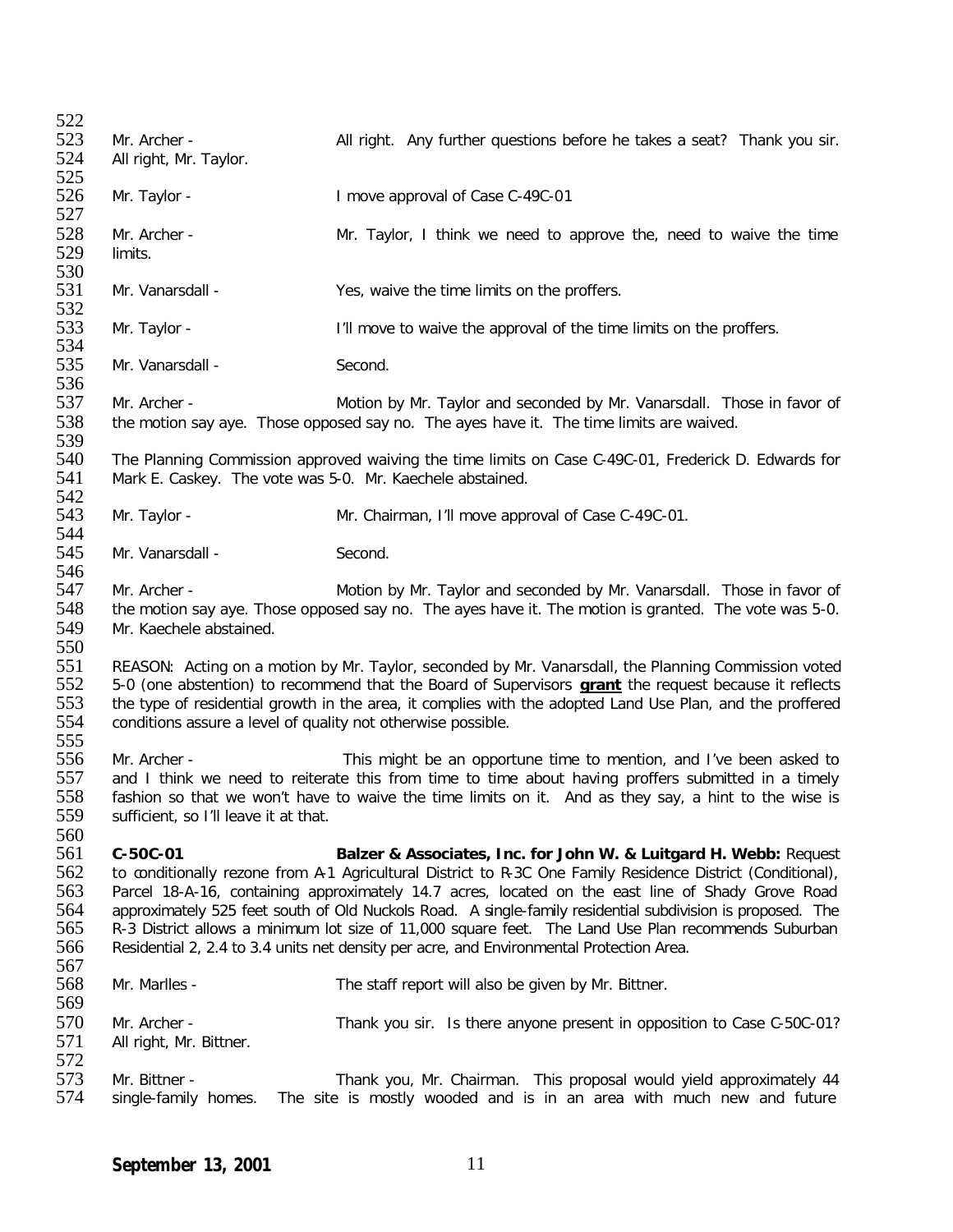Mr. Archer - All right. Any further questions before he takes a seat? Thank you sir. All right, Mr. Taylor.

Mr. Taylor - I move approval of Case C-49C-01

Mr. Archer - Mr. Taylor, I think we need to approve the, need to waive the time limits.

Mr. Vanarsdall - Yes, waive the time limits on the proffers.

Mr. Taylor - I'll move to waive the approval of the time limits on the proffers.

Mr. Vanarsdall - Second.

Mr. Archer - Motion by Mr. Taylor and seconded by Mr. Vanarsdall. Those in favor of the motion say aye. Those opposed say no. The ayes have it. The time limits are waived.

The Planning Commission approved waiving the time limits on Case C-49C-01, Frederick D. Edwards for Mark E. Caskey. The vote was 5-0. Mr. Kaechele abstained.

Mr. Taylor - Mr. Chairman, I'll move approval of Case C-49C-01.

Mr. Vanarsdall - Second.

Mr. Archer - Motion by Mr. Taylor and seconded by Mr. Vanarsdall. Those in favor of the motion say aye. Those opposed say no. The ayes have it. The motion is granted. The vote was 5-0. Mr. Kaechele abstained.

REASON: Acting on a motion by Mr. Taylor, seconded by Mr. Vanarsdall, the Planning Commission voted 5-0 (one abstention) to recommend that the Board of Supervisors **grant** the request because it reflects the type of residential growth in the area, it complies with the adopted Land Use Plan, and the proffered conditions assure a level of quality not otherwise possible.

Mr. Archer - This might be an opportune time to mention, and I've been asked to and I think we need to reiterate this from time to time about having proffers submitted in a timely fashion so that we won't have to waive the time limits on it. And as they say, a hint to the wise is sufficient, so I'll leave it at that.

**C-50C-01** **Balzer & Associates, Inc. for John W. & Luitgard H. Webb:** Request to conditionally rezone from A-1 Agricultural District to R-3C One Family Residence District (Conditional), Parcel 18-A-16, containing approximately 14.7 acres, located on the east line of Shady Grove Road approximately 525 feet south of Old Nuckols Road. A single-family residential subdivision is proposed. The R-3 District allows a minimum lot size of 11,000 square feet. The Land Use Plan recommends Suburban Residential 2, 2.4 to 3.4 units net density per acre, and Environmental Protection Area.

Mr. Marlles - The staff report will also be given by Mr. Bittner.

Mr. Archer - Thank you sir. Is there anyone present in opposition to Case C-50C-01? All right, Mr. Bittner.

Mr. Bittner - Thank you, Mr. Chairman. This proposal would yield approximately 44 single-family homes. The site is mostly wooded and is in an area with much new and future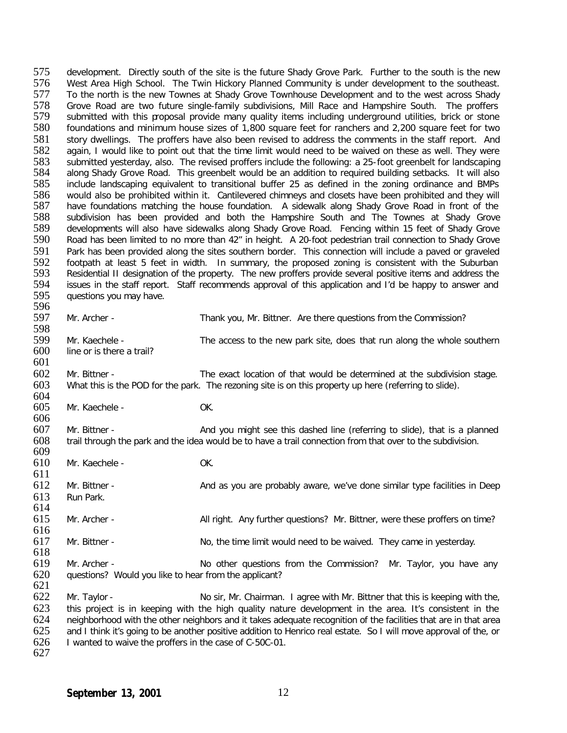development. Directly south of the site is the future Shady Grove Park. Further to the south is the new West Area High School. The Twin Hickory Planned Community is under development to the southeast. To the north is the new Townes at Shady Grove Townhouse Development and to the west across Shady Grove Road are two future single-family subdivisions, Mill Race and Hampshire South. The proffers submitted with this proposal provide many quality items including underground utilities, brick or stone foundations and minimum house sizes of 1,800 square feet for ranchers and 2,200 square feet for two story dwellings. The proffers have also been revised to address the comments in the staff report. And again, I would like to point out that the time limit would need to be waived on these as well. They were submitted yesterday, also. The revised proffers include the following: a 25-foot greenbelt for landscaping along Shady Grove Road. This greenbelt would be an addition to required building setbacks. It will also include landscaping equivalent to transitional buffer 25 as defined in the zoning ordinance and BMPs would also be prohibited within it. Cantilevered chimneys and closets have been prohibited and they will have foundations matching the house foundation. A sidewalk along Shady Grove Road in front of the subdivision has been provided and both the Hampshire South and The Townes at Shady Grove developments will also have sidewalks along Shady Grove Road. Fencing within 15 feet of Shady Grove Road has been limited to no more than 42" in height. A 20-foot pedestrian trail connection to Shady Grove Park has been provided along the sites southern border. This connection will include a paved or graveled footpath at least 5 feet in width. In summary, the proposed zoning is consistent with the Suburban Residential II designation of the property. The new proffers provide several positive items and address the issues in the staff report. Staff recommends approval of this application and I'd be happy to answer and questions you may have.

Mr. Archer - Thank you, Mr. Bittner. Are there questions from the Commission?

Mr. Kaechele - The access to the new park site, does that run along the whole southern line or is there a trail?

Mr. Bittner - The exact location of that would be determined at the subdivision stage. What this is the POD for the park. The rezoning site is on this property up here (referring to slide).

Mr. Kaechele - OK.

Mr. Bittner - And you might see this dashed line (referring to slide), that is a planned trail through the park and the idea would be to have a trail connection from that over to the subdivision.

Mr. Kaechele - OK.

Mr. Bittner - And as you are probably aware, we've done similar type facilities in Deep Run Park.

Mr. Archer - All right. Any further questions? Mr. Bittner, were these proffers on time?

Mr. Bittner - No, the time limit would need to be waived. They came in yesterday.

Mr. Archer - No other questions from the Commission? Mr. Taylor, you have any questions? Would you like to hear from the applicant?

Mr. Taylor - No sir, Mr. Chairman. I agree with Mr. Bittner that this is keeping with the, this project is in keeping with the high quality nature development in the area. It's consistent in the neighborhood with the other neighbors and it takes adequate recognition of the facilities that are in that area and I think it's going to be another positive addition to Henrico real estate. So I will move approval of the, or I wanted to waive the proffers in the case of C-50C-01.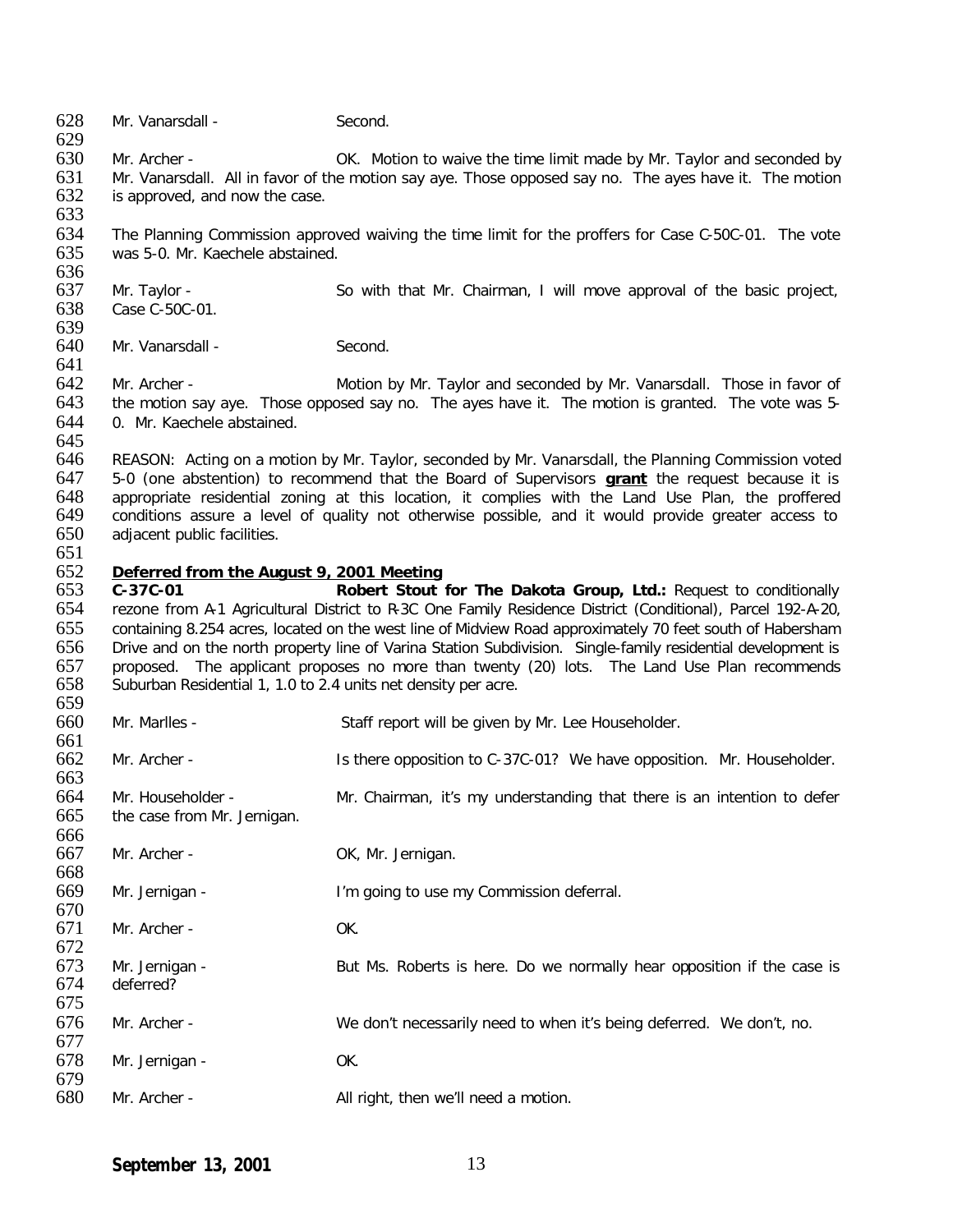Mr. Vanarsdall - Second.

Mr. Archer - OK. Motion to waive the time limit made by Mr. Taylor and seconded by Mr. Vanarsdall. All in favor of the motion say aye. Those opposed say no. The ayes have it. The motion is approved, and now the case.

The Planning Commission approved waiving the time limit for the proffers for Case C-50C-01. The vote was 5-0. Mr. Kaechele abstained.

Mr. Taylor - So with that Mr. Chairman, I will move approval of the basic project, Case C-50C-01.

Mr. Vanarsdall - Second.

Mr. Archer - Motion by Mr. Taylor and seconded by Mr. Vanarsdall. Those in favor of the motion say aye. Those opposed say no. The ayes have it. The motion is granted. The vote was 5-0. Mr. Kaechele abstained.

REASON: Acting on a motion by Mr. Taylor, seconded by Mr. Vanarsdall, the Planning Commission voted 5-0 (one abstention) to recommend that the Board of Supervisors **grant** the request because it is appropriate residential zoning at this location, it complies with the Land Use Plan, the proffered conditions assure a level of quality not otherwise possible, and it would provide greater access to adjacent public facilities.

**Deferred from the August 9, 2001 Meeting**

**C-37C-01** **Robert Stout for The Dakota Group, Ltd.:** Request to conditionally rezone from A-1 Agricultural District to R-3C One Family Residence District (Conditional), Parcel 192-A-20, containing 8.254 acres, located on the west line of Midview Road approximately 70 feet south of Habersham Drive and on the north property line of Varina Station Subdivision. Single-family residential development is proposed. The applicant proposes no more than twenty (20) lots. The Land Use Plan recommends Suburban Residential 1, 1.0 to 2.4 units net density per acre.

Mr. Marlles - Staff report will be given by Mr. Lee Householder.

Mr. Archer - Is there opposition to C-37C-01? We have opposition. Mr. Householder.

Mr. Householder - Mr. Chairman, it's my understanding that there is an intention to defer the case from Mr. Jernigan.

Mr. Archer - OK, Mr. Jernigan.

Mr. Jernigan - I'm going to use my Commission deferral.

Mr. Archer - OK.

Mr. Jernigan - But Ms. Roberts is here. Do we normally hear opposition if the case is deferred?

Mr. Archer - We don't necessarily need to when it's being deferred. We don't, no.

Mr. Jernigan - OK.

Mr. Archer - All right, then we'll need a motion.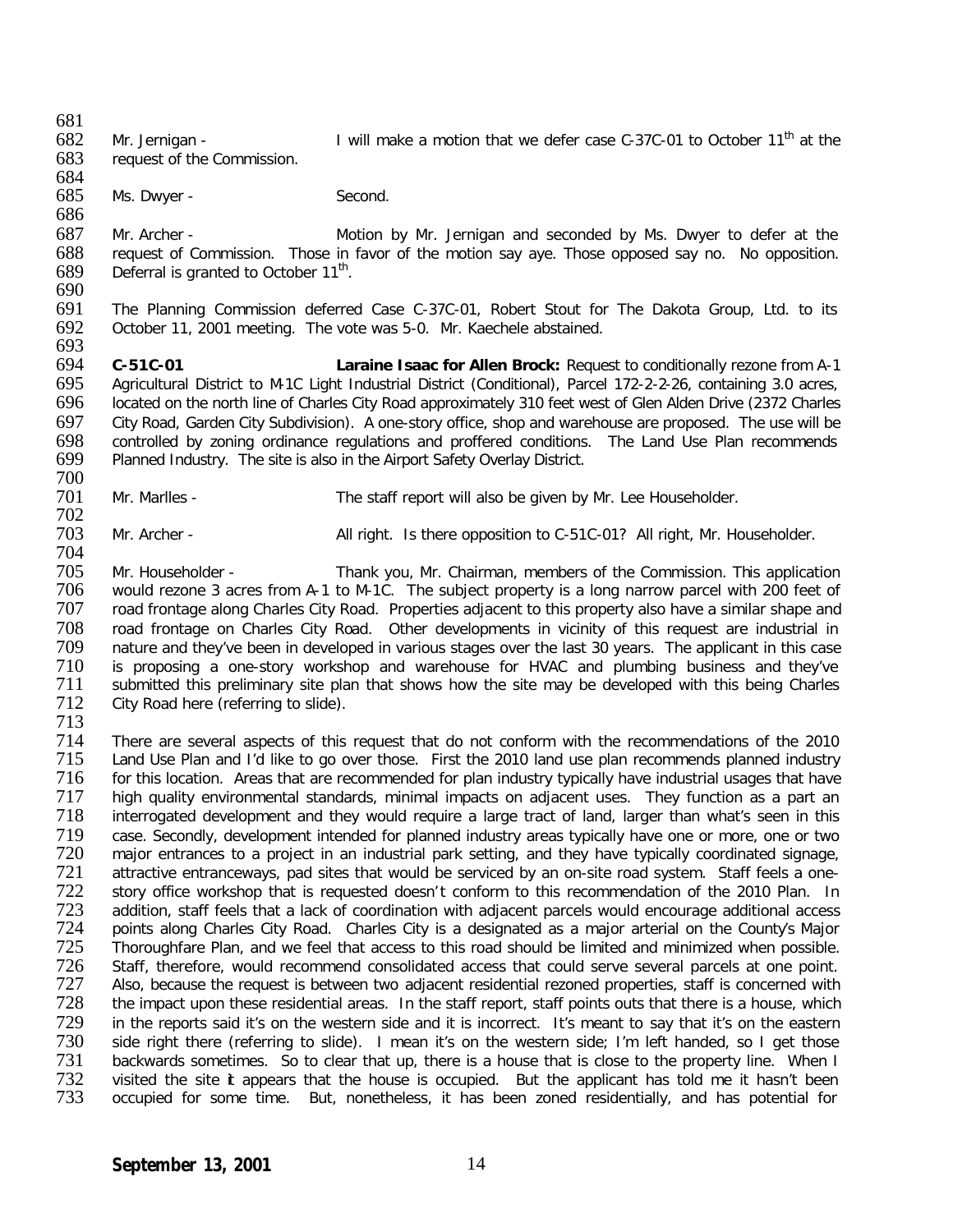Mr. Jernigan - I will make a motion that we defer case C-37C-01 to October 11th at the request of the Commission.

Ms. Dwyer - Second.

Mr. Archer - Motion by Mr. Jernigan and seconded by Ms. Dwyer to defer at the request of Commission. Those in favor of the motion say aye. Those opposed say no. No opposition. Deferral is granted to October 11th.

The Planning Commission deferred Case C-37C-01, Robert Stout for The Dakota Group, Ltd. to its October 11, 2001 meeting. The vote was 5-0. Mr. Kaechele abstained.

**C-51C-01** **Laraine Isaac for Allen Brock:** Request to conditionally rezone from A-1 Agricultural District to M-1C Light Industrial District (Conditional), Parcel 172-2-2-26, containing 3.0 acres, located on the north line of Charles City Road approximately 310 feet west of Glen Alden Drive (2372 Charles City Road, Garden City Subdivision). A one-story office, shop and warehouse are proposed. The use will be controlled by zoning ordinance regulations and proffered conditions. The Land Use Plan recommends Planned Industry. The site is also in the Airport Safety Overlay District.

Mr. Marlles - The staff report will also be given by Mr. Lee Householder.

Mr. Archer - All right. Is there opposition to C-51C-01? All right, Mr. Householder.

Mr. Householder - Thank you, Mr. Chairman, members of the Commission. This application would rezone 3 acres from A-1 to M-1C. The subject property is a long narrow parcel with 200 feet of road frontage along Charles City Road. Properties adjacent to this property also have a similar shape and road frontage on Charles City Road. Other developments in vicinity of this request are industrial in nature and they've been in developed in various stages over the last 30 years. The applicant in this case is proposing a one-story workshop and warehouse for HVAC and plumbing business and they've submitted this preliminary site plan that shows how the site may be developed with this being Charles City Road here (referring to slide).

There are several aspects of this request that do not conform with the recommendations of the 2010 Land Use Plan and I'd like to go over those. First the 2010 land use plan recommends planned industry for this location. Areas that are recommended for plan industry typically have industrial usages that have high quality environmental standards, minimal impacts on adjacent uses. They function as a part an interrogated development and they would require a large tract of land, larger than what's seen in this case. Secondly, development intended for planned industry areas typically have one or more, one or two major entrances to a project in an industrial park setting, and they have typically coordinated signage, attractive entranceways, pad sites that would be serviced by an on-site road system. Staff feels a one-story office workshop that is requested doesn't conform to this recommendation of the 2010 Plan. In addition, staff feels that a lack of coordination with adjacent parcels would encourage additional access points along Charles City Road. Charles City is a designated as a major arterial on the County's Major Thoroughfare Plan, and we feel that access to this road should be limited and minimized when possible. Staff, therefore, would recommend consolidated access that could serve several parcels at one point. Also, because the request is between two adjacent residential rezoned properties, staff is concerned with the impact upon these residential areas. In the staff report, staff points outs that there is a house, which in the reports said it's on the western side and it is incorrect. It's meant to say that it's on the eastern side right there (referring to slide). I mean it's on the western side; I'm left handed, so I get those backwards sometimes. So to clear that up, there is a house that is close to the property line. When I visited the site it appears that the house is occupied. But the applicant has told me it hasn't been occupied for some time. But, nonetheless, it has been zoned residentially, and has potential for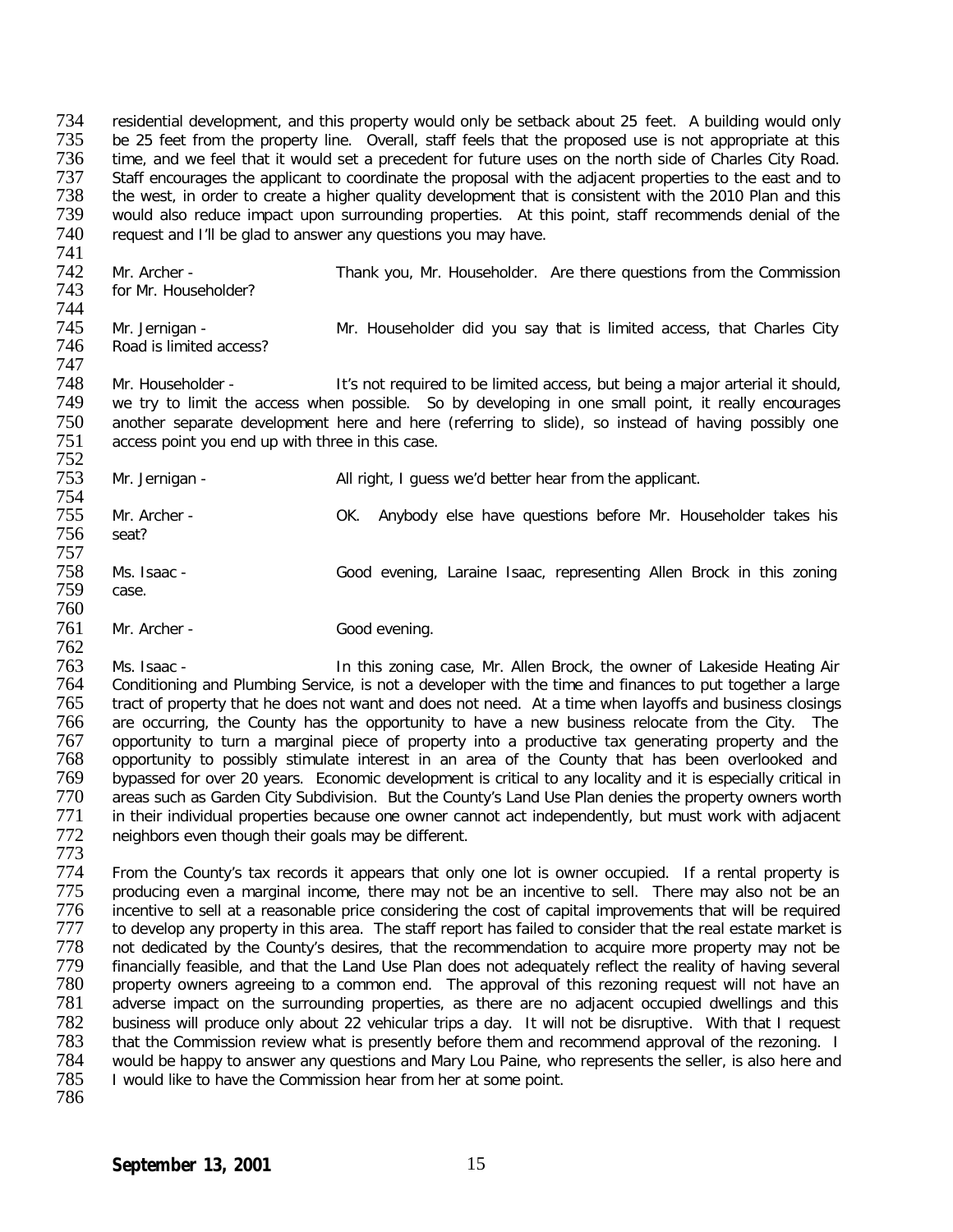residential development, and this property would only be setback about 25 feet. A building would only be 25 feet from the property line. Overall, staff feels that the proposed use is not appropriate at this time, and we feel that it would set a precedent for future uses on the north side of Charles City Road. Staff encourages the applicant to coordinate the proposal with the adjacent properties to the east and to the west, in order to create a higher quality development that is consistent with the 2010 Plan and this would also reduce impact upon surrounding properties. At this point, staff recommends denial of the request and I'll be glad to answer any questions you may have.

Mr. Archer - Thank you, Mr. Householder. Are there questions from the Commission for Mr. Householder?

Mr. Jernigan - Mr. Householder did you say that is limited access, that Charles City Road is limited access?

Mr. Householder - It's not required to be limited access, but being a major arterial it should, we try to limit the access when possible. So by developing in one small point, it really encourages another separate development here and here (referring to slide), so instead of having possibly one access point you end up with three in this case.

Mr. Jernigan - All right, I guess we'd better hear from the applicant.

Mr. Archer - OK. Anybody else have questions before Mr. Householder takes his seat?

Ms. Isaac - Good evening, Laraine Isaac, representing Allen Brock in this zoning case.

Mr. Archer - Good evening.

Ms. Isaac - In this zoning case, Mr. Allen Brock, the owner of Lakeside Heating Air Conditioning and Plumbing Service, is not a developer with the time and finances to put together a large tract of property that he does not want and does not need. At a time when layoffs and business closings are occurring, the County has the opportunity to have a new business relocate from the City. The opportunity to turn a marginal piece of property into a productive tax generating property and the opportunity to possibly stimulate interest in an area of the County that has been overlooked and bypassed for over 20 years. Economic development is critical to any locality and it is especially critical in areas such as Garden City Subdivision. But the County's Land Use Plan denies the property owners worth in their individual properties because one owner cannot act independently, but must work with adjacent neighbors even though their goals may be different.

From the County's tax records it appears that only one lot is owner occupied. If a rental property is producing even a marginal income, there may not be an incentive to sell. There may also not be an incentive to sell at a reasonable price considering the cost of capital improvements that will be required to develop any property in this area. The staff report has failed to consider that the real estate market is not dedicated by the County's desires, that the recommendation to acquire more property may not be financially feasible, and that the Land Use Plan does not adequately reflect the reality of having several property owners agreeing to a common end. The approval of this rezoning request will not have an adverse impact on the surrounding properties, as there are no adjacent occupied dwellings and this business will produce only about 22 vehicular trips a day. It will not be disruptive. With that I request that the Commission review what is presently before them and recommend approval of the rezoning. I would be happy to answer any questions and Mary Lou Paine, who represents the seller, is also here and I would like to have the Commission hear from her at some point.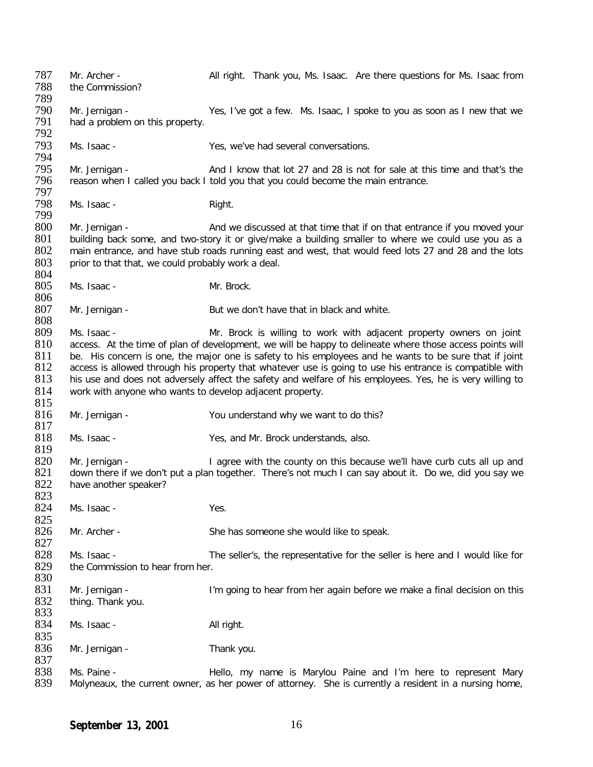787 Mr. Archer - All right. Thank you, Ms. Isaac. Are there questions for Ms. Isaac from
788 the Commission?
789
790 Mr. Jernigan - Yes, I've got a few. Ms. Isaac, I spoke to you as soon as I new that we
791 had a problem on this property.
792
793 Ms. Isaac - Yes, we've had several conversations.
794
795 Mr. Jernigan - And I know that lot 27 and 28 is not for sale at this time and that's the
796 reason when I called you back I told you that you could become the main entrance.
797
798 Ms. Isaac - Right.
799
800 Mr. Jernigan - And we discussed at that time that if on that entrance if you moved your
801 building back some, and two-story it or give/make a building smaller to where we could use you as a
802 main entrance, and have stub roads running east and west, that would feed lots 27 and 28 and the lots
803 prior to that that, we could probably work a deal.
804
805 Ms. Isaac - Mr. Brock.
806
807 Mr. Jernigan - But we don't have that in black and white.
808
809 Ms. Isaac - Mr. Brock is willing to work with adjacent property owners on joint
810 access. At the time of plan of development, we will be happy to delineate where those access points will
811 be. His concern is one, the major one is safety to his employees and he wants to be sure that if joint
812 access is allowed through his property that whatever use is going to use his entrance is compatible with
813 his use and does not adversely affect the safety and welfare of his employees. Yes, he is very willing to
814 work with anyone who wants to develop adjacent property.
815
816 Mr. Jernigan - You understand why we want to do this?
817
818 Ms. Isaac - Yes, and Mr. Brock understands, also.
819
820 Mr. Jernigan - I agree with the county on this because we'll have curb cuts all up and
821 down there if we don't put a plan together. There's not much I can say about it. Do we, did you say we
822 have another speaker?
823
824 Ms. Isaac - Yes.
825
826 Mr. Archer - She has someone she would like to speak.
827
828 Ms. Isaac - The seller's, the representative for the seller is here and I would like for
829 the Commission to hear from her.
830
831 Mr. Jernigan - I'm going to hear from her again before we make a final decision on this
832 thing. Thank you.
833
834 Ms. Isaac - All right.
835
836 Mr. Jernigan - Thank you.
837
838 Ms. Paine - Hello, my name is Marylou Paine and I'm here to represent Mary
839 Molyneaux, the current owner, as her power of attorney. She is currently a resident in a nursing home,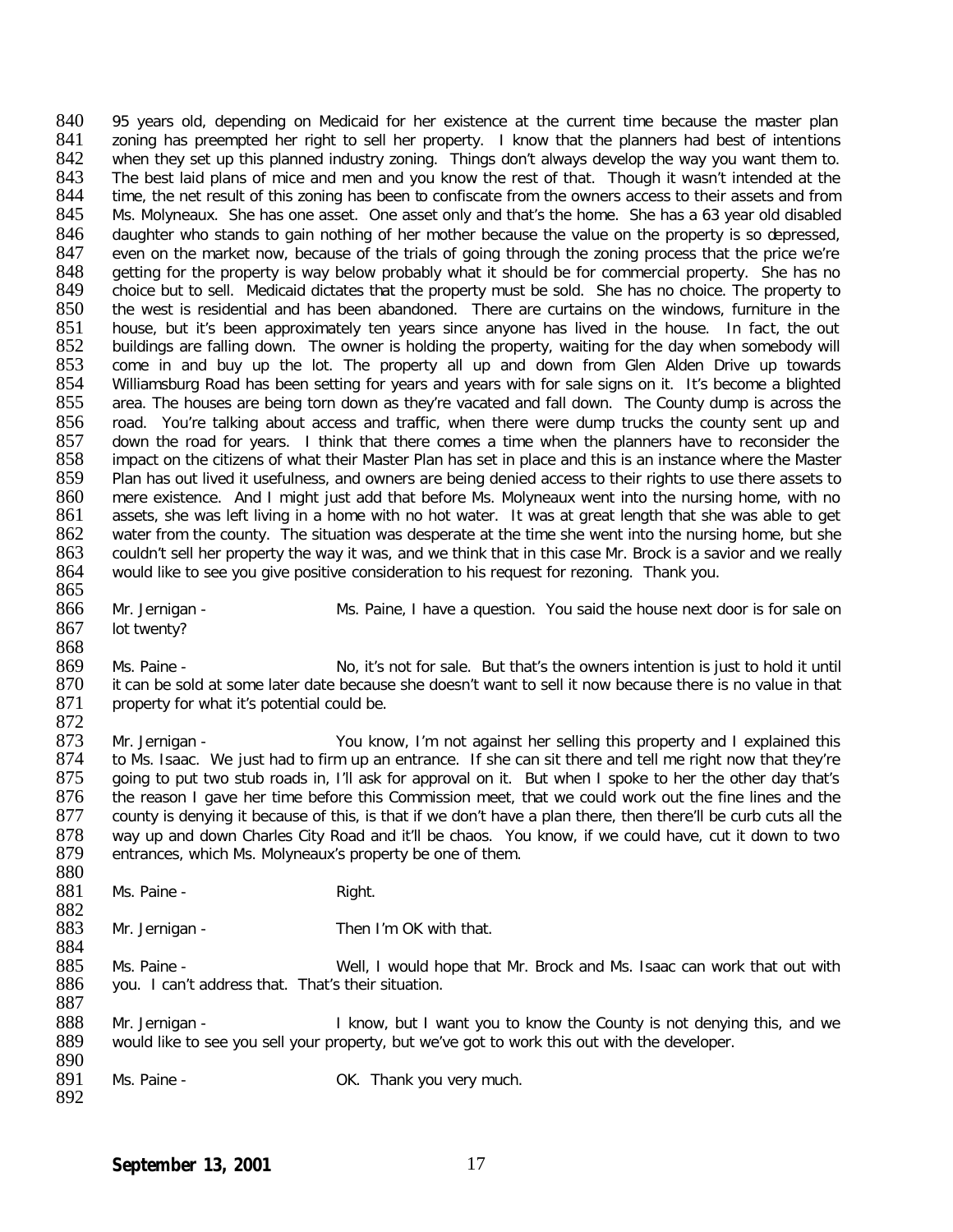95 years old, depending on Medicaid for her existence at the current time because the master plan zoning has preempted her right to sell her property. I know that the planners had best of intentions when they set up this planned industry zoning. Things don't always develop the way you want them to. The best laid plans of mice and men and you know the rest of that. Though it wasn't intended at the time, the net result of this zoning has been to confiscate from the owners access to their assets and from Ms. Molyneaux. She has one asset. One asset only and that's the home. She has a 63 year old disabled daughter who stands to gain nothing of her mother because the value on the property is so depressed, even on the market now, because of the trials of going through the zoning process that the price we're getting for the property is way below probably what it should be for commercial property. She has no choice but to sell. Medicaid dictates that the property must be sold. She has no choice. The property to the west is residential and has been abandoned. There are curtains on the windows, furniture in the house, but it's been approximately ten years since anyone has lived in the house. In fact, the out buildings are falling down. The owner is holding the property, waiting for the day when somebody will come in and buy up the lot. The property all up and down from Glen Alden Drive up towards Williamsburg Road has been setting for years and years with for sale signs on it. It's become a blighted area. The houses are being torn down as they're vacated and fall down. The County dump is across the road. You're talking about access and traffic, when there were dump trucks the county sent up and down the road for years. I think that there comes a time when the planners have to reconsider the impact on the citizens of what their Master Plan has set in place and this is an instance where the Master Plan has out lived it usefulness, and owners are being denied access to their rights to use there assets to mere existence. And I might just add that before Ms. Molyneaux went into the nursing home, with no assets, she was left living in a home with no hot water. It was at great length that she was able to get water from the county. The situation was desperate at the time she went into the nursing home, but she couldn't sell her property the way it was, and we think that in this case Mr. Brock is a savior and we really would like to see you give positive consideration to his request for rezoning. Thank you.

Mr. Jernigan - Ms. Paine, I have a question. You said the house next door is for sale on lot twenty?

Ms. Paine - No, it's not for sale. But that's the owners intention is just to hold it until it can be sold at some later date because she doesn't want to sell it now because there is no value in that property for what it's potential could be.

Mr. Jernigan - You know, I'm not against her selling this property and I explained this to Ms. Isaac. We just had to firm up an entrance. If she can sit there and tell me right now that they're going to put two stub roads in, I'll ask for approval on it. But when I spoke to her the other day that's the reason I gave her time before this Commission meet, that we could work out the fine lines and the county is denying it because of this, is that if we don't have a plan there, then there'll be curb cuts all the way up and down Charles City Road and it'll be chaos. You know, if we could have, cut it down to two entrances, which Ms. Molyneaux's property be one of them.

Ms. Paine - Right.

Mr. Jernigan - Then I'm OK with that.

Ms. Paine - Well, I would hope that Mr. Brock and Ms. Isaac can work that out with you. I can't address that. That's their situation.

Mr. Jernigan - I know, but I want you to know the County is not denying this, and we would like to see you sell your property, but we've got to work this out with the developer.

Ms. Paine - OK. Thank you very much.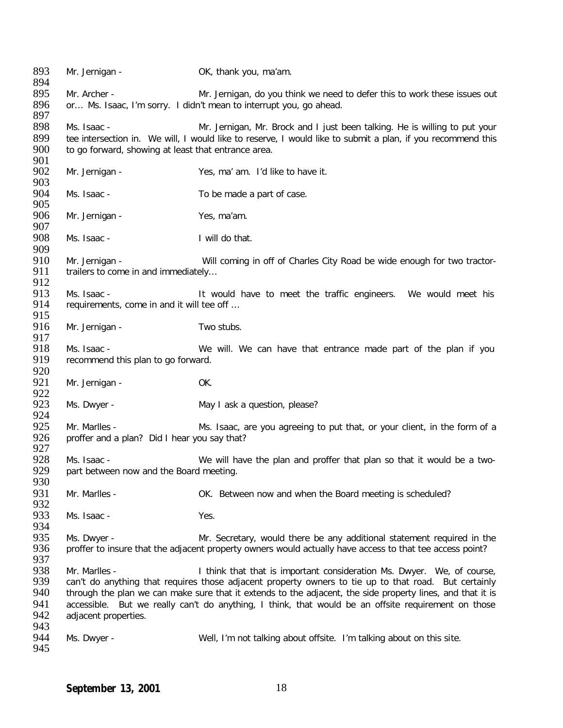893 Mr. Jernigan - OK, thank you, ma'am.

894

895 Mr. Archer - Mr. Jernigan, do you think we need to defer this to work these issues out
896 or… Ms. Isaac, I'm sorry. I didn't mean to interrupt you, go ahead.

897

898 Ms. Isaac - Mr. Jernigan, Mr. Brock and I just been talking. He is willing to put your
899 tee intersection in. We will, I would like to reserve, I would like to submit a plan, if you recommend this
900 to go forward, showing at least that entrance area.

901

902 Mr. Jernigan - Yes, ma' am. I'd like to have it.

903

904 Ms. Isaac - To be made a part of case.

905

906 Mr. Jernigan - Yes, ma'am.

907

908 Ms. Isaac - I will do that.

909

910 Mr. Jernigan - Will coming in off of Charles City Road be wide enough for two tractor-
911 trailers to come in and immediately…

912

913 Ms. Isaac - It would have to meet the traffic engineers. We would meet his
914 requirements, come in and it will tee off …

915

916 Mr. Jernigan - Two stubs.

917

918 Ms. Isaac - We will. We can have that entrance made part of the plan if you
919 recommend this plan to go forward.

920

921 Mr. Jernigan - OK.

922

923 Ms. Dwyer - May I ask a question, please?

924

925 Mr. Marlles - Ms. Isaac, are you agreeing to put that, or your client, in the form of a
926 proffer and a plan? Did I hear you say that?

927

928 Ms. Isaac - We will have the plan and proffer that plan so that it would be a two-
929 part between now and the Board meeting.

930

931 Mr. Marlles - OK. Between now and when the Board meeting is scheduled?

932

933 Ms. Isaac - Yes.

934

935 Ms. Dwyer - Mr. Secretary, would there be any additional statement required in the
936 proffer to insure that the adjacent property owners would actually have access to that tee access point?

937

938 Mr. Marlles - I think that that is important consideration Ms. Dwyer. We, of course,
939 can't do anything that requires those adjacent property owners to tie up to that road. But certainly
940 through the plan we can make sure that it extends to the adjacent, the side property lines, and that it is
941 accessible. But we really can't do anything, I think, that would be an offsite requirement on those
942 adjacent properties.

943

944 Ms. Dwyer - Well, I'm not talking about offsite. I'm talking about on this site.

945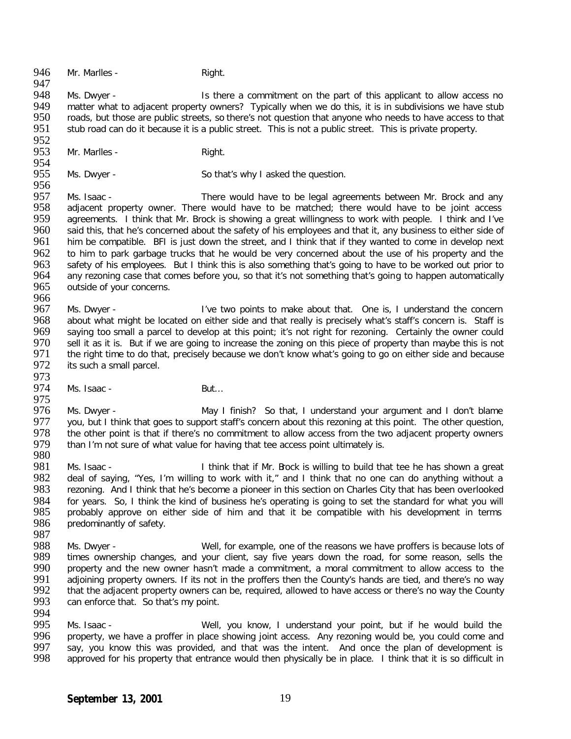Mr. Marlles - Right.

Ms. Dwyer - Is there a commitment on the part of this applicant to allow access no matter what to adjacent property owners? Typically when we do this, it is in subdivisions we have stub roads, but those are public streets, so there's not question that anyone who needs to have access to that stub road can do it because it is a public street. This is not a public street. This is private property.

Mr. Marlles - Right.

Ms. Dwyer - So that's why I asked the question.

Ms. Isaac - There would have to be legal agreements between Mr. Brock and any adjacent property owner. There would have to be matched; there would have to be joint access agreements. I think that Mr. Brock is showing a great willingness to work with people. I think and I've said this, that he's concerned about the safety of his employees and that it, any business to either side of him be compatible. BFI is just down the street, and I think that if they wanted to come in develop next to him to park garbage trucks that he would be very concerned about the use of his property and the safety of his employees. But I think this is also something that's going to have to be worked out prior to any rezoning case that comes before you, so that it's not something that's going to happen automatically outside of your concerns.

Ms. Dwyer - I've two points to make about that. One is, I understand the concern about what might be located on either side and that really is precisely what's staff's concern is. Staff is saying too small a parcel to develop at this point; it's not right for rezoning. Certainly the owner could sell it as it is. But if we are going to increase the zoning on this piece of property than maybe this is not the right time to do that, precisely because we don't know what's going to go on either side and because its such a small parcel.

Ms. Isaac - But…

Ms. Dwyer - May I finish? So that, I understand your argument and I don't blame you, but I think that goes to support staff's concern about this rezoning at this point. The other question, the other point is that if there's no commitment to allow access from the two adjacent property owners than I'm not sure of what value for having that tee access point ultimately is.

Ms. Isaac - I think that if Mr. Brock is willing to build that tee he has shown a great deal of saying, "Yes, I'm willing to work with it," and I think that no one can do anything without a rezoning. And I think that he's become a pioneer in this section on Charles City that has been overlooked for years. So, I think the kind of business he's operating is going to set the standard for what you will probably approve on either side of him and that it be compatible with his development in terms predominantly of safety.

Ms. Dwyer - Well, for example, one of the reasons we have proffers is because lots of times ownership changes, and your client, say five years down the road, for some reason, sells the property and the new owner hasn't made a commitment, a moral commitment to allow access to the adjoining property owners. If its not in the proffers then the County's hands are tied, and there's no way that the adjacent property owners can be, required, allowed to have access or there's no way the County can enforce that. So that's my point.

Ms. Isaac - Well, you know, I understand your point, but if he would build the property, we have a proffer in place showing joint access. Any rezoning would be, you could come and say, you know this was provided, and that was the intent. And once the plan of development is approved for his property that entrance would then physically be in place. I think that it is so difficult in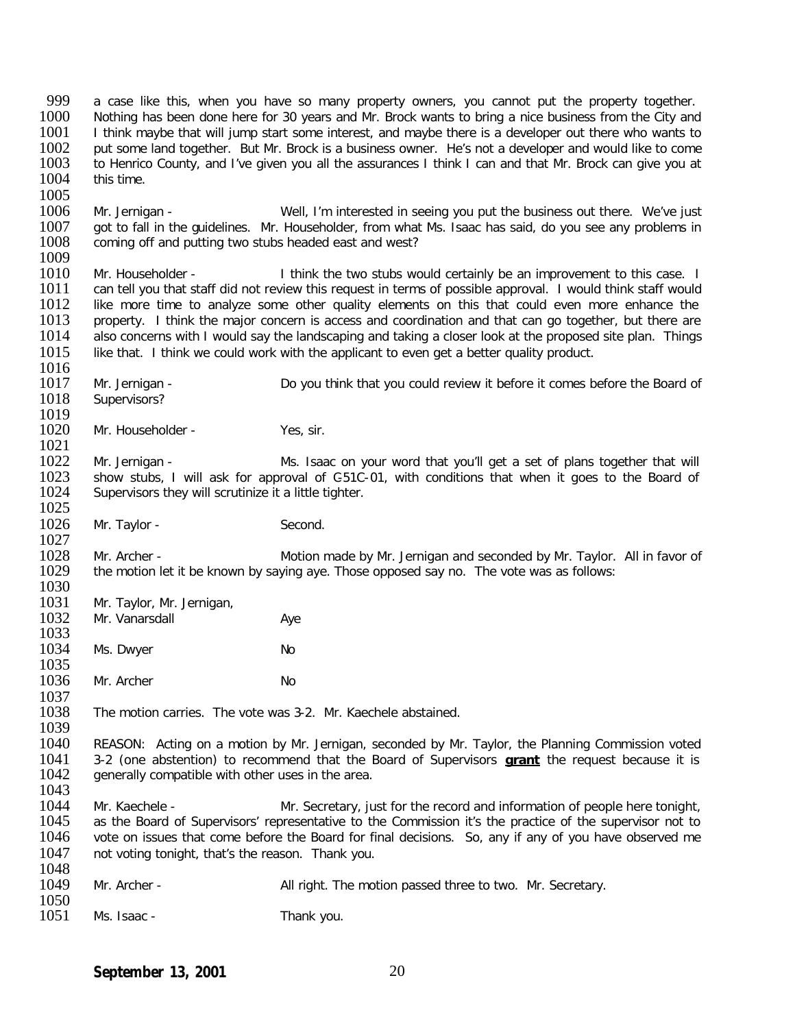a case like this, when you have so many property owners, you cannot put the property together. Nothing has been done here for 30 years and Mr. Brock wants to bring a nice business from the City and I think maybe that will jump start some interest, and maybe there is a developer out there who wants to put some land together. But Mr. Brock is a business owner. He's not a developer and would like to come to Henrico County, and I've given you all the assurances I think I can and that Mr. Brock can give you at this time.

Mr. Jernigan - Well, I'm interested in seeing you put the business out there. We've just got to fall in the guidelines. Mr. Householder, from what Ms. Isaac has said, do you see any problems in coming off and putting two stubs headed east and west?

Mr. Householder - I think the two stubs would certainly be an improvement to this case. I can tell you that staff did not review this request in terms of possible approval. I would think staff would like more time to analyze some other quality elements on this that could even more enhance the property. I think the major concern is access and coordination and that can go together, but there are also concerns with I would say the landscaping and taking a closer look at the proposed site plan. Things like that. I think we could work with the applicant to even get a better quality product.

Mr. Jernigan - Do you think that you could review it before it comes before the Board of Supervisors?

Mr. Householder - Yes, sir.

Mr. Jernigan - Ms. Isaac on your word that you'll get a set of plans together that will show stubs, I will ask for approval of C-51C-01, with conditions that when it goes to the Board of Supervisors they will scrutinize it a little tighter.

Mr. Taylor - Second.

Mr. Archer - Motion made by Mr. Jernigan and seconded by Mr. Taylor. All in favor of the motion let it be known by saying aye. Those opposed say no. The vote was as follows:

Mr. Taylor, Mr. Jernigan,
Mr. Vanarsdall Aye

Ms. Dwyer No

Mr. Archer No

The motion carries. The vote was 3-2. Mr. Kaechele abstained.

REASON: Acting on a motion by Mr. Jernigan, seconded by Mr. Taylor, the Planning Commission voted 3-2 (one abstention) to recommend that the Board of Supervisors **grant** the request because it is generally compatible with other uses in the area.

Mr. Kaechele - Mr. Secretary, just for the record and information of people here tonight, as the Board of Supervisors' representative to the Commission it's the practice of the supervisor not to vote on issues that come before the Board for final decisions. So, any if any of you have observed me not voting tonight, that's the reason. Thank you.

Mr. Archer - All right. The motion passed three to two. Mr. Secretary.

Ms. Isaac - Thank you.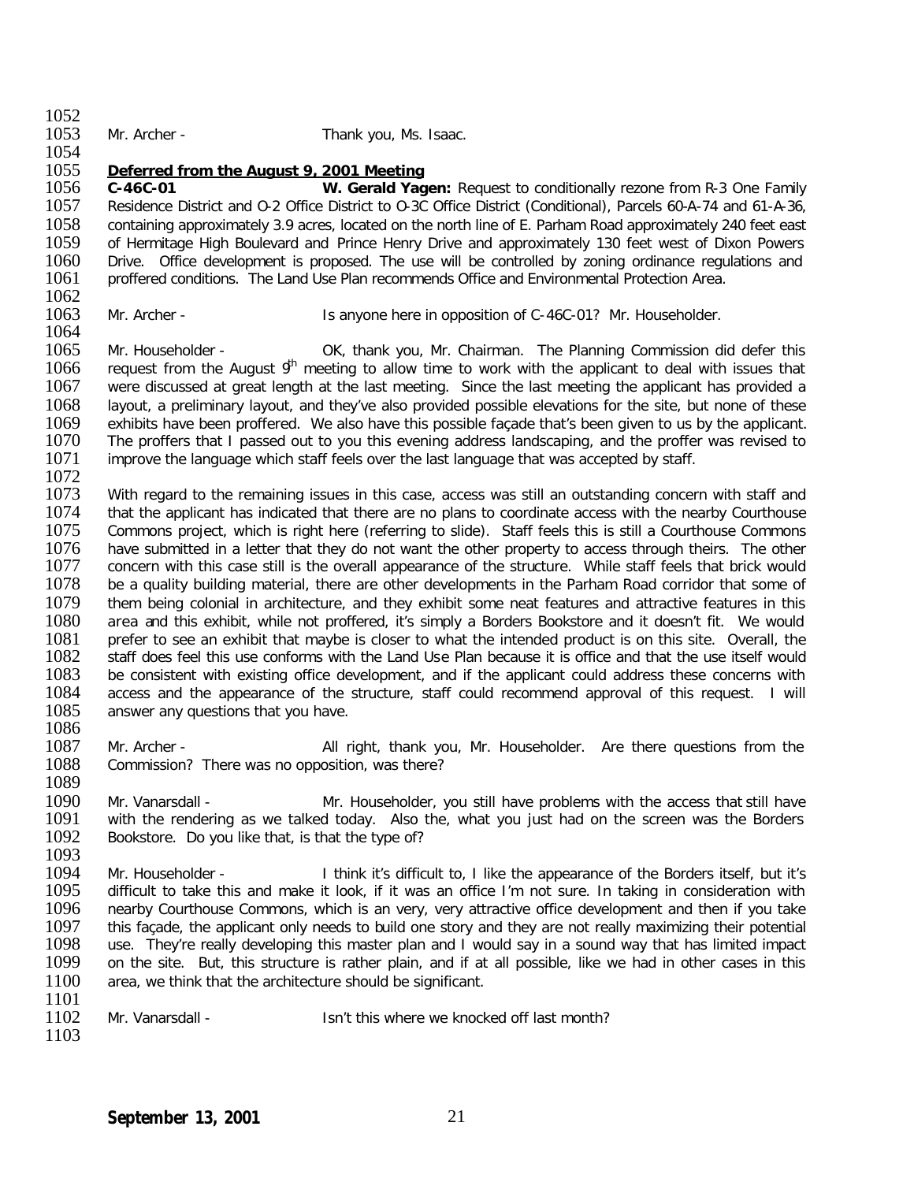Mr. Archer - Thank you, Ms. Isaac.

**Deferred from the August 9, 2001 Meeting**

**C-46C-01** **W. Gerald Yagen:** Request to conditionally rezone from R-3 One Family Residence District and O-2 Office District to O-3C Office District (Conditional), Parcels 60-A-74 and 61-A-36, containing approximately 3.9 acres, located on the north line of E. Parham Road approximately 240 feet east of Hermitage High Boulevard and Prince Henry Drive and approximately 130 feet west of Dixon Powers Drive. Office development is proposed. The use will be controlled by zoning ordinance regulations and proffered conditions. The Land Use Plan recommends Office and Environmental Protection Area.

Mr. Archer - Is anyone here in opposition of C-46C-01? Mr. Householder.

Mr. Householder - OK, thank you, Mr. Chairman. The Planning Commission did defer this request from the August 9th meeting to allow time to work with the applicant to deal with issues that were discussed at great length at the last meeting. Since the last meeting the applicant has provided a layout, a preliminary layout, and they've also provided possible elevations for the site, but none of these exhibits have been proffered. We also have this possible façade that's been given to us by the applicant. The proffers that I passed out to you this evening address landscaping, and the proffer was revised to improve the language which staff feels over the last language that was accepted by staff.

With regard to the remaining issues in this case, access was still an outstanding concern with staff and that the applicant has indicated that there are no plans to coordinate access with the nearby Courthouse Commons project, which is right here (referring to slide). Staff feels this is still a Courthouse Commons have submitted in a letter that they do not want the other property to access through theirs. The other concern with this case still is the overall appearance of the structure. While staff feels that brick would be a quality building material, there are other developments in the Parham Road corridor that some of them being colonial in architecture, and they exhibit some neat features and attractive features in this area and this exhibit, while not proffered, it's simply a Borders Bookstore and it doesn't fit. We would prefer to see an exhibit that maybe is closer to what the intended product is on this site. Overall, the staff does feel this use conforms with the Land Use Plan because it is office and that the use itself would be consistent with existing office development, and if the applicant could address these concerns with access and the appearance of the structure, staff could recommend approval of this request. I will answer any questions that you have.

Mr. Archer - All right, thank you, Mr. Householder. Are there questions from the Commission? There was no opposition, was there?

Mr. Vanarsdall - Mr. Householder, you still have problems with the access that still have with the rendering as we talked today. Also the, what you just had on the screen was the Borders Bookstore. Do you like that, is that the type of?

Mr. Householder - I think it's difficult to, I like the appearance of the Borders itself, but it's difficult to take this and make it look, if it was an office I'm not sure. In taking in consideration with nearby Courthouse Commons, which is an very, very attractive office development and then if you take this façade, the applicant only needs to build one story and they are not really maximizing their potential use. They're really developing this master plan and I would say in a sound way that has limited impact on the site. But, this structure is rather plain, and if at all possible, like we had in other cases in this area, we think that the architecture should be significant.

Mr. Vanarsdall - Isn't this where we knocked off last month?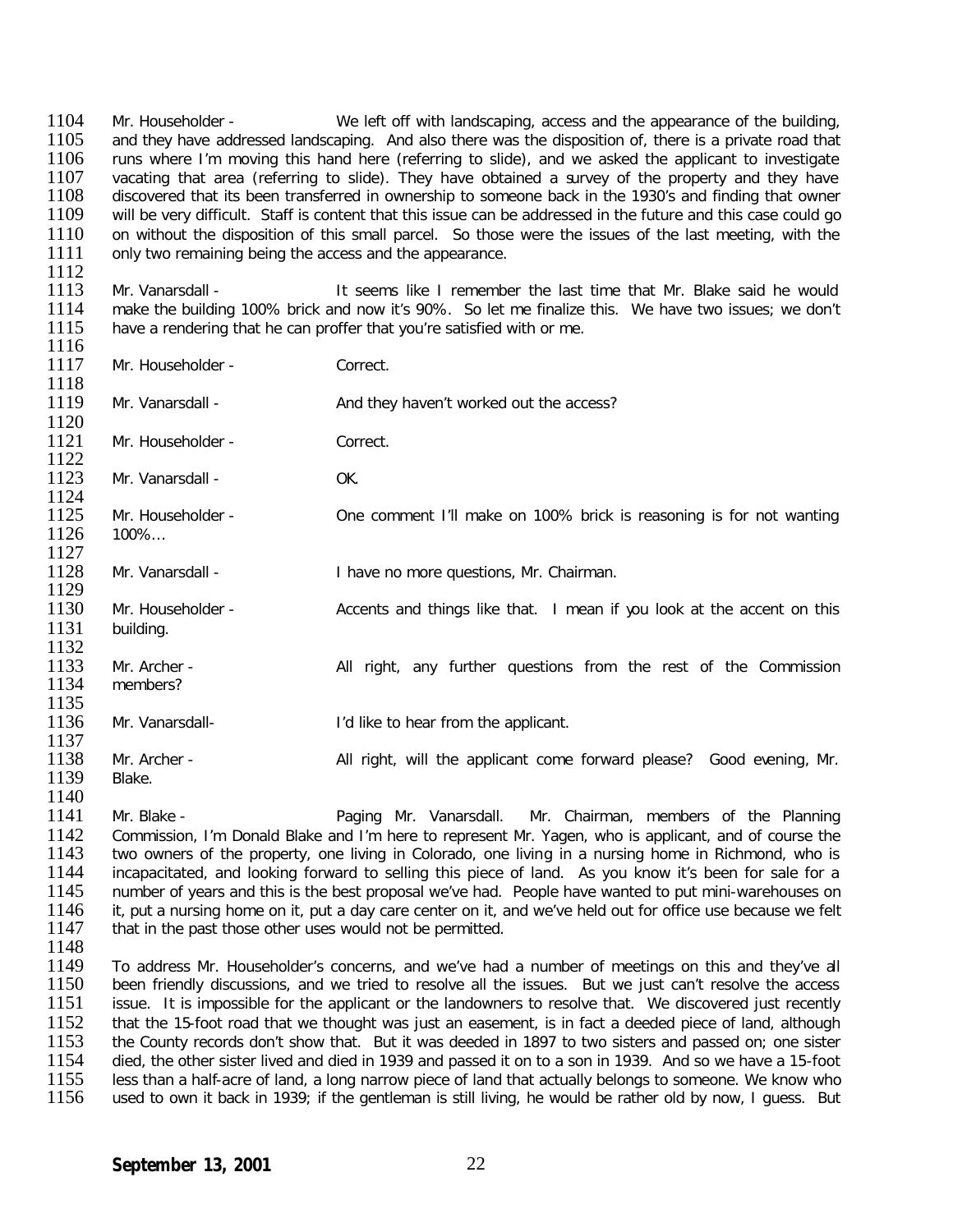Mr. Householder - We left off with landscaping, access and the appearance of the building, and they have addressed landscaping. And also there was the disposition of, there is a private road that runs where I'm moving this hand here (referring to slide), and we asked the applicant to investigate vacating that area (referring to slide). They have obtained a survey of the property and they have discovered that its been transferred in ownership to someone back in the 1930's and finding that owner will be very difficult. Staff is content that this issue can be addressed in the future and this case could go on without the disposition of this small parcel. So those were the issues of the last meeting, with the only two remaining being the access and the appearance.

Mr. Vanarsdall - It seems like I remember the last time that Mr. Blake said he would make the building 100% brick and now it's 90%. So let me finalize this. We have two issues; we don't have a rendering that he can proffer that you're satisfied with or me.

Mr. Householder - Correct.

Mr. Vanarsdall - And they haven't worked out the access?

Mr. Householder - Correct.

Mr. Vanarsdall - OK.

Mr. Householder - One comment I'll make on 100% brick is reasoning is for not wanting 100%…

Mr. Vanarsdall - I have no more questions, Mr. Chairman.

Mr. Householder - Accents and things like that. I mean if you look at the accent on this building.

Mr. Archer - All right, any further questions from the rest of the Commission members?

Mr. Vanarsdall- I'd like to hear from the applicant.

Mr. Archer - All right, will the applicant come forward please? Good evening, Mr. Blake.

Mr. Blake - Paging Mr. Vanarsdall. Mr. Chairman, members of the Planning Commission, I'm Donald Blake and I'm here to represent Mr. Yagen, who is applicant, and of course the two owners of the property, one living in Colorado, one living in a nursing home in Richmond, who is incapacitated, and looking forward to selling this piece of land. As you know it's been for sale for a number of years and this is the best proposal we've had. People have wanted to put mini-warehouses on it, put a nursing home on it, put a day care center on it, and we've held out for office use because we felt that in the past those other uses would not be permitted.

To address Mr. Householder's concerns, and we've had a number of meetings on this and they've all been friendly discussions, and we tried to resolve all the issues. But we just can't resolve the access issue. It is impossible for the applicant or the landowners to resolve that. We discovered just recently that the 15-foot road that we thought was just an easement, is in fact a deeded piece of land, although the County records don't show that. But it was deeded in 1897 to two sisters and passed on; one sister died, the other sister lived and died in 1939 and passed it on to a son in 1939. And so we have a 15-foot less than a half-acre of land, a long narrow piece of land that actually belongs to someone. We know who used to own it back in 1939; if the gentleman is still living, he would be rather old by now, I guess. But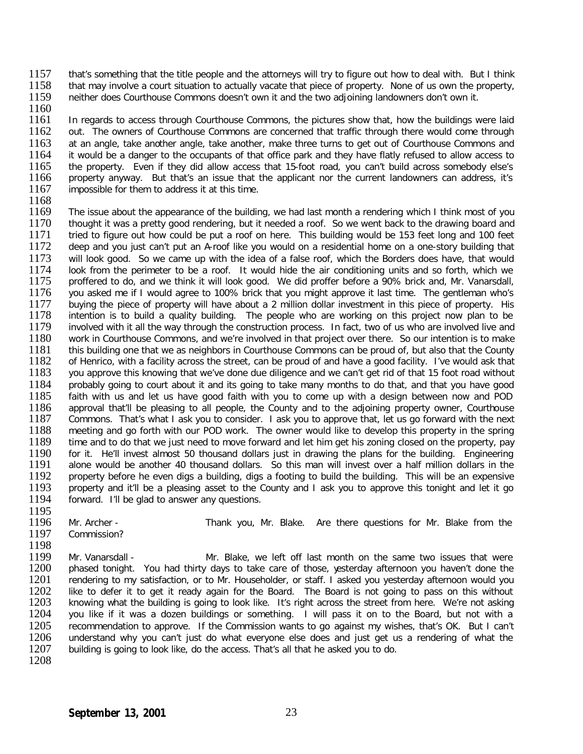that's something that the title people and the attorneys will try to figure out how to deal with. But I think that may involve a court situation to actually vacate that piece of property. None of us own the property, neither does Courthouse Commons doesn't own it and the two adjoining landowners don't own it.

In regards to access through Courthouse Commons, the pictures show that, how the buildings were laid out. The owners of Courthouse Commons are concerned that traffic through there would come through at an angle, take another angle, take another, make three turns to get out of Courthouse Commons and it would be a danger to the occupants of that office park and they have flatly refused to allow access to the property. Even if they did allow access that 15-foot road, you can't build across somebody else's property anyway. But that's an issue that the applicant nor the current landowners can address, it's impossible for them to address it at this time.

The issue about the appearance of the building, we had last month a rendering which I think most of you thought it was a pretty good rendering, but it needed a roof. So we went back to the drawing board and tried to figure out how could be put a roof on here. This building would be 153 feet long and 100 feet deep and you just can't put an A-roof like you would on a residential home on a one-story building that will look good. So we came up with the idea of a false roof, which the Borders does have, that would look from the perimeter to be a roof. It would hide the air conditioning units and so forth, which we proffered to do, and we think it will look good. We did proffer before a 90% brick and, Mr. Vanarsdall, you asked me if I would agree to 100% brick that you might approve it last time. The gentleman who's buying the piece of property will have about a 2 million dollar investment in this piece of property. His intention is to build a quality building. The people who are working on this project now plan to be involved with it all the way through the construction process. In fact, two of us who are involved live and work in Courthouse Commons, and we're involved in that project over there. So our intention is to make this building one that we as neighbors in Courthouse Commons can be proud of, but also that the County of Henrico, with a facility across the street, can be proud of and have a good facility. I've would ask that you approve this knowing that we've done due diligence and we can't get rid of that 15 foot road without probably going to court about it and its going to take many months to do that, and that you have good faith with us and let us have good faith with you to come up with a design between now and POD approval that'll be pleasing to all people, the County and to the adjoining property owner, Courthouse Commons. That's what I ask you to consider. I ask you to approve that, let us go forward with the next meeting and go forth with our POD work. The owner would like to develop this property in the spring time and to do that we just need to move forward and let him get his zoning closed on the property, pay for it. He'll invest almost 50 thousand dollars just in drawing the plans for the building. Engineering alone would be another 40 thousand dollars. So this man will invest over a half million dollars in the property before he even digs a building, digs a footing to build the building. This will be an expensive property and it'll be a pleasing asset to the County and I ask you to approve this tonight and let it go forward. I'll be glad to answer any questions.

Mr. Archer - Thank you, Mr. Blake. Are there questions for Mr. Blake from the Commission?

Mr. Vanarsdall - Mr. Blake, we left off last month on the same two issues that were phased tonight. You had thirty days to take care of those, yesterday afternoon you haven't done the rendering to my satisfaction, or to Mr. Householder, or staff. I asked you yesterday afternoon would you like to defer it to get it ready again for the Board. The Board is not going to pass on this without knowing what the building is going to look like. It's right across the street from here. We're not asking you like if it was a dozen buildings or something. I will pass it on to the Board, but not with a recommendation to approve. If the Commission wants to go against my wishes, that's OK. But I can't understand why you can't just do what everyone else does and just get us a rendering of what the building is going to look like, do the access. That's all that he asked you to do.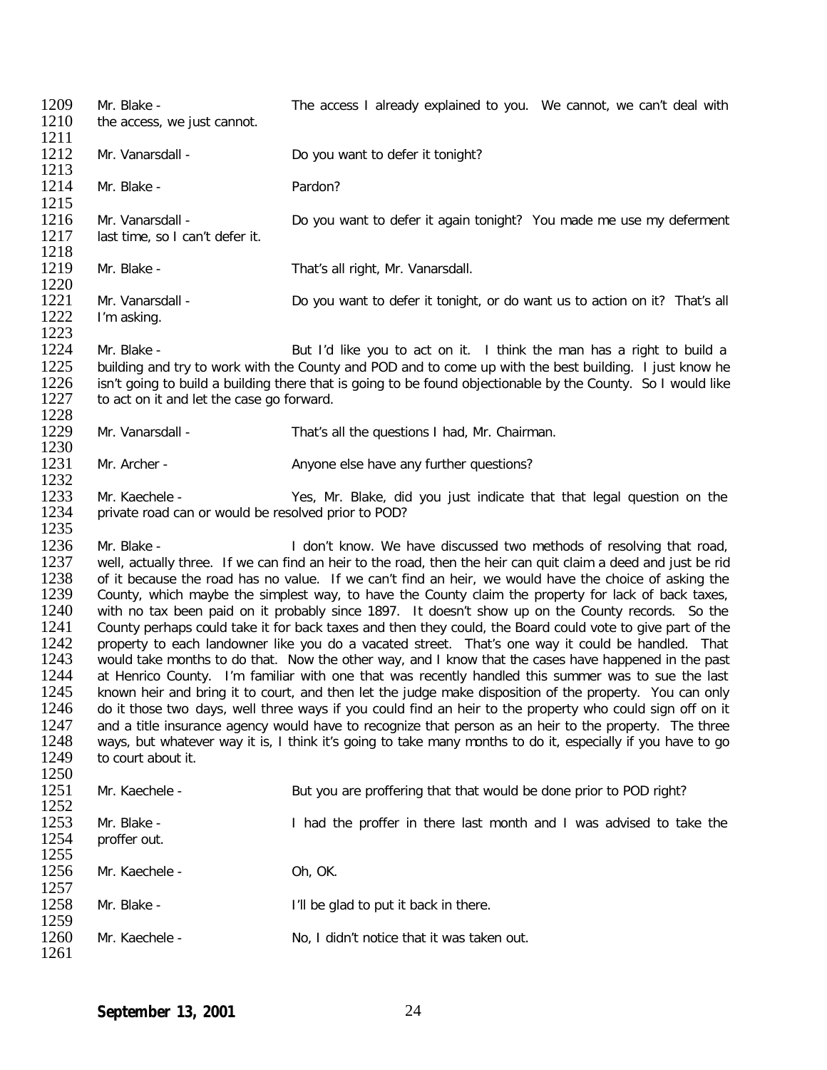Mr. Blake - The access I already explained to you. We cannot, we can't deal with the access, we just cannot.

Mr. Vanarsdall - Do you want to defer it tonight?

Mr. Blake - Pardon?

Mr. Vanarsdall - Do you want to defer it again tonight? You made me use my deferment last time, so I can't defer it.

Mr. Blake - That's all right, Mr. Vanarsdall.

Mr. Vanarsdall - Do you want to defer it tonight, or do want us to action on it? That's all I'm asking.

Mr. Blake - But I'd like you to act on it. I think the man has a right to build a building and try to work with the County and POD and to come up with the best building. I just know he isn't going to build a building there that is going to be found objectionable by the County. So I would like to act on it and let the case go forward.

Mr. Vanarsdall - That's all the questions I had, Mr. Chairman.

Mr. Archer - Anyone else have any further questions?

Mr. Kaechele - Yes, Mr. Blake, did you just indicate that that legal question on the private road can or would be resolved prior to POD?

Mr. Blake - I don't know. We have discussed two methods of resolving that road, well, actually three. If we can find an heir to the road, then the heir can quit claim a deed and just be rid of it because the road has no value. If we can't find an heir, we would have the choice of asking the County, which maybe the simplest way, to have the County claim the property for lack of back taxes, with no tax been paid on it probably since 1897. It doesn't show up on the County records. So the County perhaps could take it for back taxes and then they could, the Board could vote to give part of the property to each landowner like you do a vacated street. That's one way it could be handled. That would take months to do that. Now the other way, and I know that the cases have happened in the past at Henrico County. I'm familiar with one that was recently handled this summer was to sue the last known heir and bring it to court, and then let the judge make disposition of the property. You can only do it those two days, well three ways if you could find an heir to the property who could sign off on it and a title insurance agency would have to recognize that person as an heir to the property. The three ways, but whatever way it is, I think it's going to take many months to do it, especially if you have to go to court about it.

Mr. Kaechele - But you are proffering that that would be done prior to POD right?

Mr. Blake - I had the proffer in there last month and I was advised to take the proffer out.

Mr. Kaechele - Oh, OK.

Mr. Blake - I'll be glad to put it back in there.

Mr. Kaechele - No, I didn't notice that it was taken out.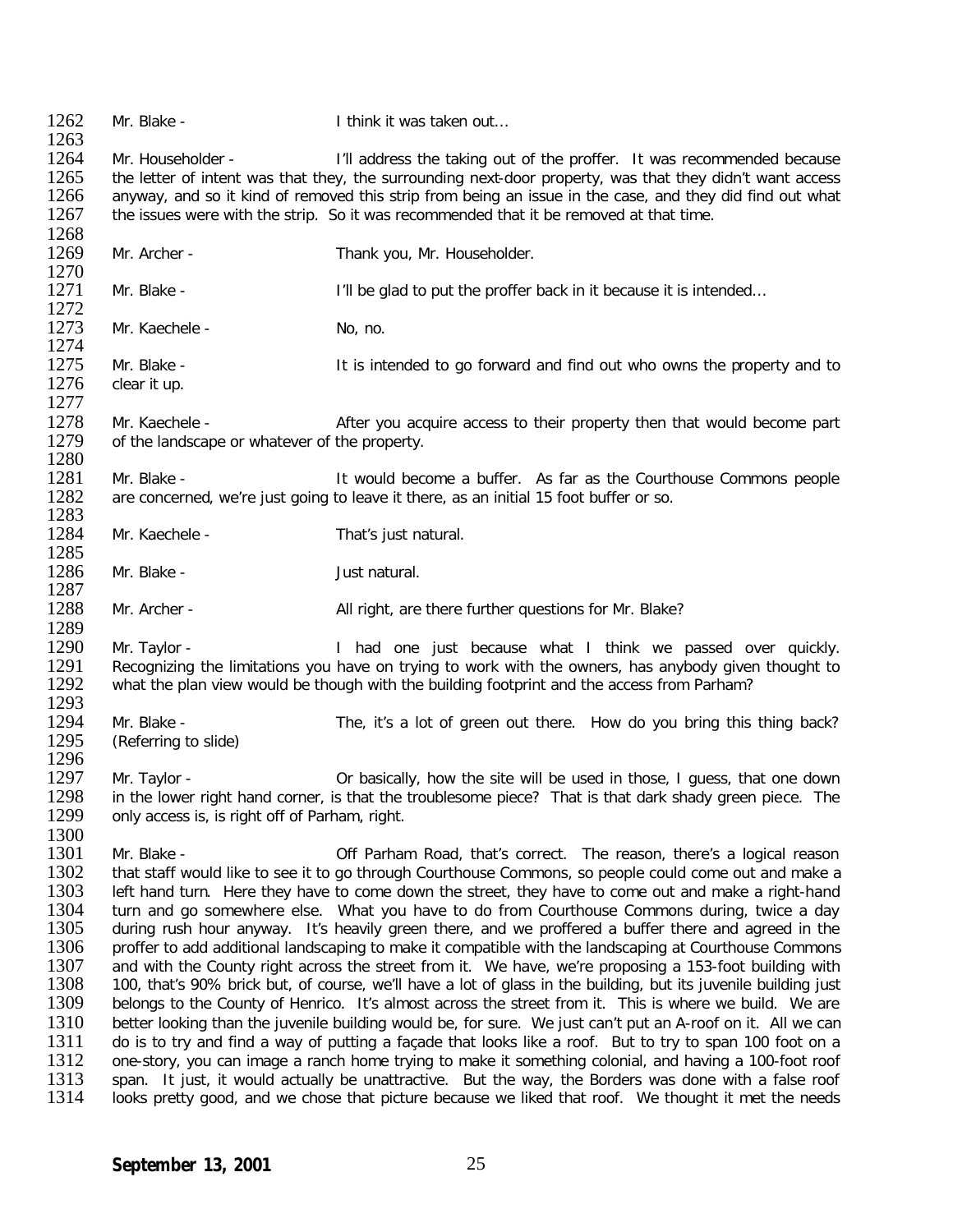Mr. Blake - I think it was taken out…

Mr. Householder - I'll address the taking out of the proffer. It was recommended because the letter of intent was that they, the surrounding next-door property, was that they didn't want access anyway, and so it kind of removed this strip from being an issue in the case, and they did find out what the issues were with the strip. So it was recommended that it be removed at that time.

Mr. Archer - Thank you, Mr. Householder.

Mr. Blake - I'll be glad to put the proffer back in it because it is intended…

Mr. Kaechele - No, no.

Mr. Blake - It is intended to go forward and find out who owns the property and to clear it up.

Mr. Kaechele - After you acquire access to their property then that would become part of the landscape or whatever of the property.

Mr. Blake - It would become a buffer. As far as the Courthouse Commons people are concerned, we're just going to leave it there, as an initial 15 foot buffer or so.

Mr. Kaechele - That's just natural.

Mr. Blake - Just natural.

Mr. Archer - All right, are there further questions for Mr. Blake?

Mr. Taylor - I had one just because what I think we passed over quickly. Recognizing the limitations you have on trying to work with the owners, has anybody given thought to what the plan view would be though with the building footprint and the access from Parham?

Mr. Blake - The, it's a lot of green out there. How do you bring this thing back? (Referring to slide)

Mr. Taylor - Or basically, how the site will be used in those, I guess, that one down in the lower right hand corner, is that the troublesome piece? That is that dark shady green piece. The only access is, is right off of Parham, right.

Mr. Blake - Off Parham Road, that's correct. The reason, there's a logical reason that staff would like to see it to go through Courthouse Commons, so people could come out and make a left hand turn. Here they have to come down the street, they have to come out and make a right-hand turn and go somewhere else. What you have to do from Courthouse Commons during, twice a day during rush hour anyway. It's heavily green there, and we proffered a buffer there and agreed in the proffer to add additional landscaping to make it compatible with the landscaping at Courthouse Commons and with the County right across the street from it. We have, we're proposing a 153-foot building with 100, that's 90% brick but, of course, we'll have a lot of glass in the building, but its juvenile building just belongs to the County of Henrico. It's almost across the street from it. This is where we build. We are better looking than the juvenile building would be, for sure. We just can't put an A-roof on it. All we can do is to try and find a way of putting a façade that looks like a roof. But to try to span 100 foot on a one-story, you can image a ranch home trying to make it something colonial, and having a 100-foot roof span. It just, it would actually be unattractive. But the way, the Borders was done with a false roof looks pretty good, and we chose that picture because we liked that roof. We thought it met the needs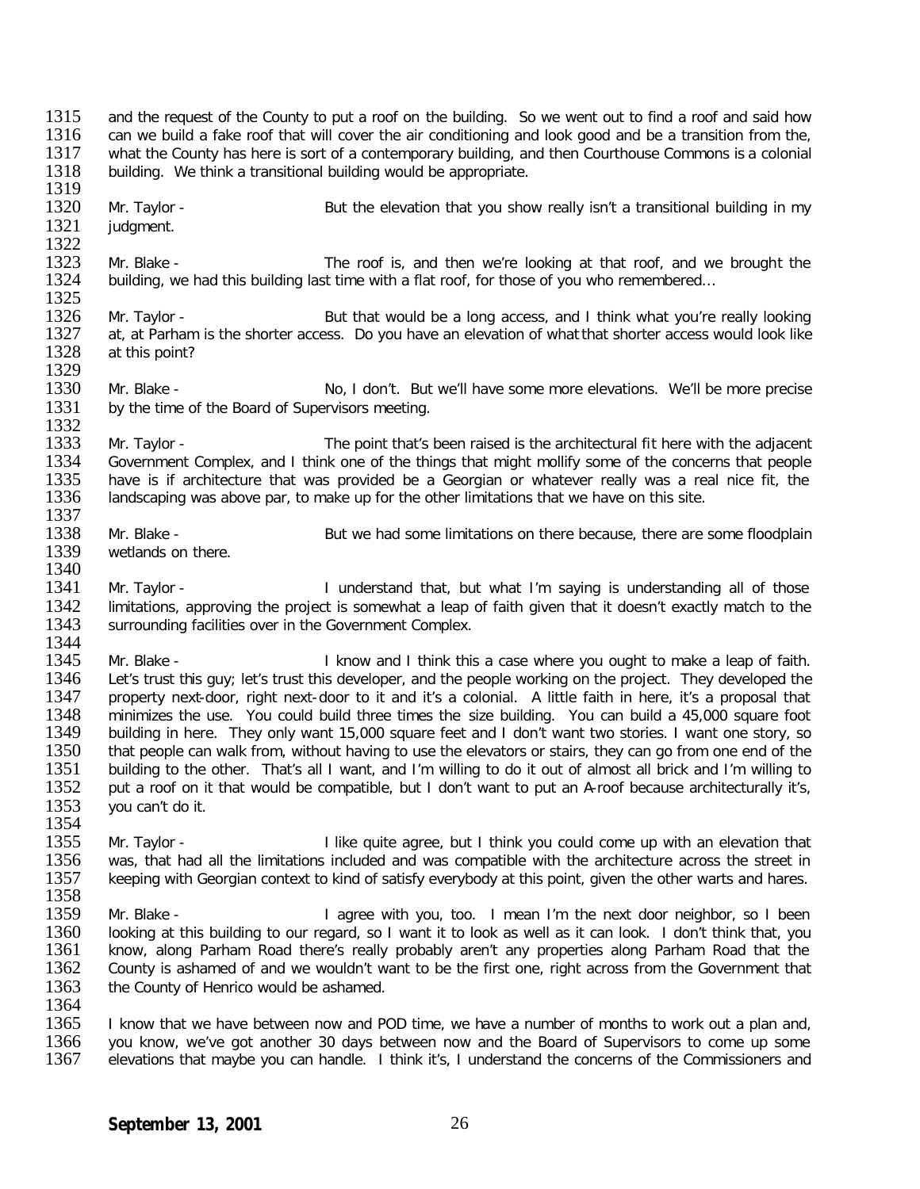and the request of the County to put a roof on the building. So we went out to find a roof and said how can we build a fake roof that will cover the air conditioning and look good and be a transition from the, what the County has here is sort of a contemporary building, and then Courthouse Commons is a colonial building. We think a transitional building would be appropriate.

Mr. Taylor - But the elevation that you show really isn't a transitional building in my judgment.

Mr. Blake - The roof is, and then we're looking at that roof, and we brought the building, we had this building last time with a flat roof, for those of you who remembered…

Mr. Taylor - But that would be a long access, and I think what you're really looking at, at Parham is the shorter access. Do you have an elevation of what that shorter access would look like at this point?

Mr. Blake - No, I don't. But we'll have some more elevations. We'll be more precise by the time of the Board of Supervisors meeting.

Mr. Taylor - The point that's been raised is the architectural fit here with the adjacent Government Complex, and I think one of the things that might mollify some of the concerns that people have is if architecture that was provided be a Georgian or whatever really was a real nice fit, the landscaping was above par, to make up for the other limitations that we have on this site.

Mr. Blake - But we had some limitations on there because, there are some floodplain wetlands on there.

Mr. Taylor - I understand that, but what I'm saying is understanding all of those limitations, approving the project is somewhat a leap of faith given that it doesn't exactly match to the surrounding facilities over in the Government Complex.

Mr. Blake - I know and I think this a case where you ought to make a leap of faith. Let's trust this guy; let's trust this developer, and the people working on the project. They developed the property next-door, right next-door to it and it's a colonial. A little faith in here, it's a proposal that minimizes the use. You could build three times the size building. You can build a 45,000 square foot building in here. They only want 15,000 square feet and I don't want two stories. I want one story, so that people can walk from, without having to use the elevators or stairs, they can go from one end of the building to the other. That's all I want, and I'm willing to do it out of almost all brick and I'm willing to put a roof on it that would be compatible, but I don't want to put an A-roof because architecturally it's, you can't do it.

Mr. Taylor - I like quite agree, but I think you could come up with an elevation that was, that had all the limitations included and was compatible with the architecture across the street in keeping with Georgian context to kind of satisfy everybody at this point, given the other warts and hares.

Mr. Blake - I agree with you, too. I mean I'm the next door neighbor, so I been looking at this building to our regard, so I want it to look as well as it can look. I don't think that, you know, along Parham Road there's really probably aren't any properties along Parham Road that the County is ashamed of and we wouldn't want to be the first one, right across from the Government that the County of Henrico would be ashamed.

I know that we have between now and POD time, we have a number of months to work out a plan and, you know, we've got another 30 days between now and the Board of Supervisors to come up some elevations that maybe you can handle. I think it's, I understand the concerns of the Commissioners and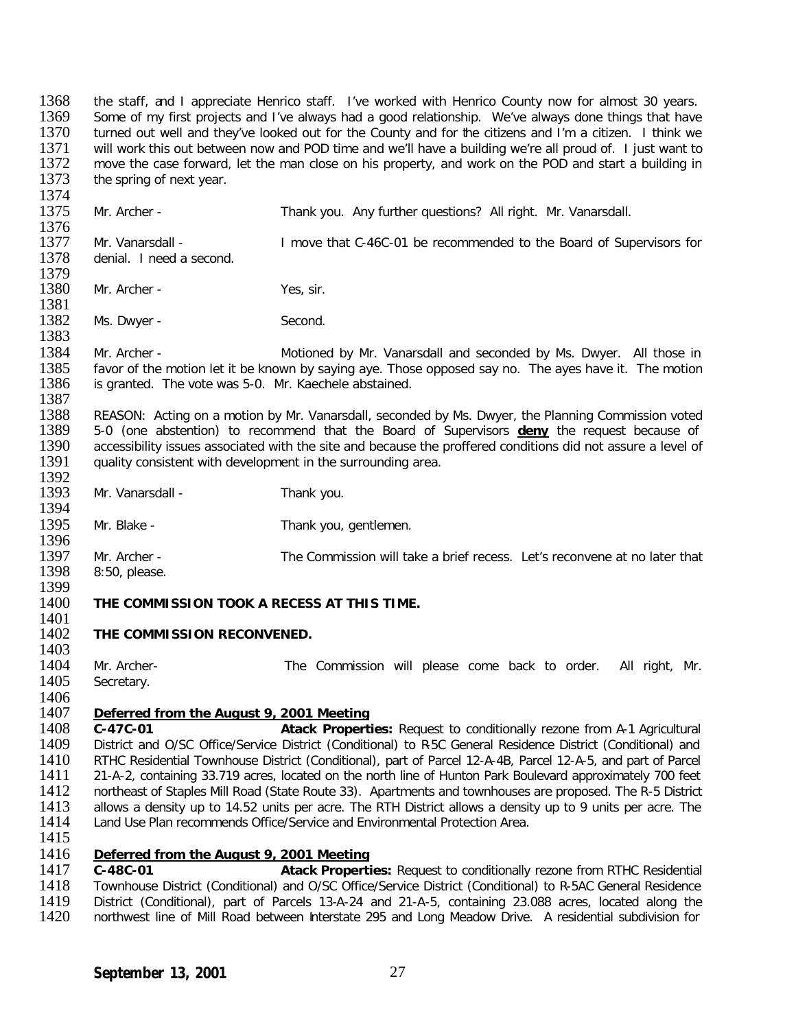the staff, and I appreciate Henrico staff. I've worked with Henrico County now for almost 30 years. Some of my first projects and I've always had a good relationship. We've always done things that have turned out well and they've looked out for the County and for the citizens and I'm a citizen. I think we will work this out between now and POD time and we'll have a building we're all proud of. I just want to move the case forward, let the man close on his property, and work on the POD and start a building in the spring of next year.

Mr. Archer - Thank you. Any further questions? All right. Mr. Vanarsdall.

Mr. Vanarsdall - I move that C-46C-01 be recommended to the Board of Supervisors for denial. I need a second.

Mr. Archer - Yes, sir.

Ms. Dwyer - Second.

Mr. Archer - Motioned by Mr. Vanarsdall and seconded by Ms. Dwyer. All those in favor of the motion let it be known by saying aye. Those opposed say no. The ayes have it. The motion is granted. The vote was 5-0. Mr. Kaechele abstained.

REASON: Acting on a motion by Mr. Vanarsdall, seconded by Ms. Dwyer, the Planning Commission voted 5-0 (one abstention) to recommend that the Board of Supervisors **deny** the request because of accessibility issues associated with the site and because the proffered conditions did not assure a level of quality consistent with development in the surrounding area.

Mr. Vanarsdall - Thank you.

Mr. Blake - Thank you, gentlemen.

Mr. Archer - The Commission will take a brief recess. Let's reconvene at no later that 8:50, please.

**THE COMMISSION TOOK A RECESS AT THIS TIME.**

**THE COMMISSION RECONVENED.**

Mr. Archer- The Commission will please come back to order. All right, Mr. Secretary.

**Deferred from the August 9, 2001 Meeting**

**C-47C-01** **Atack Properties:** Request to conditionally rezone from A-1 Agricultural District and O/SC Office/Service District (Conditional) to R-5C General Residence District (Conditional) and RTHC Residential Townhouse District (Conditional), part of Parcel 12-A-4B, Parcel 12-A-5, and part of Parcel 21-A-2, containing 33.719 acres, located on the north line of Hunton Park Boulevard approximately 700 feet northeast of Staples Mill Road (State Route 33). Apartments and townhouses are proposed. The R-5 District allows a density up to 14.52 units per acre. The RTH District allows a density up to 9 units per acre. The Land Use Plan recommends Office/Service and Environmental Protection Area.

**Deferred from the August 9, 2001 Meeting**

**C-48C-01** **Atack Properties:** Request to conditionally rezone from RTHC Residential Townhouse District (Conditional) and O/SC Office/Service District (Conditional) to R-5AC General Residence District (Conditional), part of Parcels 13-A-24 and 21-A-5, containing 23.088 acres, located along the northwest line of Mill Road between Interstate 295 and Long Meadow Drive. A residential subdivision for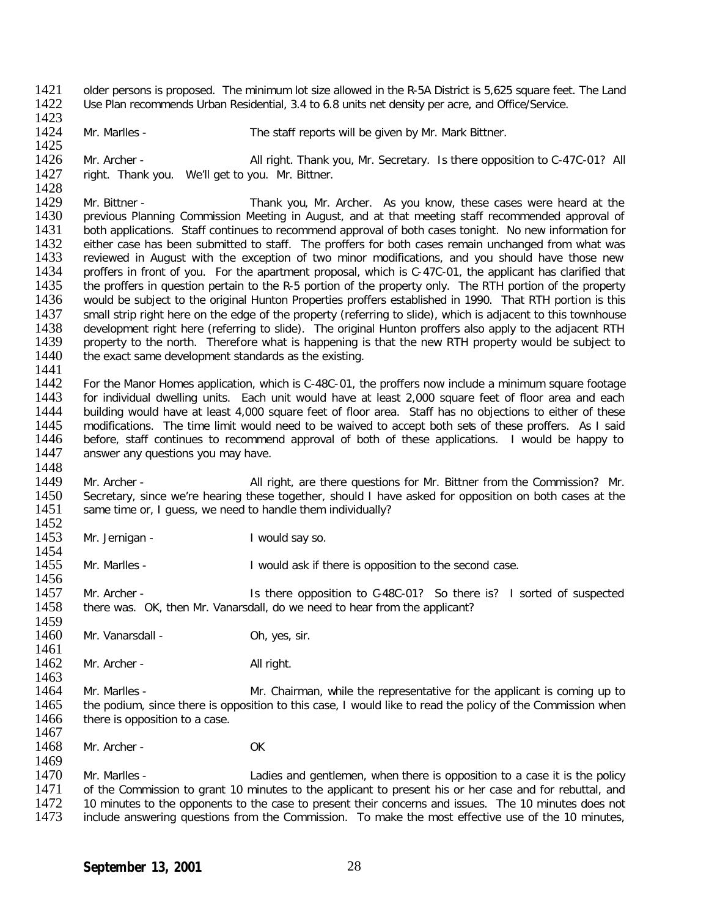older persons is proposed. The minimum lot size allowed in the R-5A District is 5,625 square feet. The Land Use Plan recommends Urban Residential, 3.4 to 6.8 units net density per acre, and Office/Service.

Mr. Marlles - The staff reports will be given by Mr. Mark Bittner.

Mr. Archer - All right. Thank you, Mr. Secretary. Is there opposition to C-47C-01? All right. Thank you. We'll get to you. Mr. Bittner.

Mr. Bittner - Thank you, Mr. Archer. As you know, these cases were heard at the previous Planning Commission Meeting in August, and at that meeting staff recommended approval of both applications. Staff continues to recommend approval of both cases tonight. No new information for either case has been submitted to staff. The proffers for both cases remain unchanged from what was reviewed in August with the exception of two minor modifications, and you should have those new proffers in front of you. For the apartment proposal, which is C-47C-01, the applicant has clarified that the proffers in question pertain to the R-5 portion of the property only. The RTH portion of the property would be subject to the original Hunton Properties proffers established in 1990. That RTH portion is this small strip right here on the edge of the property (referring to slide), which is adjacent to this townhouse development right here (referring to slide). The original Hunton proffers also apply to the adjacent RTH property to the north. Therefore what is happening is that the new RTH property would be subject to the exact same development standards as the existing.

For the Manor Homes application, which is C-48C-01, the proffers now include a minimum square footage for individual dwelling units. Each unit would have at least 2,000 square feet of floor area and each building would have at least 4,000 square feet of floor area. Staff has no objections to either of these modifications. The time limit would need to be waived to accept both sets of these proffers. As I said before, staff continues to recommend approval of both of these applications. I would be happy to answer any questions you may have.

Mr. Archer - All right, are there questions for Mr. Bittner from the Commission? Mr. Secretary, since we're hearing these together, should I have asked for opposition on both cases at the same time or, I guess, we need to handle them individually?

Mr. Jernigan - I would say so.

Mr. Marlles - I would ask if there is opposition to the second case.

Mr. Archer - Is there opposition to C-48C-01? So there is? I sorted of suspected there was. OK, then Mr. Vanarsdall, do we need to hear from the applicant?

Mr. Vanarsdall - Oh, yes, sir.

Mr. Archer - All right.

Mr. Marlles - Mr. Chairman, while the representative for the applicant is coming up to the podium, since there is opposition to this case, I would like to read the policy of the Commission when there is opposition to a case.

Mr. Archer - OK

Mr. Marlles - Ladies and gentlemen, when there is opposition to a case it is the policy of the Commission to grant 10 minutes to the applicant to present his or her case and for rebuttal, and 10 minutes to the opponents to the case to present their concerns and issues. The 10 minutes does not include answering questions from the Commission. To make the most effective use of the 10 minutes,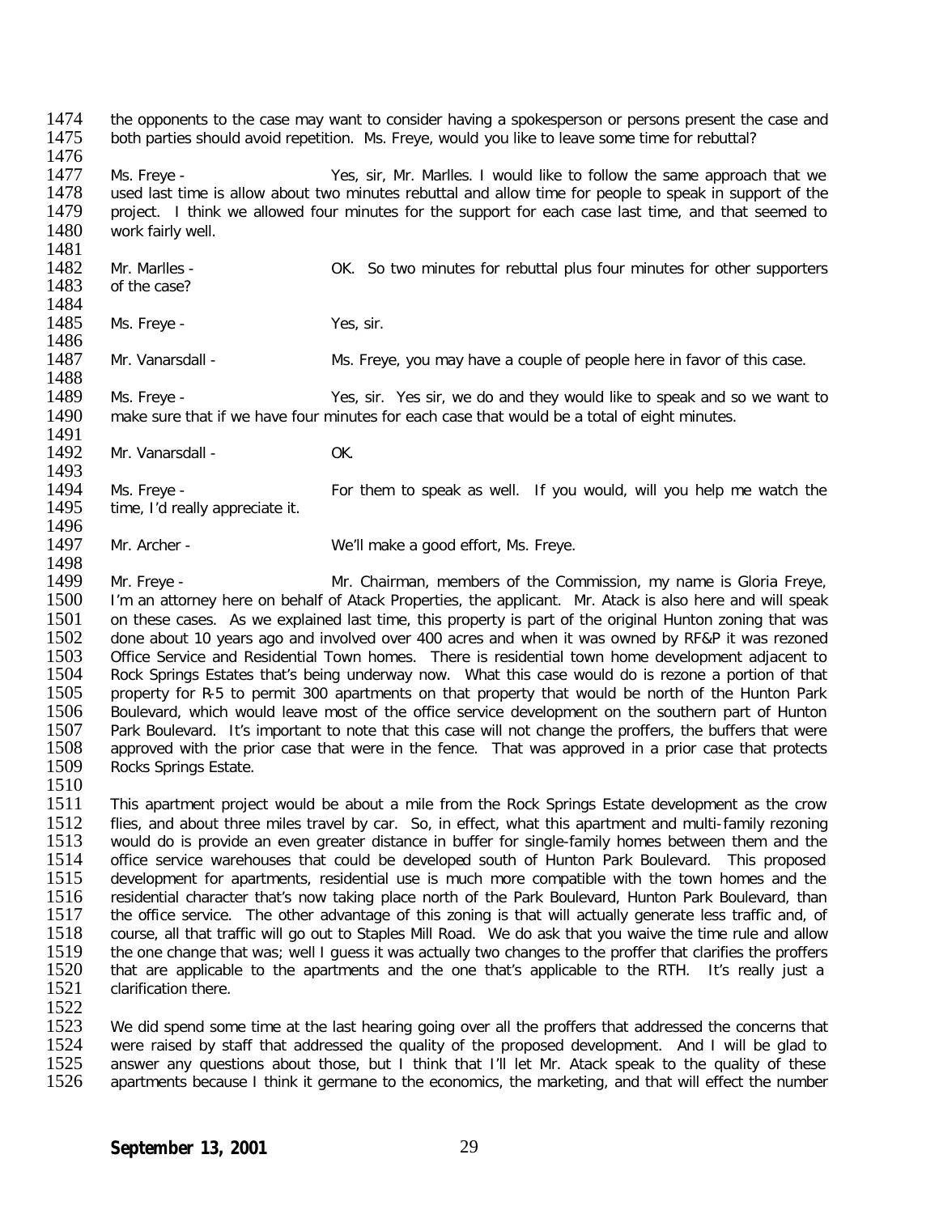the opponents to the case may want to consider having a spokesperson or persons present the case and both parties should avoid repetition. Ms. Freye, would you like to leave some time for rebuttal?

Ms. Freye - Yes, sir, Mr. Marlles. I would like to follow the same approach that we used last time is allow about two minutes rebuttal and allow time for people to speak in support of the project. I think we allowed four minutes for the support for each case last time, and that seemed to work fairly well.

Mr. Marlles - OK. So two minutes for rebuttal plus four minutes for other supporters of the case?

Ms. Freye - Yes, sir.

Mr. Vanarsdall - Ms. Freye, you may have a couple of people here in favor of this case.

Ms. Freye - Yes, sir. Yes sir, we do and they would like to speak and so we want to make sure that if we have four minutes for each case that would be a total of eight minutes.

Mr. Vanarsdall - OK.

Ms. Freye - For them to speak as well. If you would, will you help me watch the time, I'd really appreciate it.

Mr. Archer - We'll make a good effort, Ms. Freye.

Mr. Freye - Mr. Chairman, members of the Commission, my name is Gloria Freye, I'm an attorney here on behalf of Atack Properties, the applicant. Mr. Atack is also here and will speak on these cases. As we explained last time, this property is part of the original Hunton zoning that was done about 10 years ago and involved over 400 acres and when it was owned by RF&P it was rezoned Office Service and Residential Town homes. There is residential town home development adjacent to Rock Springs Estates that's being underway now. What this case would do is rezone a portion of that property for R-5 to permit 300 apartments on that property that would be north of the Hunton Park Boulevard, which would leave most of the office service development on the southern part of Hunton Park Boulevard. It's important to note that this case will not change the proffers, the buffers that were approved with the prior case that were in the fence. That was approved in a prior case that protects Rocks Springs Estate.

This apartment project would be about a mile from the Rock Springs Estate development as the crow flies, and about three miles travel by car. So, in effect, what this apartment and multi-family rezoning would do is provide an even greater distance in buffer for single-family homes between them and the office service warehouses that could be developed south of Hunton Park Boulevard. This proposed development for apartments, residential use is much more compatible with the town homes and the residential character that's now taking place north of the Park Boulevard, Hunton Park Boulevard, than the office service. The other advantage of this zoning is that will actually generate less traffic and, of course, all that traffic will go out to Staples Mill Road. We do ask that you waive the time rule and allow the one change that was; well I guess it was actually two changes to the proffer that clarifies the proffers that are applicable to the apartments and the one that's applicable to the RTH. It's really just a clarification there.

We did spend some time at the last hearing going over all the proffers that addressed the concerns that were raised by staff that addressed the quality of the proposed development. And I will be glad to answer any questions about those, but I think that I'll let Mr. Atack speak to the quality of these apartments because I think it germane to the economics, the marketing, and that will effect the number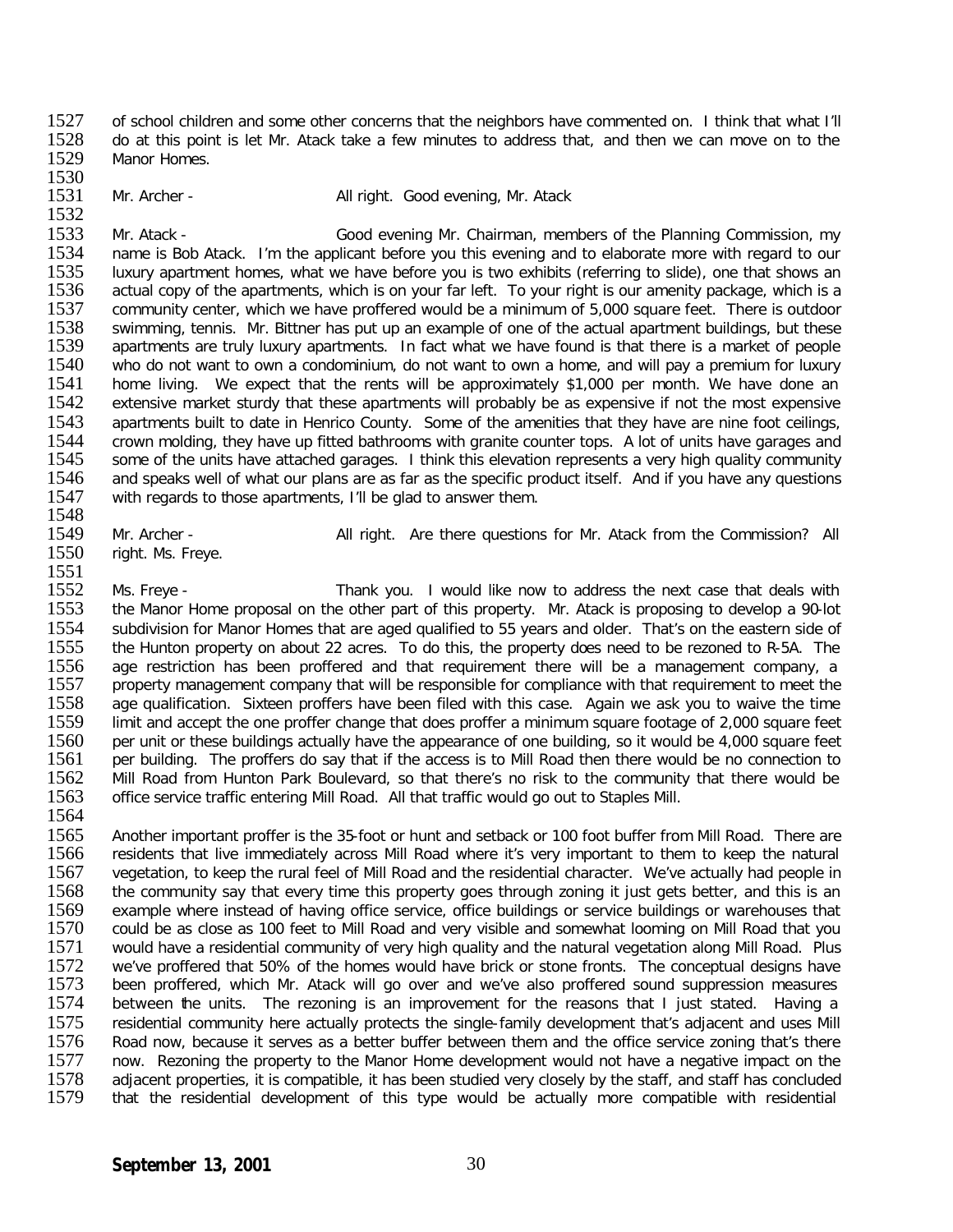of school children and some other concerns that the neighbors have commented on. I think that what I'll do at this point is let Mr. Atack take a few minutes to address that, and then we can move on to the Manor Homes.

Mr. Archer - All right. Good evening, Mr. Atack

Mr. Atack - Good evening Mr. Chairman, members of the Planning Commission, my name is Bob Atack. I'm the applicant before you this evening and to elaborate more with regard to our luxury apartment homes, what we have before you is two exhibits (referring to slide), one that shows an actual copy of the apartments, which is on your far left. To your right is our amenity package, which is a community center, which we have proffered would be a minimum of 5,000 square feet. There is outdoor swimming, tennis. Mr. Bittner has put up an example of one of the actual apartment buildings, but these apartments are truly luxury apartments. In fact what we have found is that there is a market of people who do not want to own a condominium, do not want to own a home, and will pay a premium for luxury home living. We expect that the rents will be approximately $1,000 per month. We have done an extensive market sturdy that these apartments will probably be as expensive if not the most expensive apartments built to date in Henrico County. Some of the amenities that they have are nine foot ceilings, crown molding, they have up fitted bathrooms with granite counter tops. A lot of units have garages and some of the units have attached garages. I think this elevation represents a very high quality community and speaks well of what our plans are as far as the specific product itself. And if you have any questions with regards to those apartments, I'll be glad to answer them.

Mr. Archer - All right. Are there questions for Mr. Atack from the Commission? All right. Ms. Freye.

Ms. Freye - Thank you. I would like now to address the next case that deals with the Manor Home proposal on the other part of this property. Mr. Atack is proposing to develop a 90-lot subdivision for Manor Homes that are aged qualified to 55 years and older. That's on the eastern side of the Hunton property on about 22 acres. To do this, the property does need to be rezoned to R-5A. The age restriction has been proffered and that requirement there will be a management company, a property management company that will be responsible for compliance with that requirement to meet the age qualification. Sixteen proffers have been filed with this case. Again we ask you to waive the time limit and accept the one proffer change that does proffer a minimum square footage of 2,000 square feet per unit or these buildings actually have the appearance of one building, so it would be 4,000 square feet per building. The proffers do say that if the access is to Mill Road then there would be no connection to Mill Road from Hunton Park Boulevard, so that there's no risk to the community that there would be office service traffic entering Mill Road. All that traffic would go out to Staples Mill.

Another important proffer is the 35-foot or hunt and setback or 100 foot buffer from Mill Road. There are residents that live immediately across Mill Road where it's very important to them to keep the natural vegetation, to keep the rural feel of Mill Road and the residential character. We've actually had people in the community say that every time this property goes through zoning it just gets better, and this is an example where instead of having office service, office buildings or service buildings or warehouses that could be as close as 100 feet to Mill Road and very visible and somewhat looming on Mill Road that you would have a residential community of very high quality and the natural vegetation along Mill Road. Plus we've proffered that 50% of the homes would have brick or stone fronts. The conceptual designs have been proffered, which Mr. Atack will go over and we've also proffered sound suppression measures between the units. The rezoning is an improvement for the reasons that I just stated. Having a residential community here actually protects the single-family development that's adjacent and uses Mill Road now, because it serves as a better buffer between them and the office service zoning that's there now. Rezoning the property to the Manor Home development would not have a negative impact on the adjacent properties, it is compatible, it has been studied very closely by the staff, and staff has concluded that the residential development of this type would be actually more compatible with residential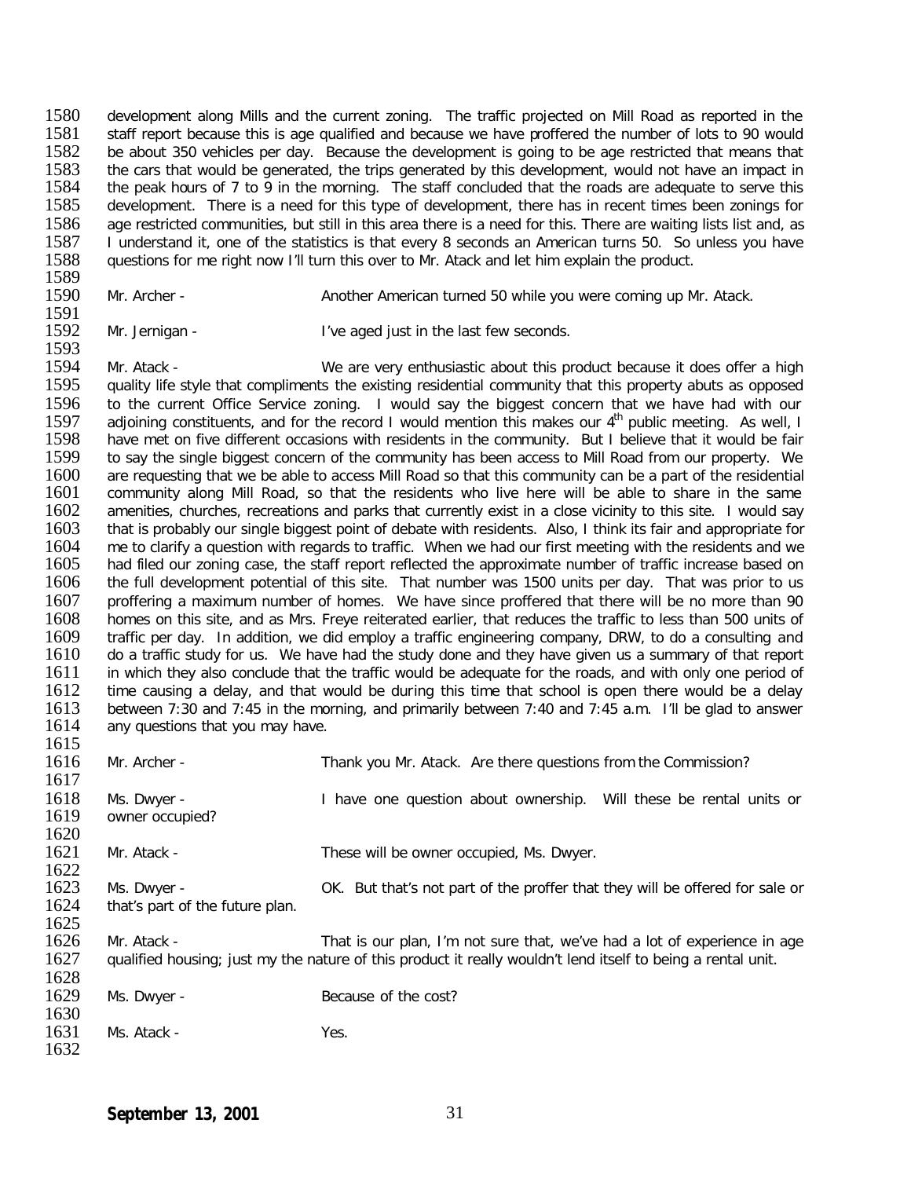development along Mills and the current zoning. The traffic projected on Mill Road as reported in the staff report because this is age qualified and because we have proffered the number of lots to 90 would be about 350 vehicles per day. Because the development is going to be age restricted that means that the cars that would be generated, the trips generated by this development, would not have an impact in the peak hours of 7 to 9 in the morning. The staff concluded that the roads are adequate to serve this development. There is a need for this type of development, there has in recent times been zonings for age restricted communities, but still in this area there is a need for this. There are waiting lists list and, as I understand it, one of the statistics is that every 8 seconds an American turns 50. So unless you have questions for me right now I'll turn this over to Mr. Atack and let him explain the product.

Mr. Archer - Another American turned 50 while you were coming up Mr. Atack.

Mr. Jernigan - I've aged just in the last few seconds.

Mr. Atack - We are very enthusiastic about this product because it does offer a high quality life style that compliments the existing residential community that this property abuts as opposed to the current Office Service zoning. I would say the biggest concern that we have had with our adjoining constituents, and for the record I would mention this makes our 4th public meeting. As well, I have met on five different occasions with residents in the community. But I believe that it would be fair to say the single biggest concern of the community has been access to Mill Road from our property. We are requesting that we be able to access Mill Road so that this community can be a part of the residential community along Mill Road, so that the residents who live here will be able to share in the same amenities, churches, recreations and parks that currently exist in a close vicinity to this site. I would say that is probably our single biggest point of debate with residents. Also, I think its fair and appropriate for me to clarify a question with regards to traffic. When we had our first meeting with the residents and we had filed our zoning case, the staff report reflected the approximate number of traffic increase based on the full development potential of this site. That number was 1500 units per day. That was prior to us proffering a maximum number of homes. We have since proffered that there will be no more than 90 homes on this site, and as Mrs. Freye reiterated earlier, that reduces the traffic to less than 500 units of traffic per day. In addition, we did employ a traffic engineering company, DRW, to do a consulting and do a traffic study for us. We have had the study done and they have given us a summary of that report in which they also conclude that the traffic would be adequate for the roads, and with only one period of time causing a delay, and that would be during this time that school is open there would be a delay between 7:30 and 7:45 in the morning, and primarily between 7:40 and 7:45 a.m. I'll be glad to answer any questions that you may have.

Mr. Archer - Thank you Mr. Atack. Are there questions from the Commission?

Ms. Dwyer - I have one question about ownership. Will these be rental units or owner occupied?

Mr. Atack - These will be owner occupied, Ms. Dwyer.

Ms. Dwyer - OK. But that's not part of the proffer that they will be offered for sale or that's part of the future plan.

Mr. Atack - That is our plan, I'm not sure that, we've had a lot of experience in age qualified housing; just my the nature of this product it really wouldn't lend itself to being a rental unit.

Ms. Dwyer - Because of the cost?

Ms. Atack - Yes.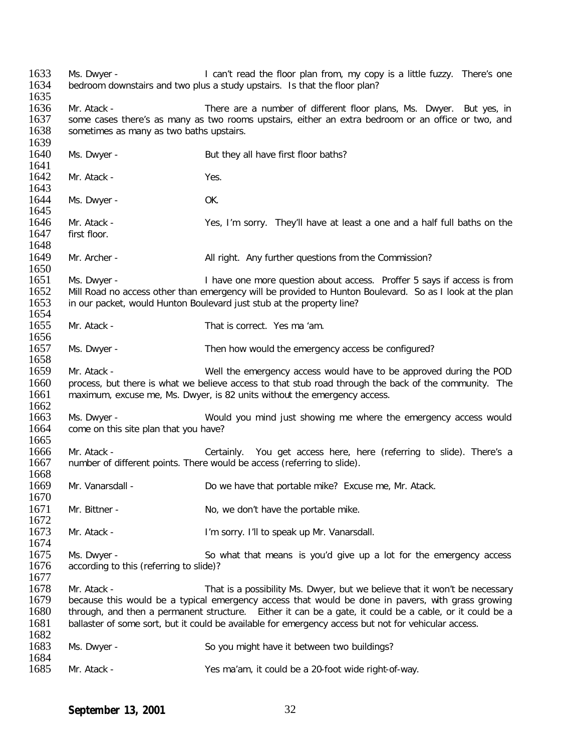Ms. Dwyer - I can't read the floor plan from, my copy is a little fuzzy. There's one bedroom downstairs and two plus a study upstairs. Is that the floor plan?

Mr. Atack - There are a number of different floor plans, Ms. Dwyer. But yes, in some cases there's as many as two rooms upstairs, either an extra bedroom or an office or two, and sometimes as many as two baths upstairs.

Ms. Dwyer - But they all have first floor baths?

Mr. Atack - Yes.

Ms. Dwyer - OK.

Mr. Atack - Yes, I'm sorry. They'll have at least a one and a half full baths on the first floor.

Mr. Archer - All right. Any further questions from the Commission?

Ms. Dwyer - I have one more question about access. Proffer 5 says if access is from Mill Road no access other than emergency will be provided to Hunton Boulevard. So as I look at the plan in our packet, would Hunton Boulevard just stub at the property line?

Mr. Atack - That is correct. Yes ma 'am.

Ms. Dwyer - Then how would the emergency access be configured?

Mr. Atack - Well the emergency access would have to be approved during the POD process, but there is what we believe access to that stub road through the back of the community. The maximum, excuse me, Ms. Dwyer, is 82 units without the emergency access.

Ms. Dwyer - Would you mind just showing me where the emergency access would come on this site plan that you have?

Mr. Atack - Certainly. You get access here, here (referring to slide). There's a number of different points. There would be access (referring to slide).

Mr. Vanarsdall - Do we have that portable mike? Excuse me, Mr. Atack.

Mr. Bittner - No, we don't have the portable mike.

Mr. Atack - I'm sorry. I'll to speak up Mr. Vanarsdall.

Ms. Dwyer - So what that means is you'd give up a lot for the emergency access according to this (referring to slide)?

Mr. Atack - That is a possibility Ms. Dwyer, but we believe that it won't be necessary because this would be a typical emergency access that would be done in pavers, with grass growing through, and then a permanent structure. Either it can be a gate, it could be a cable, or it could be a ballaster of some sort, but it could be available for emergency access but not for vehicular access.

Ms. Dwyer - So you might have it between two buildings?

Mr. Atack - Yes ma'am, it could be a 20-foot wide right-of-way.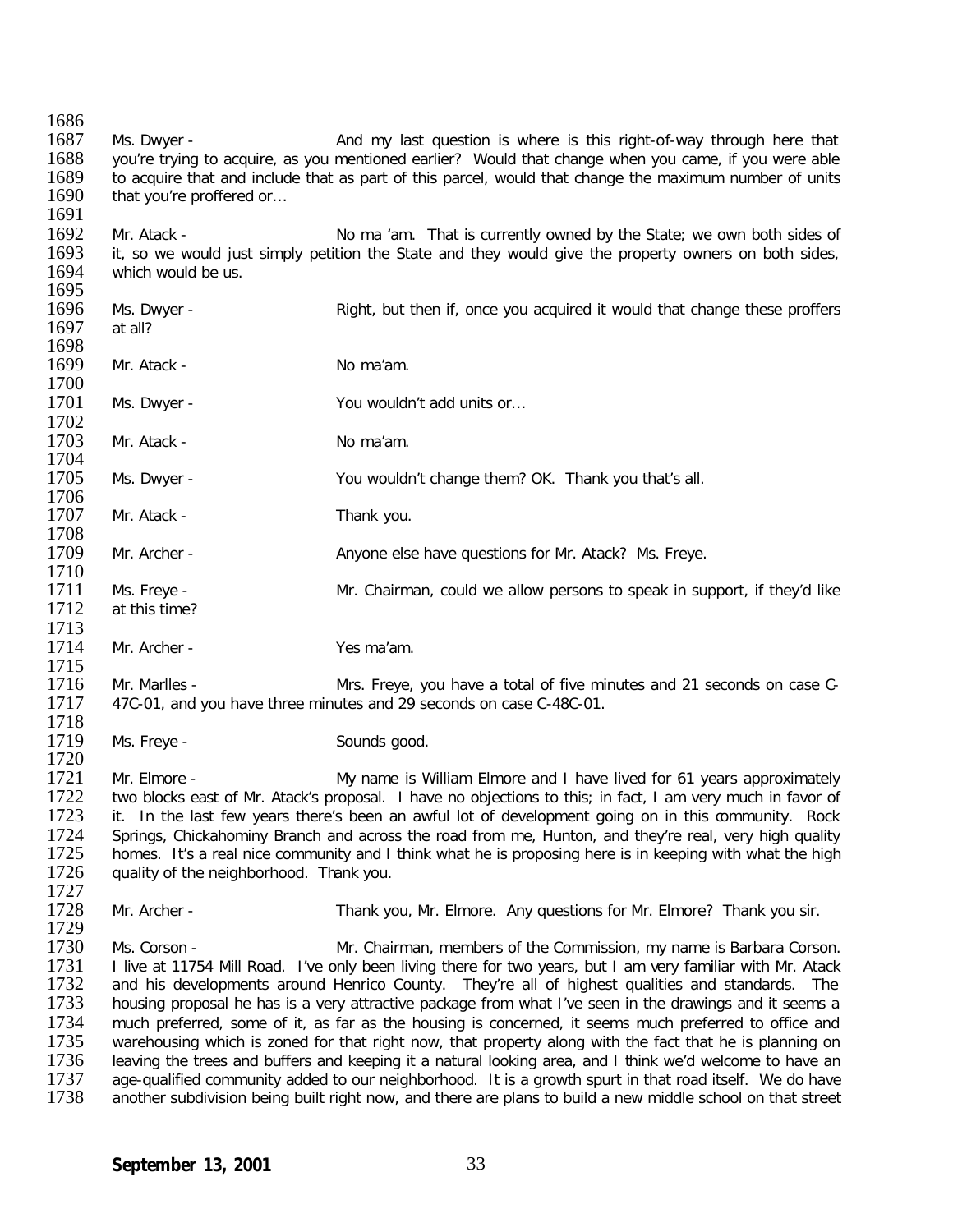Ms. Dwyer - And my last question is where is this right-of-way through here that you're trying to acquire, as you mentioned earlier? Would that change when you came, if you were able to acquire that and include that as part of this parcel, would that change the maximum number of units that you're proffered or…

Mr. Atack - No ma 'am. That is currently owned by the State; we own both sides of it, so we would just simply petition the State and they would give the property owners on both sides, which would be us.

Ms. Dwyer - Right, but then if, once you acquired it would that change these proffers at all?

Mr. Atack - No ma'am.

Ms. Dwyer - You wouldn't add units or…

Mr. Atack - No ma'am.

Ms. Dwyer - You wouldn't change them? OK. Thank you that's all.

Mr. Atack - Thank you.

Mr. Archer - Anyone else have questions for Mr. Atack? Ms. Freye.

Ms. Freye - Mr. Chairman, could we allow persons to speak in support, if they'd like at this time?

Mr. Archer - Yes ma'am.

Mr. Marlles - Mrs. Freye, you have a total of five minutes and 21 seconds on case C-47C-01, and you have three minutes and 29 seconds on case C-48C-01.

Ms. Freye - Sounds good.

Mr. Elmore - My name is William Elmore and I have lived for 61 years approximately two blocks east of Mr. Atack's proposal. I have no objections to this; in fact, I am very much in favor of it. In the last few years there's been an awful lot of development going on in this community. Rock Springs, Chickahominy Branch and across the road from me, Hunton, and they're real, very high quality homes. It's a real nice community and I think what he is proposing here is in keeping with what the high quality of the neighborhood. Thank you.

Mr. Archer - Thank you, Mr. Elmore. Any questions for Mr. Elmore? Thank you sir.

Ms. Corson - Mr. Chairman, members of the Commission, my name is Barbara Corson. I live at 11754 Mill Road. I've only been living there for two years, but I am very familiar with Mr. Atack and his developments around Henrico County. They're all of highest qualities and standards. The housing proposal he has is a very attractive package from what I've seen in the drawings and it seems a much preferred, some of it, as far as the housing is concerned, it seems much preferred to office and warehousing which is zoned for that right now, that property along with the fact that he is planning on leaving the trees and buffers and keeping it a natural looking area, and I think we'd welcome to have an age-qualified community added to our neighborhood. It is a growth spurt in that road itself. We do have another subdivision being built right now, and there are plans to build a new middle school on that street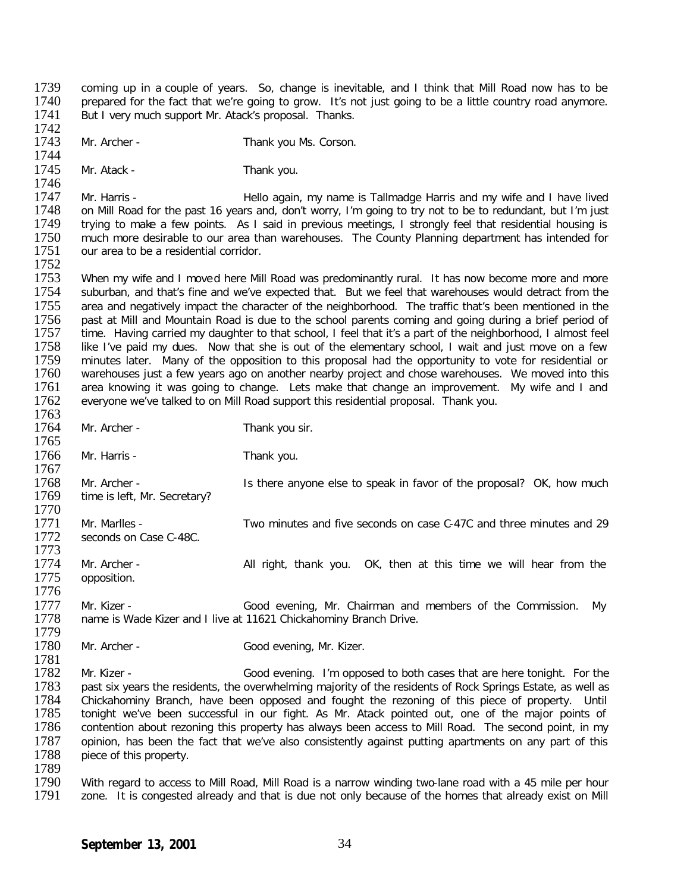coming up in a couple of years. So, change is inevitable, and I think that Mill Road now has to be prepared for the fact that we're going to grow. It's not just going to be a little country road anymore. But I very much support Mr. Atack's proposal. Thanks.

Mr. Archer - Thank you Ms. Corson.

Mr. Atack - Thank you.

Mr. Harris - Hello again, my name is Tallmadge Harris and my wife and I have lived on Mill Road for the past 16 years and, don't worry, I'm going to try not to be to redundant, but I'm just trying to make a few points. As I said in previous meetings, I strongly feel that residential housing is much more desirable to our area than warehouses. The County Planning department has intended for our area to be a residential corridor.

When my wife and I moved here Mill Road was predominantly rural. It has now become more and more suburban, and that's fine and we've expected that. But we feel that warehouses would detract from the area and negatively impact the character of the neighborhood. The traffic that's been mentioned in the past at Mill and Mountain Road is due to the school parents coming and going during a brief period of time. Having carried my daughter to that school, I feel that it's a part of the neighborhood, I almost feel like I've paid my dues. Now that she is out of the elementary school, I wait and just move on a few minutes later. Many of the opposition to this proposal had the opportunity to vote for residential or warehouses just a few years ago on another nearby project and chose warehouses. We moved into this area knowing it was going to change. Lets make that change an improvement. My wife and I and everyone we've talked to on Mill Road support this residential proposal. Thank you.

Mr. Archer - Thank you sir.

Mr. Harris - Thank you.

Mr. Archer - Is there anyone else to speak in favor of the proposal? OK, how much time is left, Mr. Secretary?

Mr. Marlles - Two minutes and five seconds on case C-47C and three minutes and 29 seconds on Case C-48C.

Mr. Archer - All right, thank you. OK, then at this time we will hear from the opposition.

Mr. Kizer - Good evening, Mr. Chairman and members of the Commission. My name is Wade Kizer and I live at 11621 Chickahominy Branch Drive.

Mr. Archer - Good evening, Mr. Kizer.

Mr. Kizer - Good evening. I'm opposed to both cases that are here tonight. For the past six years the residents, the overwhelming majority of the residents of Rock Springs Estate, as well as Chickahominy Branch, have been opposed and fought the rezoning of this piece of property. Until tonight we've been successful in our fight. As Mr. Atack pointed out, one of the major points of contention about rezoning this property has always been access to Mill Road. The second point, in my opinion, has been the fact that we've also consistently against putting apartments on any part of this piece of this property.

With regard to access to Mill Road, Mill Road is a narrow winding two-lane road with a 45 mile per hour zone. It is congested already and that is due not only because of the homes that already exist on Mill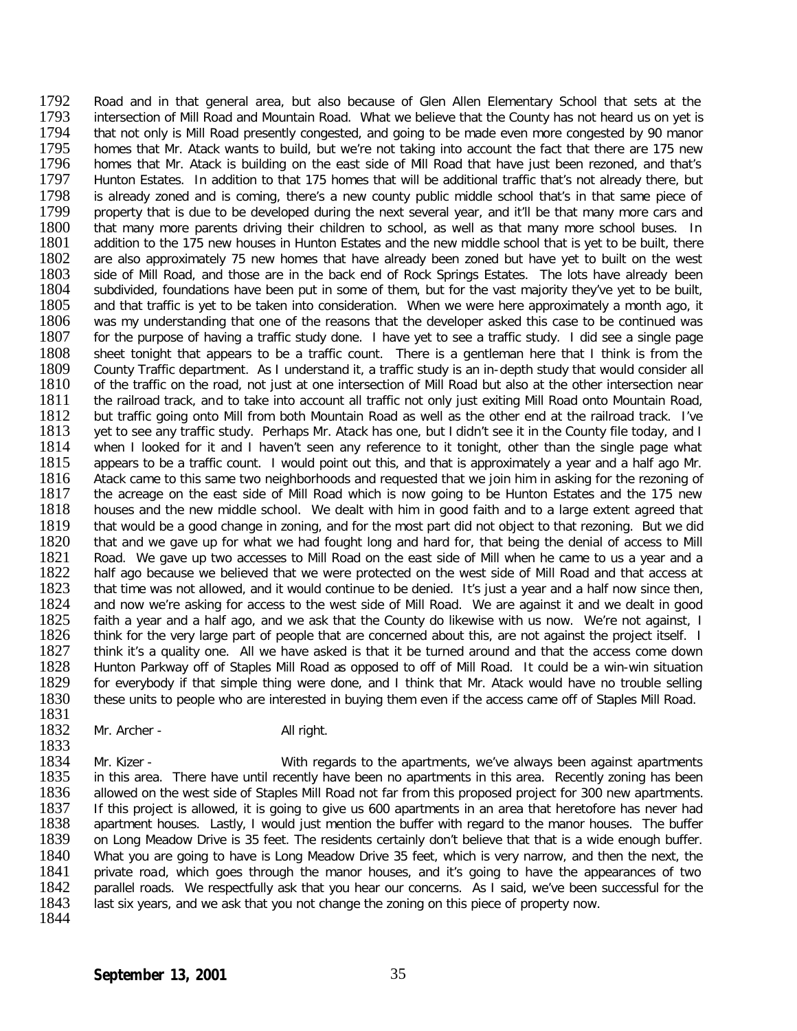Road and in that general area, but also because of Glen Allen Elementary School that sets at the intersection of Mill Road and Mountain Road. What we believe that the County has not heard us on yet is that not only is Mill Road presently congested, and going to be made even more congested by 90 manor homes that Mr. Atack wants to build, but we're not taking into account the fact that there are 175 new homes that Mr. Atack is building on the east side of Mll Road that have just been rezoned, and that's Hunton Estates. In addition to that 175 homes that will be additional traffic that's not already there, but is already zoned and is coming, there's a new county public middle school that's in that same piece of property that is due to be developed during the next several year, and it'll be that many more cars and that many more parents driving their children to school, as well as that many more school buses. In addition to the 175 new houses in Hunton Estates and the new middle school that is yet to be built, there are also approximately 75 new homes that have already been zoned but have yet to built on the west side of Mill Road, and those are in the back end of Rock Springs Estates. The lots have already been subdivided, foundations have been put in some of them, but for the vast majority they've yet to be built, and that traffic is yet to be taken into consideration. When we were here approximately a month ago, it was my understanding that one of the reasons that the developer asked this case to be continued was for the purpose of having a traffic study done. I have yet to see a traffic study. I did see a single page sheet tonight that appears to be a traffic count. There is a gentleman here that I think is from the County Traffic department. As I understand it, a traffic study is an in-depth study that would consider all of the traffic on the road, not just at one intersection of Mill Road but also at the other intersection near the railroad track, and to take into account all traffic not only just exiting Mill Road onto Mountain Road, but traffic going onto Mill from both Mountain Road as well as the other end at the railroad track. I've yet to see any traffic study. Perhaps Mr. Atack has one, but I didn't see it in the County file today, and I when I looked for it and I haven't seen any reference to it tonight, other than the single page what appears to be a traffic count. I would point out this, and that is approximately a year and a half ago Mr. Atack came to this same two neighborhoods and requested that we join him in asking for the rezoning of the acreage on the east side of Mill Road which is now going to be Hunton Estates and the 175 new houses and the new middle school. We dealt with him in good faith and to a large extent agreed that that would be a good change in zoning, and for the most part did not object to that rezoning. But we did that and we gave up for what we had fought long and hard for, that being the denial of access to Mill Road. We gave up two accesses to Mill Road on the east side of Mill when he came to us a year and a half ago because we believed that we were protected on the west side of Mill Road and that access at that time was not allowed, and it would continue to be denied. It's just a year and a half now since then, and now we're asking for access to the west side of Mill Road. We are against it and we dealt in good faith a year and a half ago, and we ask that the County do likewise with us now. We're not against, I think for the very large part of people that are concerned about this, are not against the project itself. I think it's a quality one. All we have asked is that it be turned around and that the access come down Hunton Parkway off of Staples Mill Road as opposed to off of Mill Road. It could be a win-win situation for everybody if that simple thing were done, and I think that Mr. Atack would have no trouble selling these units to people who are interested in buying them even if the access came off of Staples Mill Road.

Mr. Archer - All right.

Mr. Kizer - With regards to the apartments, we've always been against apartments in this area. There have until recently have been no apartments in this area. Recently zoning has been allowed on the west side of Staples Mill Road not far from this proposed project for 300 new apartments. If this project is allowed, it is going to give us 600 apartments in an area that heretofore has never had apartment houses. Lastly, I would just mention the buffer with regard to the manor houses. The buffer on Long Meadow Drive is 35 feet. The residents certainly don't believe that that is a wide enough buffer. What you are going to have is Long Meadow Drive 35 feet, which is very narrow, and then the next, the private road, which goes through the manor houses, and it's going to have the appearances of two parallel roads. We respectfully ask that you hear our concerns. As I said, we've been successful for the last six years, and we ask that you not change the zoning on this piece of property now.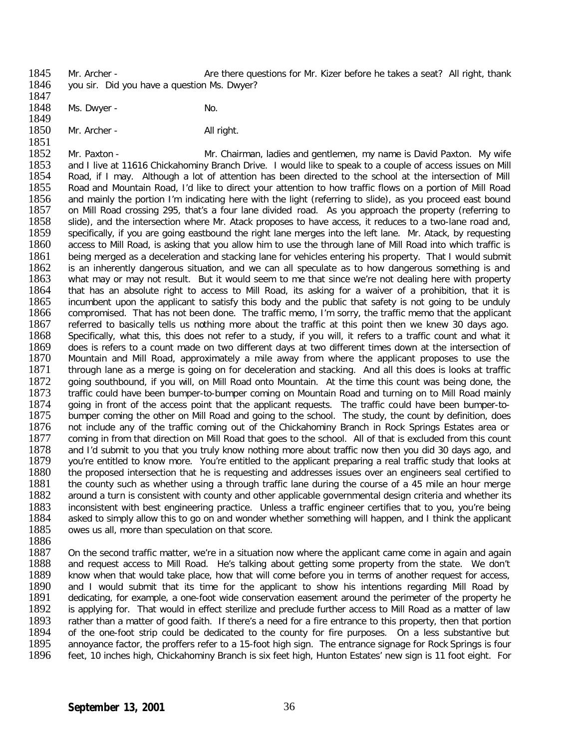Mr. Archer - Are there questions for Mr. Kizer before he takes a seat? All right, thank you sir. Did you have a question Ms. Dwyer?

Ms. Dwyer - No.

Mr. Archer - All right.

Mr. Paxton - Mr. Chairman, ladies and gentlemen, my name is David Paxton. My wife and I live at 11616 Chickahominy Branch Drive. I would like to speak to a couple of access issues on Mill Road, if I may. Although a lot of attention has been directed to the school at the intersection of Mill Road and Mountain Road, I'd like to direct your attention to how traffic flows on a portion of Mill Road and mainly the portion I'm indicating here with the light (referring to slide), as you proceed east bound on Mill Road crossing 295, that's a four lane divided road. As you approach the property (referring to slide), and the intersection where Mr. Atack proposes to have access, it reduces to a two-lane road and, specifically, if you are going eastbound the right lane merges into the left lane. Mr. Atack, by requesting access to Mill Road, is asking that you allow him to use the through lane of Mill Road into which traffic is being merged as a deceleration and stacking lane for vehicles entering his property. That I would submit is an inherently dangerous situation, and we can all speculate as to how dangerous something is and what may or may not result. But it would seem to me that since we're not dealing here with property that has an absolute right to access to Mill Road, its asking for a waiver of a prohibition, that it is incumbent upon the applicant to satisfy this body and the public that safety is not going to be unduly compromised. That has not been done. The traffic memo, I'm sorry, the traffic memo that the applicant referred to basically tells us nothing more about the traffic at this point then we knew 30 days ago. Specifically, what this, this does not refer to a study, if you will, it refers to a traffic count and what it does is refers to a count made on two different days at two different times down at the intersection of Mountain and Mill Road, approximately a mile away from where the applicant proposes to use the through lane as a merge is going on for deceleration and stacking. And all this does is looks at traffic going southbound, if you will, on Mill Road onto Mountain. At the time this count was being done, the traffic could have been bumper-to-bumper coming on Mountain Road and turning on to Mill Road mainly going in front of the access point that the applicant requests. The traffic could have been bumper-to-bumper coming the other on Mill Road and going to the school. The study, the count by definition, does not include any of the traffic coming out of the Chickahominy Branch in Rock Springs Estates area or coming in from that direction on Mill Road that goes to the school. All of that is excluded from this count and I'd submit to you that you truly know nothing more about traffic now then you did 30 days ago, and you're entitled to know more. You're entitled to the applicant preparing a real traffic study that looks at the proposed intersection that he is requesting and addresses issues over an engineers seal certified to the county such as whether using a through traffic lane during the course of a 45 mile an hour merge around a turn is consistent with county and other applicable governmental design criteria and whether its inconsistent with best engineering practice. Unless a traffic engineer certifies that to you, you're being asked to simply allow this to go on and wonder whether something will happen, and I think the applicant owes us all, more than speculation on that score.

On the second traffic matter, we're in a situation now where the applicant came come in again and again and request access to Mill Road. He's talking about getting some property from the state. We don't know when that would take place, how that will come before you in terms of another request for access, and I would submit that its time for the applicant to show his intentions regarding Mill Road by dedicating, for example, a one-foot wide conservation easement around the perimeter of the property he is applying for. That would in effect sterilize and preclude further access to Mill Road as a matter of law rather than a matter of good faith. If there's a need for a fire entrance to this property, then that portion of the one-foot strip could be dedicated to the county for fire purposes. On a less substantive but annoyance factor, the proffers refer to a 15-foot high sign. The entrance signage for Rock Springs is four feet, 10 inches high, Chickahominy Branch is six feet high, Hunton Estates' new sign is 11 foot eight. For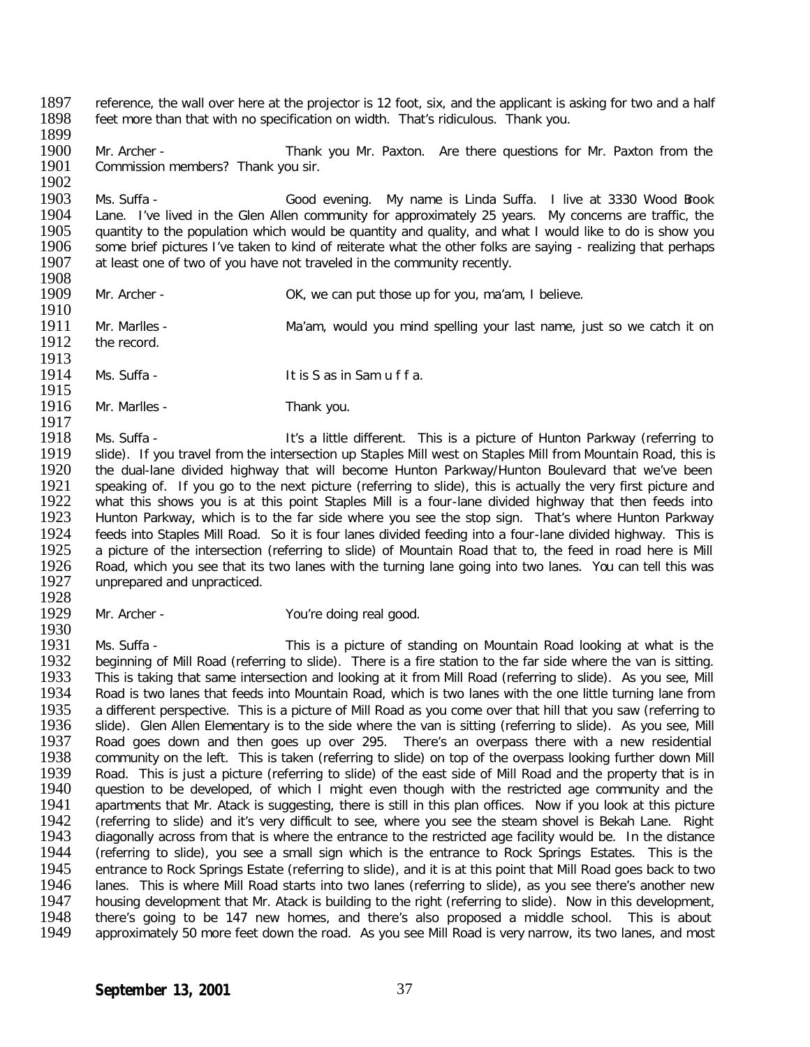reference, the wall over here at the projector is 12 foot, six, and the applicant is asking for two and a half feet more than that with no specification on width. That's ridiculous. Thank you.

Mr. Archer - Thank you Mr. Paxton. Are there questions for Mr. Paxton from the Commission members? Thank you sir.

Ms. Suffa - Good evening. My name is Linda Suffa. I live at 3330 Wood Brook Lane. I've lived in the Glen Allen community for approximately 25 years. My concerns are traffic, the quantity to the population which would be quantity and quality, and what I would like to do is show you some brief pictures I've taken to kind of reiterate what the other folks are saying - realizing that perhaps at least one of two of you have not traveled in the community recently.

Mr. Archer - OK, we can put those up for you, ma'am, I believe.

Mr. Marlles - Ma'am, would you mind spelling your last name, just so we catch it on the record.

Ms. Suffa - It is S as in Sam u f f a.

Mr. Marlles - Thank you.

Ms. Suffa - It's a little different. This is a picture of Hunton Parkway (referring to slide). If you travel from the intersection up Staples Mill west on Staples Mill from Mountain Road, this is the dual-lane divided highway that will become Hunton Parkway/Hunton Boulevard that we've been speaking of. If you go to the next picture (referring to slide), this is actually the very first picture and what this shows you is at this point Staples Mill is a four-lane divided highway that then feeds into Hunton Parkway, which is to the far side where you see the stop sign. That's where Hunton Parkway feeds into Staples Mill Road. So it is four lanes divided feeding into a four-lane divided highway. This is a picture of the intersection (referring to slide) of Mountain Road that to, the feed in road here is Mill Road, which you see that its two lanes with the turning lane going into two lanes. You can tell this was unprepared and unpracticed.

Mr. Archer - You're doing real good.

Ms. Suffa - This is a picture of standing on Mountain Road looking at what is the beginning of Mill Road (referring to slide). There is a fire station to the far side where the van is sitting. This is taking that same intersection and looking at it from Mill Road (referring to slide). As you see, Mill Road is two lanes that feeds into Mountain Road, which is two lanes with the one little turning lane from a different perspective. This is a picture of Mill Road as you come over that hill that you saw (referring to slide). Glen Allen Elementary is to the side where the van is sitting (referring to slide). As you see, Mill Road goes down and then goes up over 295. There's an overpass there with a new residential community on the left. This is taken (referring to slide) on top of the overpass looking further down Mill Road. This is just a picture (referring to slide) of the east side of Mill Road and the property that is in question to be developed, of which I might even though with the restricted age community and the apartments that Mr. Atack is suggesting, there is still in this plan offices. Now if you look at this picture (referring to slide) and it's very difficult to see, where you see the steam shovel is Bekah Lane. Right diagonally across from that is where the entrance to the restricted age facility would be. In the distance (referring to slide), you see a small sign which is the entrance to Rock Springs Estates. This is the entrance to Rock Springs Estate (referring to slide), and it is at this point that Mill Road goes back to two lanes. This is where Mill Road starts into two lanes (referring to slide), as you see there's another new housing development that Mr. Atack is building to the right (referring to slide). Now in this development, there's going to be 147 new homes, and there's also proposed a middle school. This is about approximately 50 more feet down the road. As you see Mill Road is very narrow, its two lanes, and most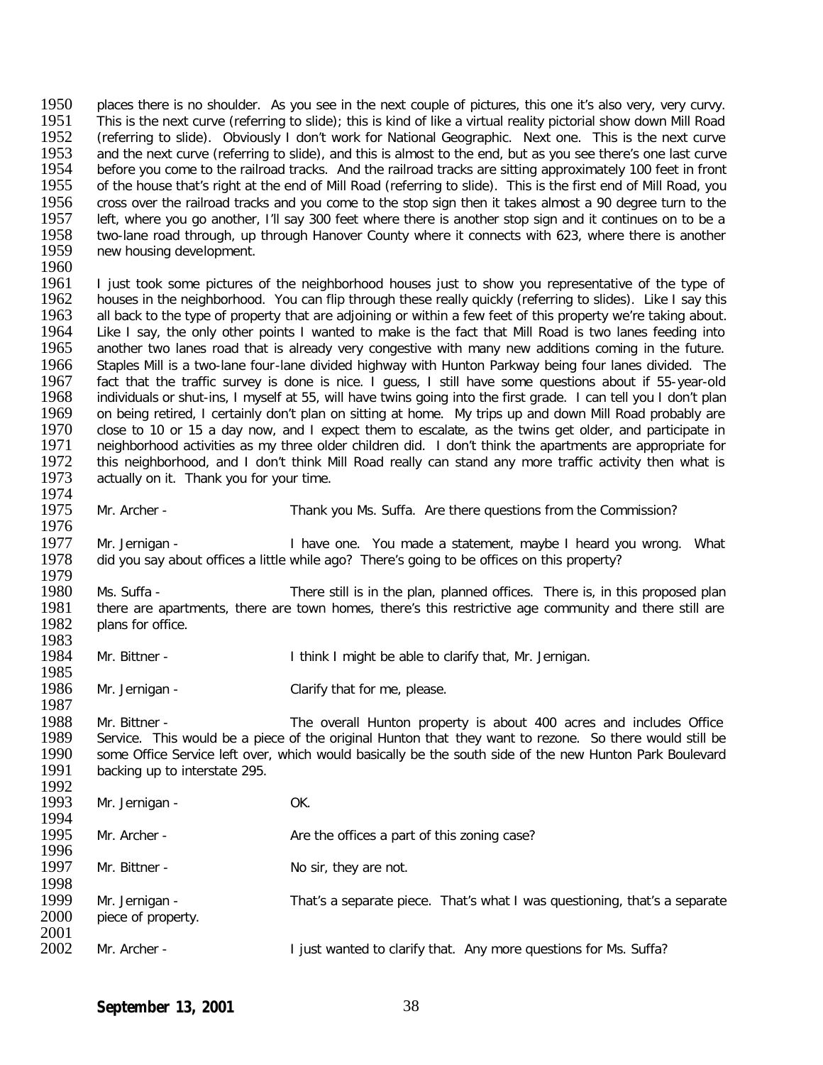places there is no shoulder. As you see in the next couple of pictures, this one it's also very, very curvy. This is the next curve (referring to slide); this is kind of like a virtual reality pictorial show down Mill Road (referring to slide). Obviously I don't work for National Geographic. Next one. This is the next curve and the next curve (referring to slide), and this is almost to the end, but as you see there's one last curve before you come to the railroad tracks. And the railroad tracks are sitting approximately 100 feet in front of the house that's right at the end of Mill Road (referring to slide). This is the first end of Mill Road, you cross over the railroad tracks and you come to the stop sign then it takes almost a 90 degree turn to the left, where you go another, I'll say 300 feet where there is another stop sign and it continues on to be a two-lane road through, up through Hanover County where it connects with 623, where there is another new housing development.

I just took some pictures of the neighborhood houses just to show you representative of the type of houses in the neighborhood. You can flip through these really quickly (referring to slides). Like I say this all back to the type of property that are adjoining or within a few feet of this property we're taking about. Like I say, the only other points I wanted to make is the fact that Mill Road is two lanes feeding into another two lanes road that is already very congestive with many new additions coming in the future. Staples Mill is a two-lane four-lane divided highway with Hunton Parkway being four lanes divided. The fact that the traffic survey is done is nice. I guess, I still have some questions about if 55-year-old individuals or shut-ins, I myself at 55, will have twins going into the first grade. I can tell you I don't plan on being retired, I certainly don't plan on sitting at home. My trips up and down Mill Road probably are close to 10 or 15 a day now, and I expect them to escalate, as the twins get older, and participate in neighborhood activities as my three older children did. I don't think the apartments are appropriate for this neighborhood, and I don't think Mill Road really can stand any more traffic activity then what is actually on it. Thank you for your time.

Mr. Archer - Thank you Ms. Suffa. Are there questions from the Commission?

Mr. Jernigan - I have one. You made a statement, maybe I heard you wrong. What did you say about offices a little while ago? There's going to be offices on this property?

Ms. Suffa - There still is in the plan, planned offices. There is, in this proposed plan there are apartments, there are town homes, there's this restrictive age community and there still are plans for office.

Mr. Bittner - I think I might be able to clarify that, Mr. Jernigan.

Mr. Jernigan - Clarify that for me, please.

Mr. Bittner - The overall Hunton property is about 400 acres and includes Office Service. This would be a piece of the original Hunton that they want to rezone. So there would still be some Office Service left over, which would basically be the south side of the new Hunton Park Boulevard backing up to interstate 295.

Mr. Jernigan - OK.

Mr. Archer - Are the offices a part of this zoning case?

Mr. Bittner - No sir, they are not.

Mr. Jernigan - That's a separate piece. That's what I was questioning, that's a separate piece of property.

Mr. Archer - I just wanted to clarify that. Any more questions for Ms. Suffa?

**September 13, 2001**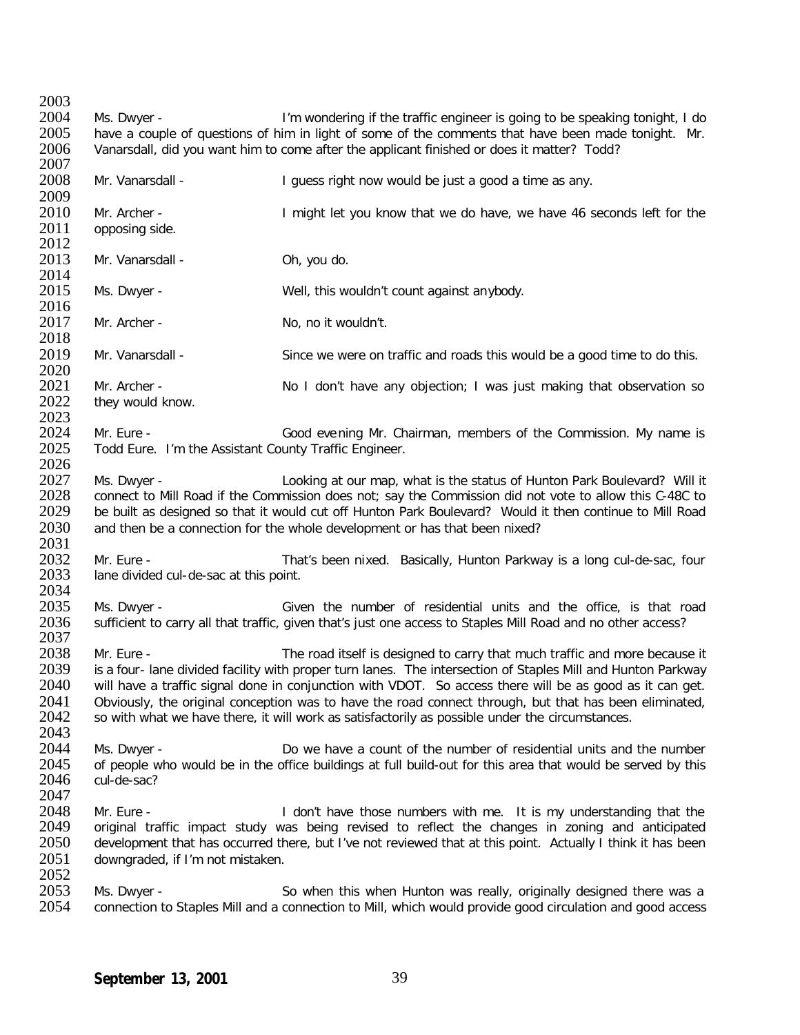Ms. Dwyer - I'm wondering if the traffic engineer is going to be speaking tonight, I do have a couple of questions of him in light of some of the comments that have been made tonight. Mr. Vanarsdall, did you want him to come after the applicant finished or does it matter? Todd?

Mr. Vanarsdall - I guess right now would be just a good a time as any.

Mr. Archer - I might let you know that we do have, we have 46 seconds left for the opposing side.

Mr. Vanarsdall - Oh, you do.

Ms. Dwyer - Well, this wouldn't count against anybody.

Mr. Archer - No, no it wouldn't.

Mr. Vanarsdall - Since we were on traffic and roads this would be a good time to do this.

Mr. Archer - No I don't have any objection; I was just making that observation so they would know.

Mr. Eure - Good evening Mr. Chairman, members of the Commission. My name is Todd Eure. I'm the Assistant County Traffic Engineer.

Ms. Dwyer - Looking at our map, what is the status of Hunton Park Boulevard? Will it connect to Mill Road if the Commission does not; say the Commission did not vote to allow this C-48C to be built as designed so that it would cut off Hunton Park Boulevard? Would it then continue to Mill Road and then be a connection for the whole development or has that been nixed?

Mr. Eure - That's been nixed. Basically, Hunton Parkway is a long cul-de-sac, four lane divided cul-de-sac at this point.

Ms. Dwyer - Given the number of residential units and the office, is that road sufficient to carry all that traffic, given that's just one access to Staples Mill Road and no other access?

Mr. Eure - The road itself is designed to carry that much traffic and more because it is a four- lane divided facility with proper turn lanes. The intersection of Staples Mill and Hunton Parkway will have a traffic signal done in conjunction with VDOT. So access there will be as good as it can get. Obviously, the original conception was to have the road connect through, but that has been eliminated, so with what we have there, it will work as satisfactorily as possible under the circumstances.

Ms. Dwyer - Do we have a count of the number of residential units and the number of people who would be in the office buildings at full build-out for this area that would be served by this cul-de-sac?

Mr. Eure - I don't have those numbers with me. It is my understanding that the original traffic impact study was being revised to reflect the changes in zoning and anticipated development that has occurred there, but I've not reviewed that at this point. Actually I think it has been downgraded, if I'm not mistaken.

Ms. Dwyer - So when this when Hunton was really, originally designed there was a connection to Staples Mill and a connection to Mill, which would provide good circulation and good access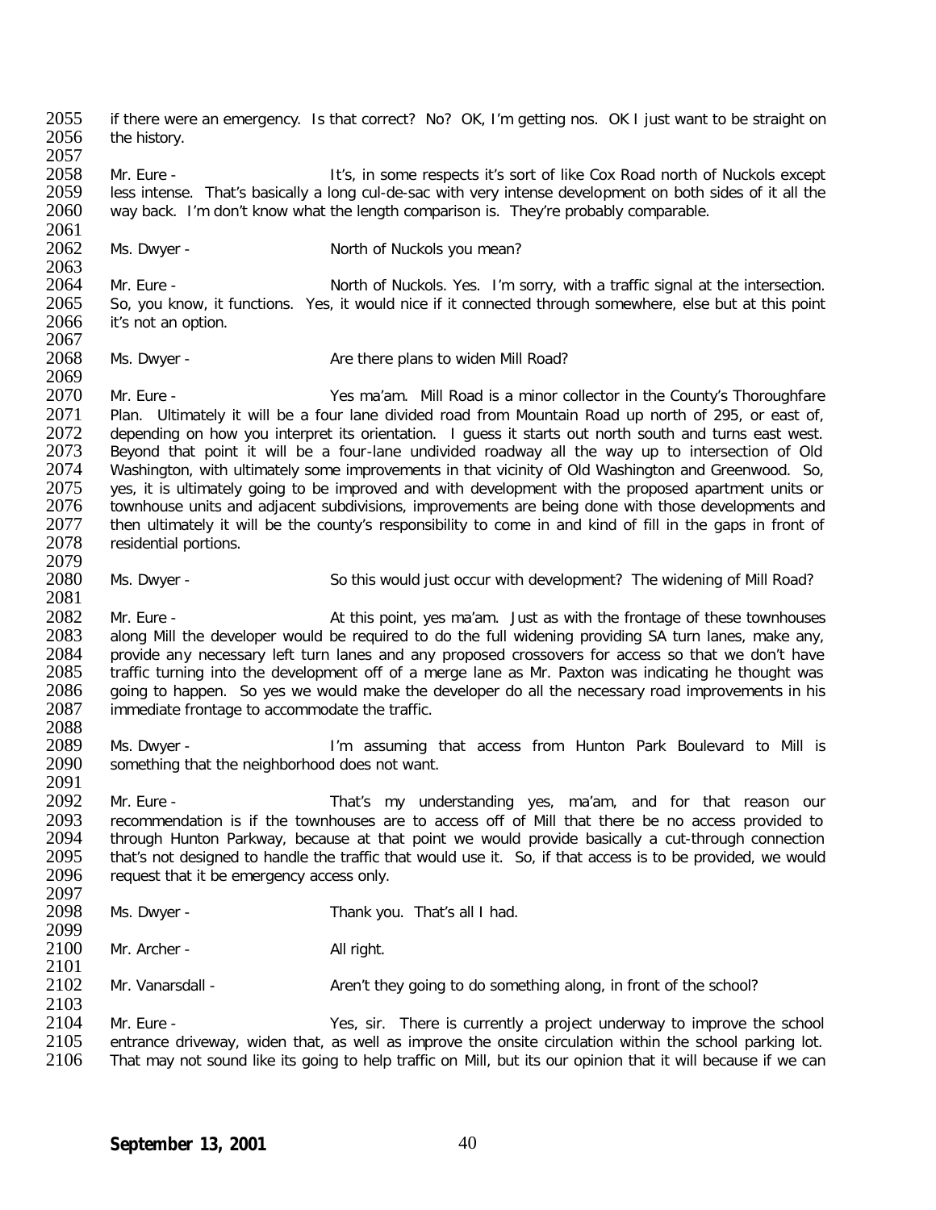if there were an emergency. Is that correct? No? OK, I'm getting nos. OK I just want to be straight on the history.

Mr. Eure - It's, in some respects it's sort of like Cox Road north of Nuckols except less intense. That's basically a long cul-de-sac with very intense development on both sides of it all the way back. I'm don't know what the length comparison is. They're probably comparable.

Ms. Dwyer - North of Nuckols you mean?

Mr. Eure - North of Nuckols. Yes. I'm sorry, with a traffic signal at the intersection. So, you know, it functions. Yes, it would nice if it connected through somewhere, else but at this point it's not an option.

Ms. Dwyer - Are there plans to widen Mill Road?

Mr. Eure - Yes ma'am. Mill Road is a minor collector in the County's Thoroughfare Plan. Ultimately it will be a four lane divided road from Mountain Road up north of 295, or east of, depending on how you interpret its orientation. I guess it starts out north south and turns east west. Beyond that point it will be a four-lane undivided roadway all the way up to intersection of Old Washington, with ultimately some improvements in that vicinity of Old Washington and Greenwood. So, yes, it is ultimately going to be improved and with development with the proposed apartment units or townhouse units and adjacent subdivisions, improvements are being done with those developments and then ultimately it will be the county's responsibility to come in and kind of fill in the gaps in front of residential portions.

Ms. Dwyer - So this would just occur with development? The widening of Mill Road?

Mr. Eure - At this point, yes ma'am. Just as with the frontage of these townhouses along Mill the developer would be required to do the full widening providing SA turn lanes, make any, provide any necessary left turn lanes and any proposed crossovers for access so that we don't have traffic turning into the development off of a merge lane as Mr. Paxton was indicating he thought was going to happen. So yes we would make the developer do all the necessary road improvements in his immediate frontage to accommodate the traffic.

Ms. Dwyer - I'm assuming that access from Hunton Park Boulevard to Mill is something that the neighborhood does not want.

Mr. Eure - That's my understanding yes, ma'am, and for that reason our recommendation is if the townhouses are to access off of Mill that there be no access provided to through Hunton Parkway, because at that point we would provide basically a cut-through connection that's not designed to handle the traffic that would use it. So, if that access is to be provided, we would request that it be emergency access only.

Ms. Dwyer - Thank you. That's all I had.

Mr. Archer - All right.

Mr. Vanarsdall - Aren't they going to do something along, in front of the school?

Mr. Eure - Yes, sir. There is currently a project underway to improve the school entrance driveway, widen that, as well as improve the onsite circulation within the school parking lot. That may not sound like its going to help traffic on Mill, but its our opinion that it will because if we can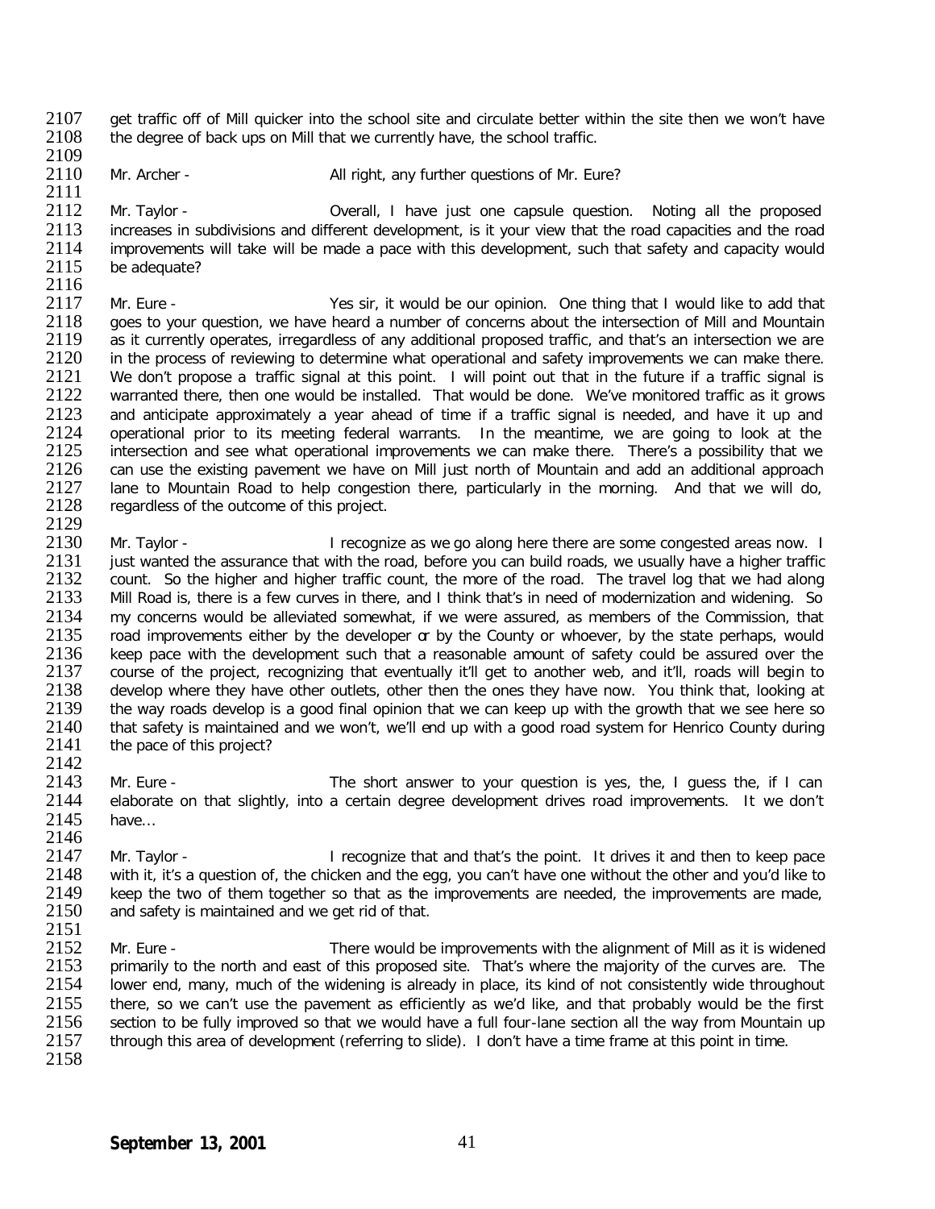get traffic off of Mill quicker into the school site and circulate better within the site then we won't have the degree of back ups on Mill that we currently have, the school traffic.

Mr. Archer - All right, any further questions of Mr. Eure?

Mr. Taylor - Overall, I have just one capsule question. Noting all the proposed increases in subdivisions and different development, is it your view that the road capacities and the road improvements will take will be made a pace with this development, such that safety and capacity would be adequate?

Mr. Eure - Yes sir, it would be our opinion. One thing that I would like to add that goes to your question, we have heard a number of concerns about the intersection of Mill and Mountain as it currently operates, irregardless of any additional proposed traffic, and that's an intersection we are in the process of reviewing to determine what operational and safety improvements we can make there. We don't propose a traffic signal at this point. I will point out that in the future if a traffic signal is warranted there, then one would be installed. That would be done. We've monitored traffic as it grows and anticipate approximately a year ahead of time if a traffic signal is needed, and have it up and operational prior to its meeting federal warrants. In the meantime, we are going to look at the intersection and see what operational improvements we can make there. There's a possibility that we can use the existing pavement we have on Mill just north of Mountain and add an additional approach lane to Mountain Road to help congestion there, particularly in the morning. And that we will do, regardless of the outcome of this project.

Mr. Taylor - I recognize as we go along here there are some congested areas now. I just wanted the assurance that with the road, before you can build roads, we usually have a higher traffic count. So the higher and higher traffic count, the more of the road. The travel log that we had along Mill Road is, there is a few curves in there, and I think that's in need of modernization and widening. So my concerns would be alleviated somewhat, if we were assured, as members of the Commission, that road improvements either by the developer or by the County or whoever, by the state perhaps, would keep pace with the development such that a reasonable amount of safety could be assured over the course of the project, recognizing that eventually it'll get to another web, and it'll, roads will begin to develop where they have other outlets, other then the ones they have now. You think that, looking at the way roads develop is a good final opinion that we can keep up with the growth that we see here so that safety is maintained and we won't, we'll end up with a good road system for Henrico County during the pace of this project?

Mr. Eure - The short answer to your question is yes, the, I guess the, if I can elaborate on that slightly, into a certain degree development drives road improvements. It we don't have…

Mr. Taylor - I recognize that and that's the point. It drives it and then to keep pace with it, it's a question of, the chicken and the egg, you can't have one without the other and you'd like to keep the two of them together so that as the improvements are needed, the improvements are made, and safety is maintained and we get rid of that.

Mr. Eure - There would be improvements with the alignment of Mill as it is widened primarily to the north and east of this proposed site. That's where the majority of the curves are. The lower end, many, much of the widening is already in place, its kind of not consistently wide throughout there, so we can't use the pavement as efficiently as we'd like, and that probably would be the first section to be fully improved so that we would have a full four-lane section all the way from Mountain up through this area of development (referring to slide). I don't have a time frame at this point in time.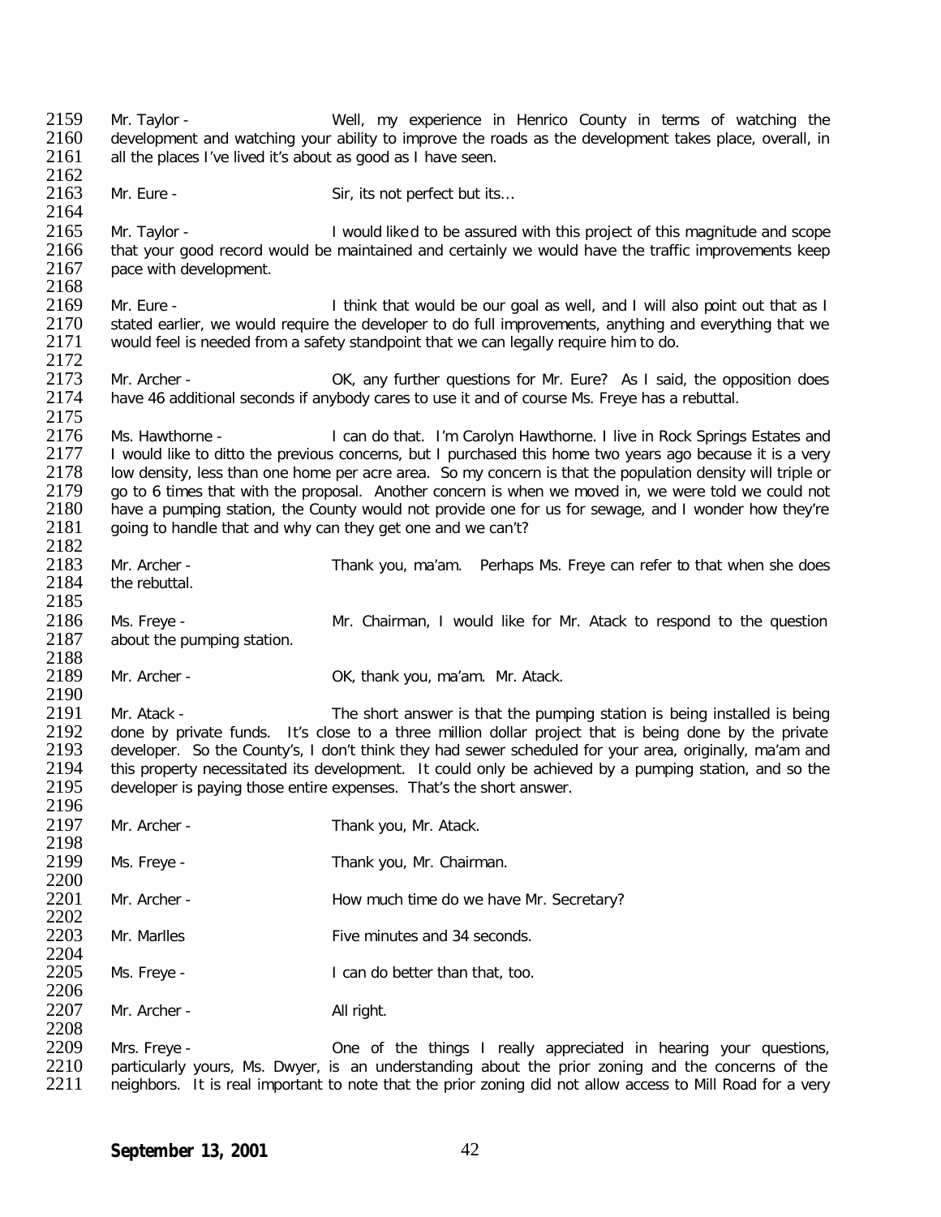Mr. Taylor - Well, my experience in Henrico County in terms of watching the development and watching your ability to improve the roads as the development takes place, overall, in all the places I've lived it's about as good as I have seen.

Mr. Eure - Sir, its not perfect but its…

Mr. Taylor - I would liked to be assured with this project of this magnitude and scope that your good record would be maintained and certainly we would have the traffic improvements keep pace with development.

Mr. Eure - I think that would be our goal as well, and I will also point out that as I stated earlier, we would require the developer to do full improvements, anything and everything that we would feel is needed from a safety standpoint that we can legally require him to do.

Mr. Archer - OK, any further questions for Mr. Eure? As I said, the opposition does have 46 additional seconds if anybody cares to use it and of course Ms. Freye has a rebuttal.

Ms. Hawthorne - I can do that. I'm Carolyn Hawthorne. I live in Rock Springs Estates and I would like to ditto the previous concerns, but I purchased this home two years ago because it is a very low density, less than one home per acre area. So my concern is that the population density will triple or go to 6 times that with the proposal. Another concern is when we moved in, we were told we could not have a pumping station, the County would not provide one for us for sewage, and I wonder how they're going to handle that and why can they get one and we can't?

Mr. Archer - Thank you, ma'am. Perhaps Ms. Freye can refer to that when she does the rebuttal.

Ms. Freye - Mr. Chairman, I would like for Mr. Atack to respond to the question about the pumping station.

Mr. Archer - OK, thank you, ma'am. Mr. Atack.

Mr. Atack - The short answer is that the pumping station is being installed is being done by private funds. It's close to a three million dollar project that is being done by the private developer. So the County's, I don't think they had sewer scheduled for your area, originally, ma'am and this property necessitated its development. It could only be achieved by a pumping station, and so the developer is paying those entire expenses. That's the short answer.

Mr. Archer - Thank you, Mr. Atack.

Ms. Freye - Thank you, Mr. Chairman.

Mr. Archer - How much time do we have Mr. Secretary?

Mr. Marlles Five minutes and 34 seconds.

Ms. Freye - I can do better than that, too.

Mr. Archer - All right.

Mrs. Freye - One of the things I really appreciated in hearing your questions, particularly yours, Ms. Dwyer, is an understanding about the prior zoning and the concerns of the neighbors. It is real important to note that the prior zoning did not allow access to Mill Road for a very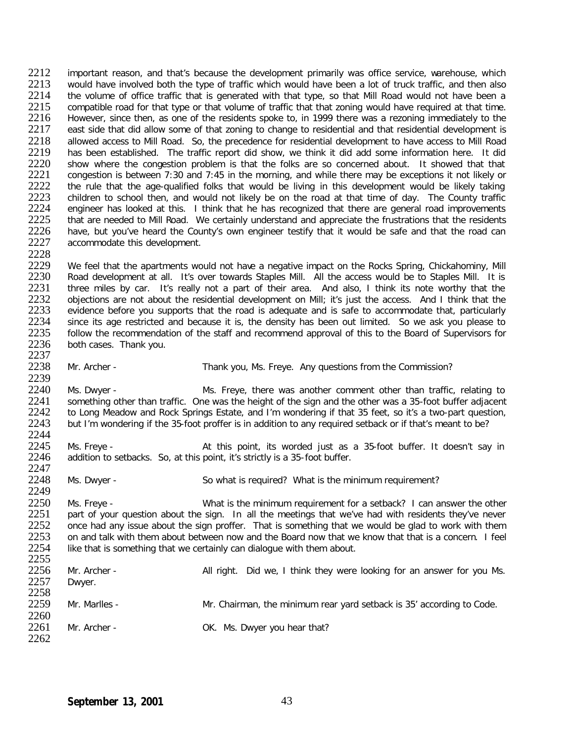important reason, and that's because the development primarily was office service, warehouse, which would have involved both the type of traffic which would have been a lot of truck traffic, and then also the volume of office traffic that is generated with that type, so that Mill Road would not have been a compatible road for that type or that volume of traffic that that zoning would have required at that time. However, since then, as one of the residents spoke to, in 1999 there was a rezoning immediately to the east side that did allow some of that zoning to change to residential and that residential development is allowed access to Mill Road. So, the precedence for residential development to have access to Mill Road has been established. The traffic report did show, we think it did add some information here. It did show where the congestion problem is that the folks are so concerned about. It showed that that congestion is between 7:30 and 7:45 in the morning, and while there may be exceptions it not likely or the rule that the age-qualified folks that would be living in this development would be likely taking children to school then, and would not likely be on the road at that time of day. The County traffic engineer has looked at this. I think that he has recognized that there are general road improvements that are needed to Mill Road. We certainly understand and appreciate the frustrations that the residents have, but you've heard the County's own engineer testify that it would be safe and that the road can accommodate this development.

We feel that the apartments would not have a negative impact on the Rocks Spring, Chickahominy, Mill Road development at all. It's over towards Staples Mill. All the access would be to Staples Mill. It is three miles by car. It's really not a part of their area. And also, I think its note worthy that the objections are not about the residential development on Mill; it's just the access. And I think that the evidence before you supports that the road is adequate and is safe to accommodate that, particularly since its age restricted and because it is, the density has been out limited. So we ask you please to follow the recommendation of the staff and recommend approval of this to the Board of Supervisors for both cases. Thank you.

Mr. Archer - Thank you, Ms. Freye. Any questions from the Commission?

Ms. Dwyer - Ms. Freye, there was another comment other than traffic, relating to something other than traffic. One was the height of the sign and the other was a 35-foot buffer adjacent to Long Meadow and Rock Springs Estate, and I'm wondering if that 35 feet, so it's a two-part question, but I'm wondering if the 35-foot proffer is in addition to any required setback or if that's meant to be?

Ms. Freye - At this point, its worded just as a 35-foot buffer. It doesn't say in addition to setbacks. So, at this point, it's strictly is a 35-foot buffer.

Ms. Dwyer - So what is required? What is the minimum requirement?

Ms. Freye - What is the minimum requirement for a setback? I can answer the other part of your question about the sign. In all the meetings that we've had with residents they've never once had any issue about the sign proffer. That is something that we would be glad to work with them on and talk with them about between now and the Board now that we know that that is a concern. I feel like that is something that we certainly can dialogue with them about.

Mr. Archer - All right. Did we, I think they were looking for an answer for you Ms. Dwyer.

Mr. Marlles - Mr. Chairman, the minimum rear yard setback is 35' according to Code.

Mr. Archer - OK. Ms. Dwyer you hear that?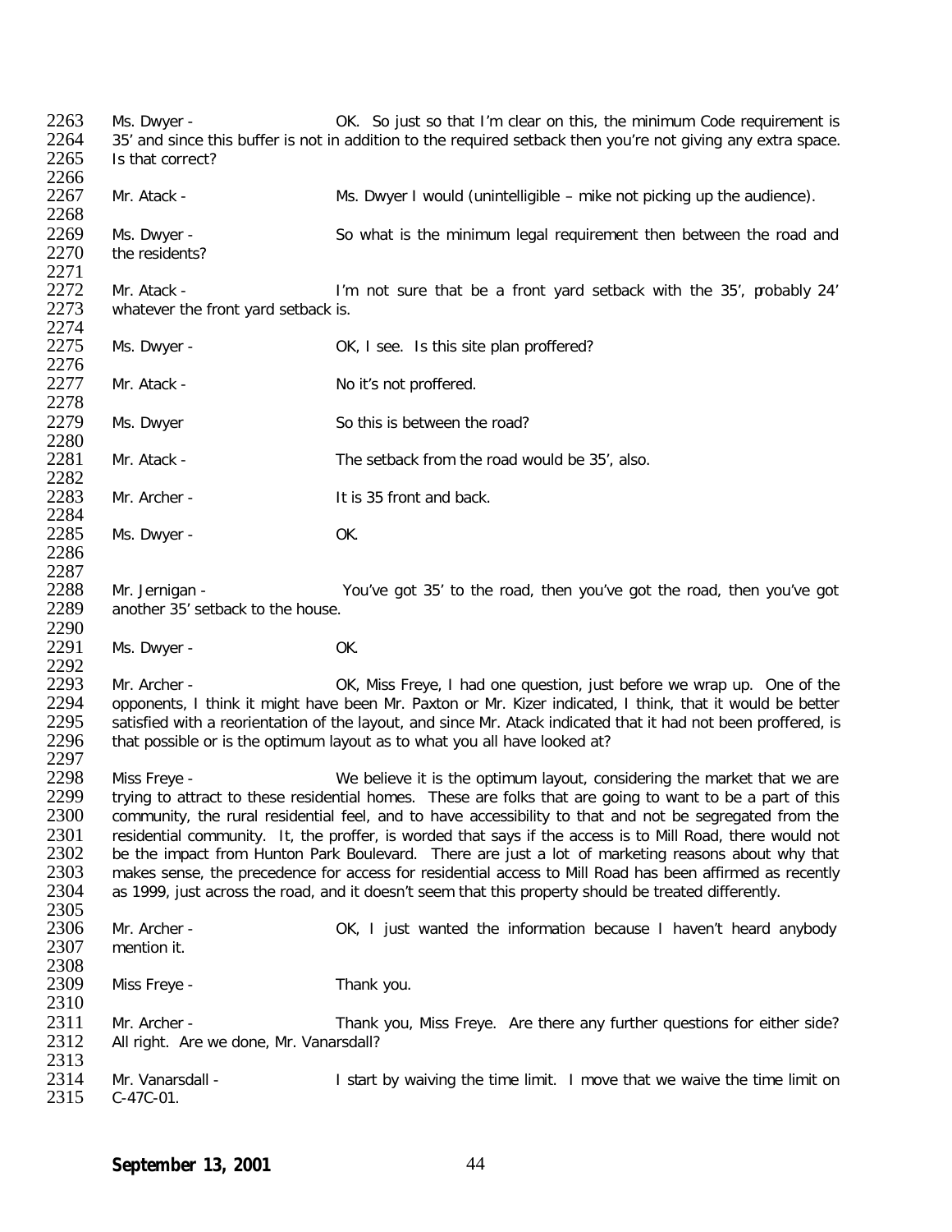Ms. Dwyer - OK. So just so that I'm clear on this, the minimum Code requirement is 35' and since this buffer is not in addition to the required setback then you're not giving any extra space. Is that correct?

Mr. Atack - Ms. Dwyer I would (unintelligible – mike not picking up the audience).

Ms. Dwyer - So what is the minimum legal requirement then between the road and the residents?

Mr. Atack - I'm not sure that be a front yard setback with the 35', probably 24' whatever the front yard setback is.

Ms. Dwyer - OK, I see. Is this site plan proffered?

Mr. Atack - No it's not proffered.

Ms. Dwyer So this is between the road?

Mr. Atack - The setback from the road would be 35', also.

Mr. Archer - It is 35 front and back.

Ms. Dwyer - OK.

Mr. Jernigan - You've got 35' to the road, then you've got the road, then you've got another 35' setback to the house.

Ms. Dwyer - OK.

Mr. Archer - OK, Miss Freye, I had one question, just before we wrap up. One of the opponents, I think it might have been Mr. Paxton or Mr. Kizer indicated, I think, that it would be better satisfied with a reorientation of the layout, and since Mr. Atack indicated that it had not been proffered, is that possible or is the optimum layout as to what you all have looked at?

Miss Freye - We believe it is the optimum layout, considering the market that we are trying to attract to these residential homes. These are folks that are going to want to be a part of this community, the rural residential feel, and to have accessibility to that and not be segregated from the residential community. It, the proffer, is worded that says if the access is to Mill Road, there would not be the impact from Hunton Park Boulevard. There are just a lot of marketing reasons about why that makes sense, the precedence for access for residential access to Mill Road has been affirmed as recently as 1999, just across the road, and it doesn't seem that this property should be treated differently.

Mr. Archer - OK, I just wanted the information because I haven't heard anybody mention it.

Miss Freye - Thank you.

Mr. Archer - Thank you, Miss Freye. Are there any further questions for either side? All right. Are we done, Mr. Vanarsdall?

Mr. Vanarsdall - I start by waiving the time limit. I move that we waive the time limit on C-47C-01.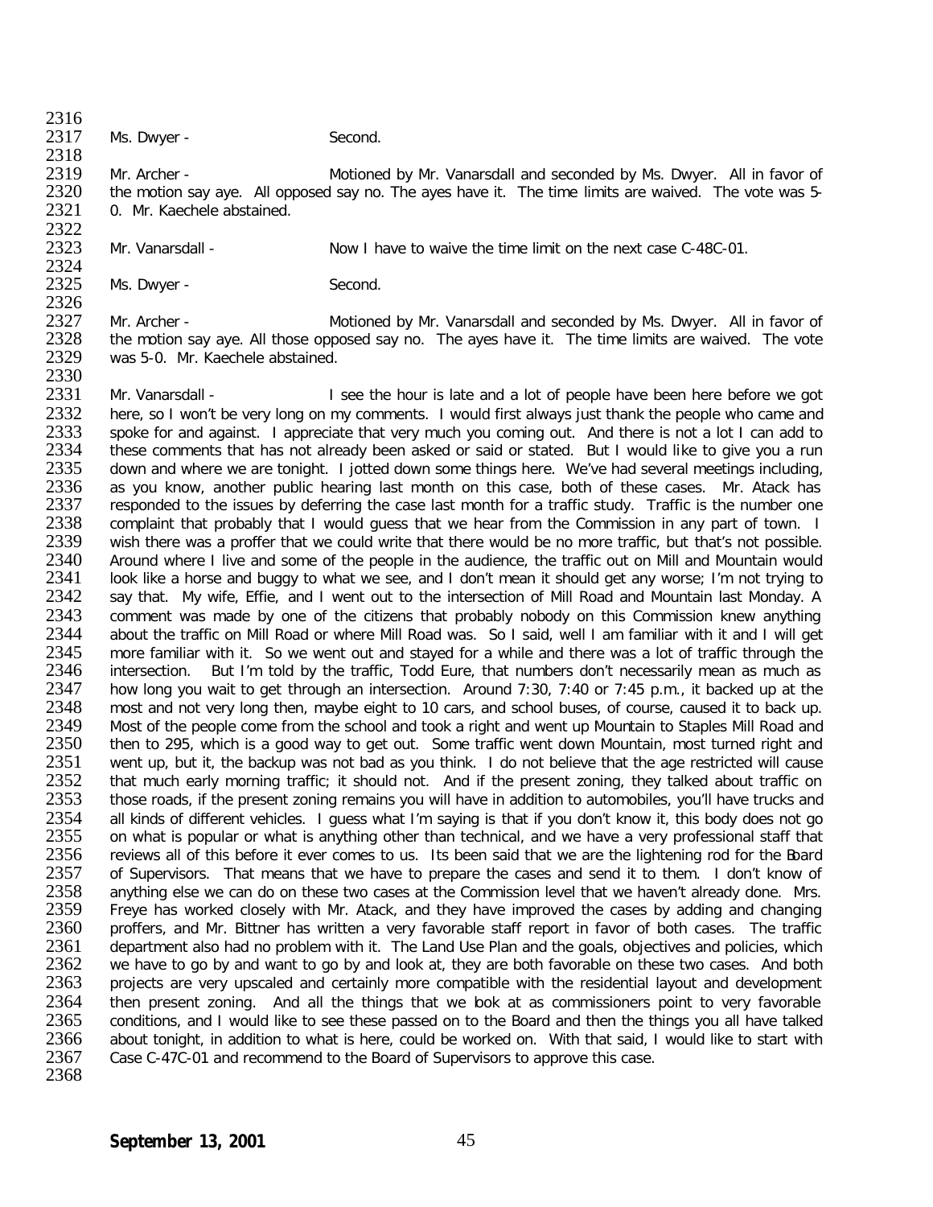Ms. Dwyer - Second.

Mr. Archer - Motioned by Mr. Vanarsdall and seconded by Ms. Dwyer. All in favor of the motion say aye. All opposed say no. The ayes have it. The time limits are waived. The vote was 5-0. Mr. Kaechele abstained.

Mr. Vanarsdall - Now I have to waive the time limit on the next case C-48C-01.

Ms. Dwyer - Second.

Mr. Archer - Motioned by Mr. Vanarsdall and seconded by Ms. Dwyer. All in favor of the motion say aye. All those opposed say no. The ayes have it. The time limits are waived. The vote was 5-0. Mr. Kaechele abstained.

Mr. Vanarsdall - I see the hour is late and a lot of people have been here before we got here, so I won't be very long on my comments. I would first always just thank the people who came and spoke for and against. I appreciate that very much you coming out. And there is not a lot I can add to these comments that has not already been asked or said or stated. But I would like to give you a run down and where we are tonight. I jotted down some things here. We've had several meetings including, as you know, another public hearing last month on this case, both of these cases. Mr. Atack has responded to the issues by deferring the case last month for a traffic study. Traffic is the number one complaint that probably that I would guess that we hear from the Commission in any part of town. I wish there was a proffer that we could write that there would be no more traffic, but that's not possible. Around where I live and some of the people in the audience, the traffic out on Mill and Mountain would look like a horse and buggy to what we see, and I don't mean it should get any worse; I'm not trying to say that. My wife, Effie, and I went out to the intersection of Mill Road and Mountain last Monday. A comment was made by one of the citizens that probably nobody on this Commission knew anything about the traffic on Mill Road or where Mill Road was. So I said, well I am familiar with it and I will get more familiar with it. So we went out and stayed for a while and there was a lot of traffic through the intersection. But I'm told by the traffic, Todd Eure, that numbers don't necessarily mean as much as how long you wait to get through an intersection. Around 7:30, 7:40 or 7:45 p.m., it backed up at the most and not very long then, maybe eight to 10 cars, and school buses, of course, caused it to back up. Most of the people come from the school and took a right and went up Mountain to Staples Mill Road and then to 295, which is a good way to get out. Some traffic went down Mountain, most turned right and went up, but it, the backup was not bad as you think. I do not believe that the age restricted will cause that much early morning traffic; it should not. And if the present zoning, they talked about traffic on those roads, if the present zoning remains you will have in addition to automobiles, you'll have trucks and all kinds of different vehicles. I guess what I'm saying is that if you don't know it, this body does not go on what is popular or what is anything other than technical, and we have a very professional staff that reviews all of this before it ever comes to us. Its been said that we are the lightening rod for the Board of Supervisors. That means that we have to prepare the cases and send it to them. I don't know of anything else we can do on these two cases at the Commission level that we haven't already done. Mrs. Freye has worked closely with Mr. Atack, and they have improved the cases by adding and changing proffers, and Mr. Bittner has written a very favorable staff report in favor of both cases. The traffic department also had no problem with it. The Land Use Plan and the goals, objectives and policies, which we have to go by and want to go by and look at, they are both favorable on these two cases. And both projects are very upscaled and certainly more compatible with the residential layout and development then present zoning. And all the things that we look at as commissioners point to very favorable conditions, and I would like to see these passed on to the Board and then the things you all have talked about tonight, in addition to what is here, could be worked on. With that said, I would like to start with Case C-47C-01 and recommend to the Board of Supervisors to approve this case.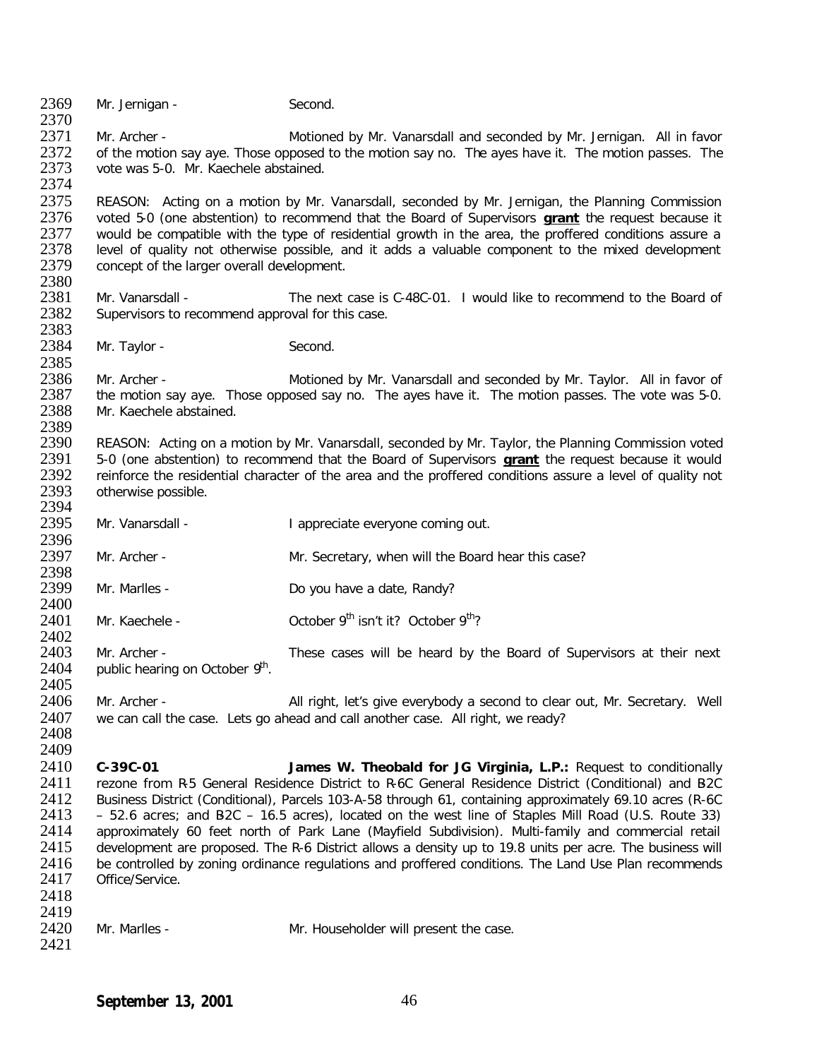Mr. Jernigan - Second.

Mr. Archer - Motioned by Mr. Vanarsdall and seconded by Mr. Jernigan. All in favor of the motion say aye. Those opposed to the motion say no. The ayes have it. The motion passes. The vote was 5-0. Mr. Kaechele abstained.

REASON: Acting on a motion by Mr. Vanarsdall, seconded by Mr. Jernigan, the Planning Commission voted 5-0 (one abstention) to recommend that the Board of Supervisors **grant** the request because it would be compatible with the type of residential growth in the area, the proffered conditions assure a level of quality not otherwise possible, and it adds a valuable component to the mixed development concept of the larger overall development.

Mr. Vanarsdall - The next case is C-48C-01. I would like to recommend to the Board of Supervisors to recommend approval for this case.

Mr. Taylor - Second.

Mr. Archer - Motioned by Mr. Vanarsdall and seconded by Mr. Taylor. All in favor of the motion say aye. Those opposed say no. The ayes have it. The motion passes. The vote was 5-0. Mr. Kaechele abstained.

REASON: Acting on a motion by Mr. Vanarsdall, seconded by Mr. Taylor, the Planning Commission voted 5-0 (one abstention) to recommend that the Board of Supervisors **grant** the request because it would reinforce the residential character of the area and the proffered conditions assure a level of quality not otherwise possible.

Mr. Vanarsdall - I appreciate everyone coming out.

Mr. Archer - Mr. Secretary, when will the Board hear this case?

Mr. Marlles - Do you have a date, Randy?

Mr. Kaechele - October 9th isn't it? October 9th?

Mr. Archer - These cases will be heard by the Board of Supervisors at their next public hearing on October 9th.

Mr. Archer - All right, let's give everybody a second to clear out, Mr. Secretary. Well we can call the case. Lets go ahead and call another case. All right, we ready?

**C-39C-01** **James W. Theobald for JG Virginia, L.P.:** Request to conditionally rezone from R-5 General Residence District to R-6C General Residence District (Conditional) and B-2C Business District (Conditional), Parcels 103-A-58 through 61, containing approximately 69.10 acres (R-6C – 52.6 acres; and B-2C – 16.5 acres), located on the west line of Staples Mill Road (U.S. Route 33) approximately 60 feet north of Park Lane (Mayfield Subdivision). Multi-family and commercial retail development are proposed. The R-6 District allows a density up to 19.8 units per acre. The business will be controlled by zoning ordinance regulations and proffered conditions. The Land Use Plan recommends Office/Service.

Mr. Marlles - Mr. Householder will present the case.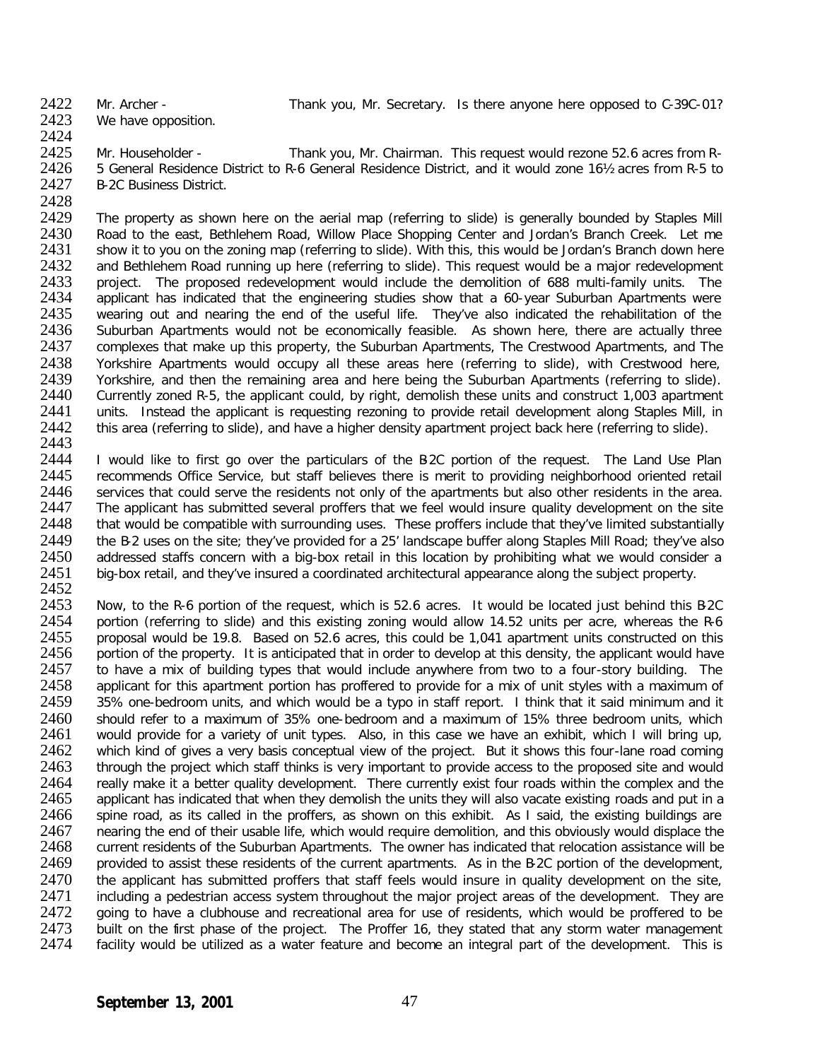Mr. Archer - Thank you, Mr. Secretary. Is there anyone here opposed to C-39C-01? We have opposition.

Mr. Householder - Thank you, Mr. Chairman. This request would rezone 52.6 acres from R-5 General Residence District to R-6 General Residence District, and it would zone 16½ acres from R-5 to B-2C Business District.

The property as shown here on the aerial map (referring to slide) is generally bounded by Staples Mill Road to the east, Bethlehem Road, Willow Place Shopping Center and Jordan's Branch Creek. Let me show it to you on the zoning map (referring to slide). With this, this would be Jordan's Branch down here and Bethlehem Road running up here (referring to slide). This request would be a major redevelopment project. The proposed redevelopment would include the demolition of 688 multi-family units. The applicant has indicated that the engineering studies show that a 60-year Suburban Apartments were wearing out and nearing the end of the useful life. They've also indicated the rehabilitation of the Suburban Apartments would not be economically feasible. As shown here, there are actually three complexes that make up this property, the Suburban Apartments, The Crestwood Apartments, and The Yorkshire Apartments would occupy all these areas here (referring to slide), with Crestwood here, Yorkshire, and then the remaining area and here being the Suburban Apartments (referring to slide). Currently zoned R-5, the applicant could, by right, demolish these units and construct 1,003 apartment units. Instead the applicant is requesting rezoning to provide retail development along Staples Mill, in this area (referring to slide), and have a higher density apartment project back here (referring to slide).

I would like to first go over the particulars of the B-2C portion of the request. The Land Use Plan recommends Office Service, but staff believes there is merit to providing neighborhood oriented retail services that could serve the residents not only of the apartments but also other residents in the area. The applicant has submitted several proffers that we feel would insure quality development on the site that would be compatible with surrounding uses. These proffers include that they've limited substantially the B-2 uses on the site; they've provided for a 25' landscape buffer along Staples Mill Road; they've also addressed staffs concern with a big-box retail in this location by prohibiting what we would consider a big-box retail, and they've insured a coordinated architectural appearance along the subject property.

Now, to the R-6 portion of the request, which is 52.6 acres. It would be located just behind this B-2C portion (referring to slide) and this existing zoning would allow 14.52 units per acre, whereas the R-6 proposal would be 19.8. Based on 52.6 acres, this could be 1,041 apartment units constructed on this portion of the property. It is anticipated that in order to develop at this density, the applicant would have to have a mix of building types that would include anywhere from two to a four-story building. The applicant for this apartment portion has proffered to provide for a mix of unit styles with a maximum of 35% one-bedroom units, and which would be a typo in staff report. I think that it said minimum and it should refer to a maximum of 35% one-bedroom and a maximum of 15% three bedroom units, which would provide for a variety of unit types. Also, in this case we have an exhibit, which I will bring up, which kind of gives a very basis conceptual view of the project. But it shows this four-lane road coming through the project which staff thinks is very important to provide access to the proposed site and would really make it a better quality development. There currently exist four roads within the complex and the applicant has indicated that when they demolish the units they will also vacate existing roads and put in a spine road, as its called in the proffers, as shown on this exhibit. As I said, the existing buildings are nearing the end of their usable life, which would require demolition, and this obviously would displace the current residents of the Suburban Apartments. The owner has indicated that relocation assistance will be provided to assist these residents of the current apartments. As in the B-2C portion of the development, the applicant has submitted proffers that staff feels would insure in quality development on the site, including a pedestrian access system throughout the major project areas of the development. They are going to have a clubhouse and recreational area for use of residents, which would be proffered to be built on the first phase of the project. The Proffer 16, they stated that any storm water management facility would be utilized as a water feature and become an integral part of the development. This is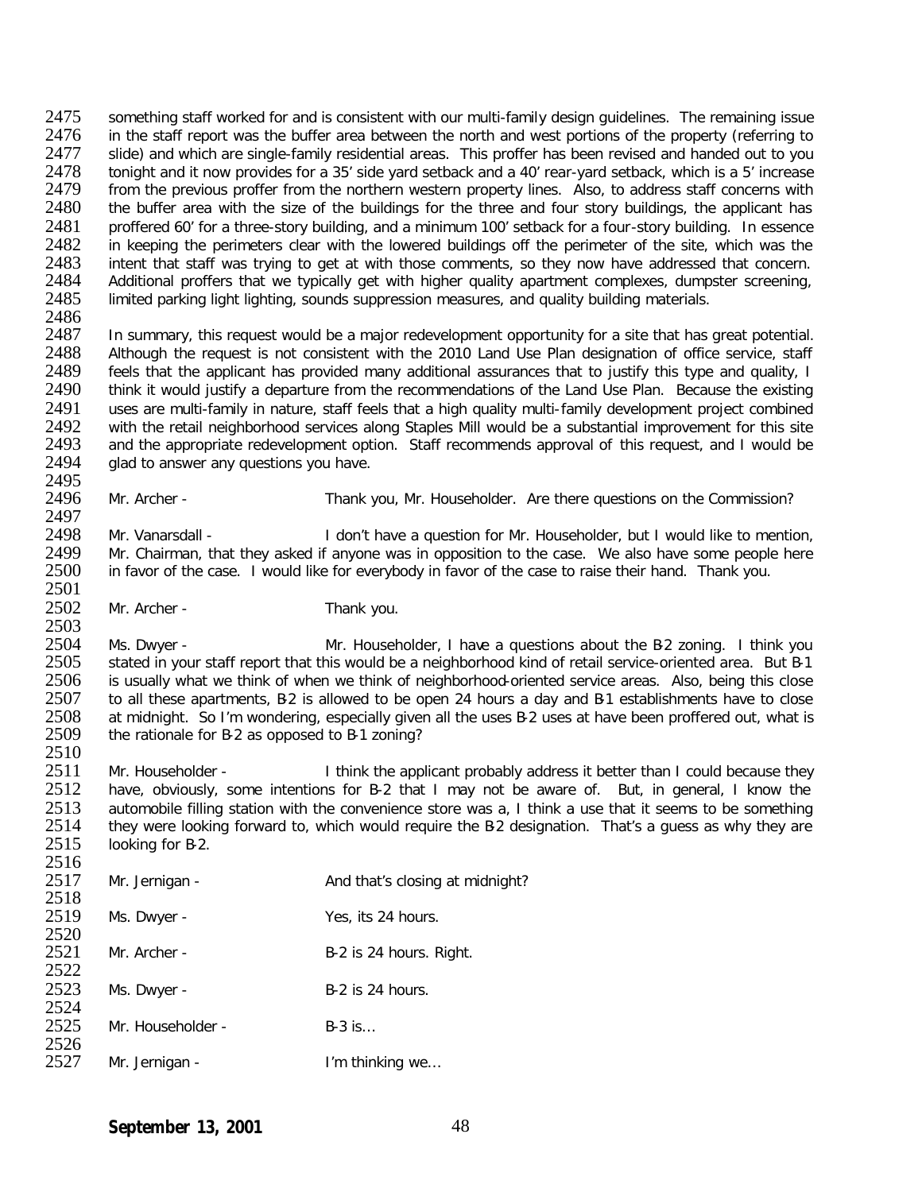something staff worked for and is consistent with our multi-family design guidelines. The remaining issue in the staff report was the buffer area between the north and west portions of the property (referring to slide) and which are single-family residential areas. This proffer has been revised and handed out to you tonight and it now provides for a 35' side yard setback and a 40' rear-yard setback, which is a 5' increase from the previous proffer from the northern western property lines. Also, to address staff concerns with the buffer area with the size of the buildings for the three and four story buildings, the applicant has proffered 60' for a three-story building, and a minimum 100' setback for a four-story building. In essence in keeping the perimeters clear with the lowered buildings off the perimeter of the site, which was the intent that staff was trying to get at with those comments, so they now have addressed that concern. Additional proffers that we typically get with higher quality apartment complexes, dumpster screening, limited parking light lighting, sounds suppression measures, and quality building materials.

In summary, this request would be a major redevelopment opportunity for a site that has great potential. Although the request is not consistent with the 2010 Land Use Plan designation of office service, staff feels that the applicant has provided many additional assurances that to justify this type and quality, I think it would justify a departure from the recommendations of the Land Use Plan. Because the existing uses are multi-family in nature, staff feels that a high quality multi-family development project combined with the retail neighborhood services along Staples Mill would be a substantial improvement for this site and the appropriate redevelopment option. Staff recommends approval of this request, and I would be glad to answer any questions you have.

Mr. Archer - Thank you, Mr. Householder. Are there questions on the Commission?

Mr. Vanarsdall - I don't have a question for Mr. Householder, but I would like to mention, Mr. Chairman, that they asked if anyone was in opposition to the case. We also have some people here in favor of the case. I would like for everybody in favor of the case to raise their hand. Thank you.

Mr. Archer - Thank you.

Ms. Dwyer - Mr. Householder, I have a questions about the B-2 zoning. I think you stated in your staff report that this would be a neighborhood kind of retail service-oriented area. But B-1 is usually what we think of when we think of neighborhood-oriented service areas. Also, being this close to all these apartments, B-2 is allowed to be open 24 hours a day and B-1 establishments have to close at midnight. So I'm wondering, especially given all the uses B-2 uses at have been proffered out, what is the rationale for B-2 as opposed to B-1 zoning?

Mr. Householder - I think the applicant probably address it better than I could because they have, obviously, some intentions for B-2 that I may not be aware of. But, in general, I know the automobile filling station with the convenience store was a, I think a use that it seems to be something they were looking forward to, which would require the B-2 designation. That's a guess as why they are looking for B-2.

Mr. Jernigan - And that's closing at midnight?

Ms. Dwyer - Yes, its 24 hours.

Mr. Archer - B-2 is 24 hours. Right.

Ms. Dwyer - B-2 is 24 hours.

Mr. Householder - B-3 is…

Mr. Jernigan - I'm thinking we…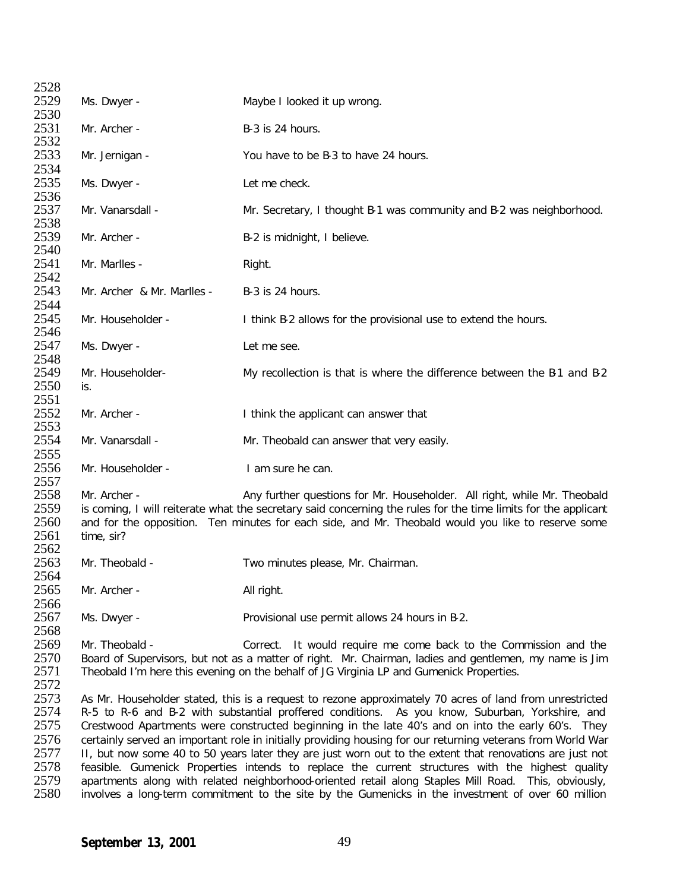Ms. Dwyer - Maybe I looked it up wrong.

Mr. Archer - B-3 is 24 hours.

Mr. Jernigan - You have to be B-3 to have 24 hours.

Ms. Dwyer - Let me check.

Mr. Vanarsdall - Mr. Secretary, I thought B-1 was community and B-2 was neighborhood.

Mr. Archer - B-2 is midnight, I believe.

Mr. Marlles - Right.

Mr. Archer & Mr. Marlles - B-3 is 24 hours.

Mr. Householder - I think B-2 allows for the provisional use to extend the hours.

Ms. Dwyer - Let me see.

Mr. Householder- My recollection is that is where the difference between the B-1 and B-2 is.

Mr. Archer - I think the applicant can answer that

Mr. Vanarsdall - Mr. Theobald can answer that very easily.

Mr. Householder - I am sure he can.

Mr. Archer - Any further questions for Mr. Householder. All right, while Mr. Theobald is coming, I will reiterate what the secretary said concerning the rules for the time limits for the applicant and for the opposition. Ten minutes for each side, and Mr. Theobald would you like to reserve some time, sir?

Mr. Theobald - Two minutes please, Mr. Chairman.

Mr. Archer - All right.

Ms. Dwyer - Provisional use permit allows 24 hours in B-2.

Mr. Theobald - Correct. It would require me come back to the Commission and the Board of Supervisors, but not as a matter of right. Mr. Chairman, ladies and gentlemen, my name is Jim Theobald I'm here this evening on the behalf of JG Virginia LP and Gumenick Properties.

As Mr. Householder stated, this is a request to rezone approximately 70 acres of land from unrestricted R-5 to R-6 and B-2 with substantial proffered conditions. As you know, Suburban, Yorkshire, and Crestwood Apartments were constructed beginning in the late 40's and on into the early 60's. They certainly served an important role in initially providing housing for our returning veterans from World War II, but now some 40 to 50 years later they are just worn out to the extent that renovations are just not feasible. Gumenick Properties intends to replace the current structures with the highest quality apartments along with related neighborhood-oriented retail along Staples Mill Road. This, obviously, involves a long-term commitment to the site by the Gumenicks in the investment of over 60 million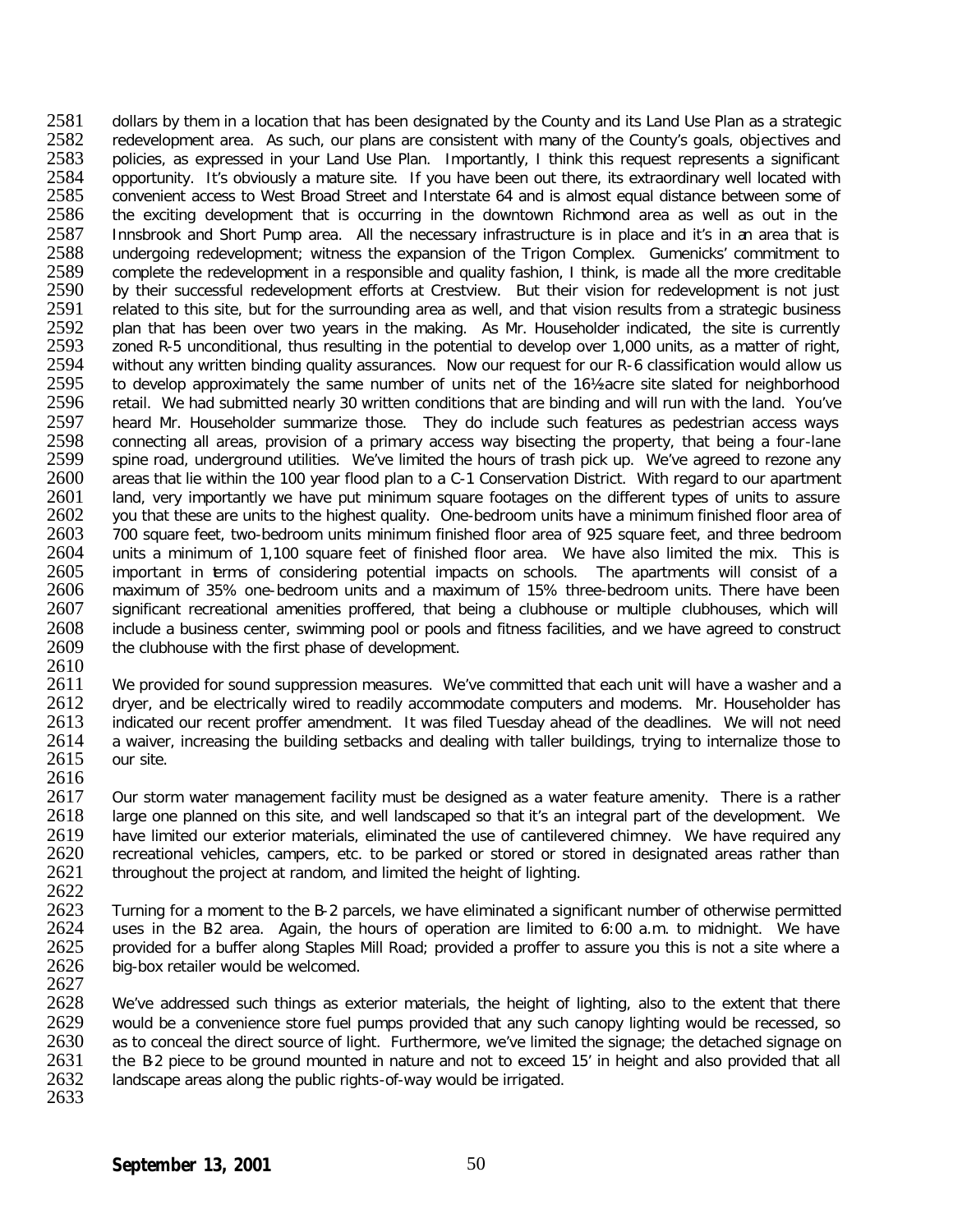dollars by them in a location that has been designated by the County and its Land Use Plan as a strategic redevelopment area. As such, our plans are consistent with many of the County's goals, objectives and policies, as expressed in your Land Use Plan. Importantly, I think this request represents a significant opportunity. It's obviously a mature site. If you have been out there, its extraordinary well located with convenient access to West Broad Street and Interstate 64 and is almost equal distance between some of the exciting development that is occurring in the downtown Richmond area as well as out in the Innsbrook and Short Pump area. All the necessary infrastructure is in place and it's in an area that is undergoing redevelopment; witness the expansion of the Trigon Complex. Gumenicks' commitment to complete the redevelopment in a responsible and quality fashion, I think, is made all the more creditable by their successful redevelopment efforts at Crestview. But their vision for redevelopment is not just related to this site, but for the surrounding area as well, and that vision results from a strategic business plan that has been over two years in the making. As Mr. Householder indicated, the site is currently zoned R-5 unconditional, thus resulting in the potential to develop over 1,000 units, as a matter of right, without any written binding quality assurances. Now our request for our R-6 classification would allow us to develop approximately the same number of units net of the 16½ acre site slated for neighborhood retail. We had submitted nearly 30 written conditions that are binding and will run with the land. You've heard Mr. Householder summarize those. They do include such features as pedestrian access ways connecting all areas, provision of a primary access way bisecting the property, that being a four-lane spine road, underground utilities. We've limited the hours of trash pick up. We've agreed to rezone any areas that lie within the 100 year flood plan to a C-1 Conservation District. With regard to our apartment land, very importantly we have put minimum square footages on the different types of units to assure you that these are units to the highest quality. One-bedroom units have a minimum finished floor area of 700 square feet, two-bedroom units minimum finished floor area of 925 square feet, and three bedroom units a minimum of 1,100 square feet of finished floor area. We have also limited the mix. This is important in terms of considering potential impacts on schools. The apartments will consist of a maximum of 35% one-bedroom units and a maximum of 15% three-bedroom units. There have been significant recreational amenities proffered, that being a clubhouse or multiple clubhouses, which will include a business center, swimming pool or pools and fitness facilities, and we have agreed to construct the clubhouse with the first phase of development.

We provided for sound suppression measures. We've committed that each unit will have a washer and a dryer, and be electrically wired to readily accommodate computers and modems. Mr. Householder has indicated our recent proffer amendment. It was filed Tuesday ahead of the deadlines. We will not need a waiver, increasing the building setbacks and dealing with taller buildings, trying to internalize those to our site.

Our storm water management facility must be designed as a water feature amenity. There is a rather large one planned on this site, and well landscaped so that it's an integral part of the development. We have limited our exterior materials, eliminated the use of cantilevered chimney. We have required any recreational vehicles, campers, etc. to be parked or stored or stored in designated areas rather than throughout the project at random, and limited the height of lighting.

Turning for a moment to the B-2 parcels, we have eliminated a significant number of otherwise permitted uses in the B-2 area. Again, the hours of operation are limited to 6:00 a.m. to midnight. We have provided for a buffer along Staples Mill Road; provided a proffer to assure you this is not a site where a big-box retailer would be welcomed.

We've addressed such things as exterior materials, the height of lighting, also to the extent that there would be a convenience store fuel pumps provided that any such canopy lighting would be recessed, so as to conceal the direct source of light. Furthermore, we've limited the signage; the detached signage on the B-2 piece to be ground mounted in nature and not to exceed 15' in height and also provided that all landscape areas along the public rights-of-way would be irrigated.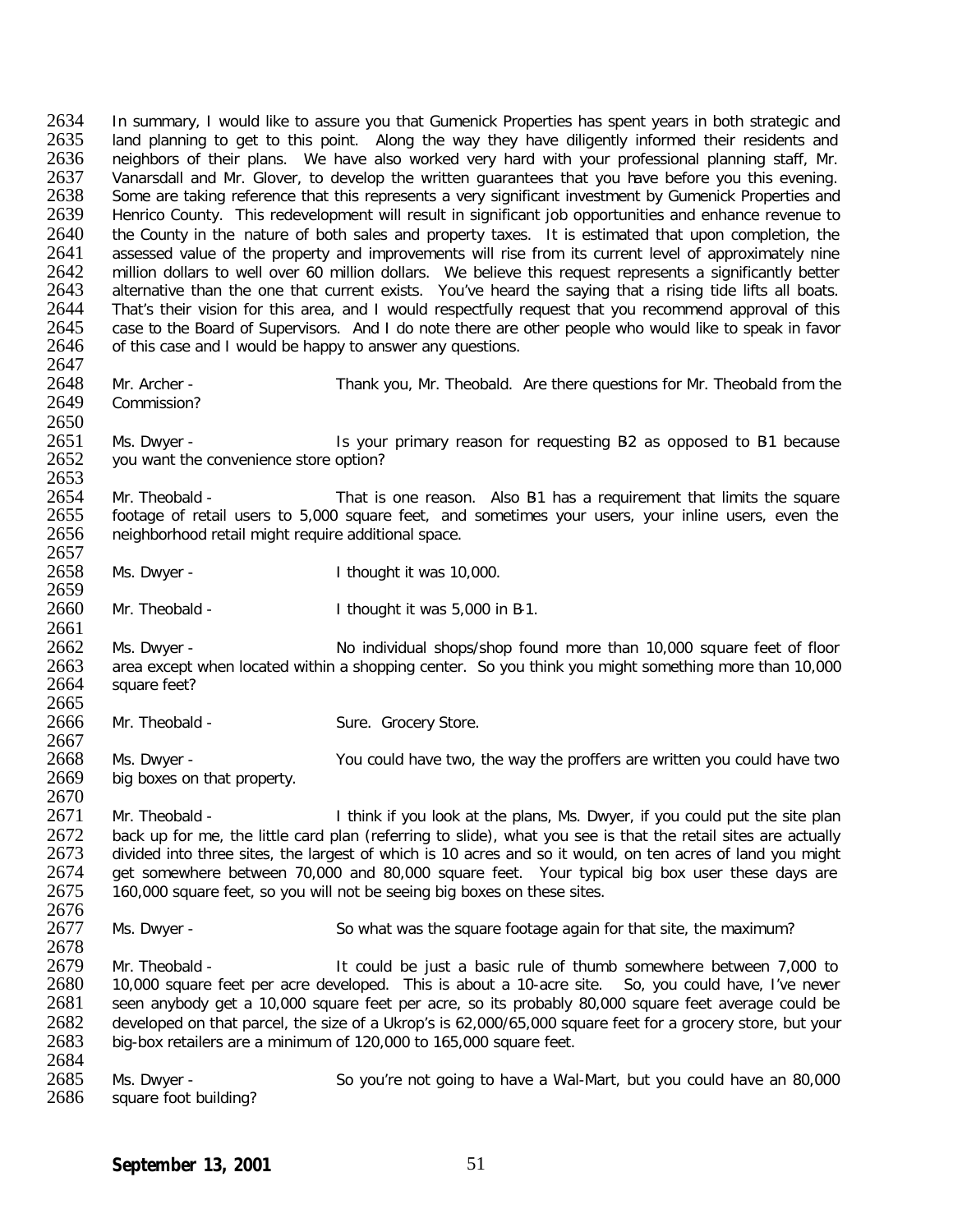In summary, I would like to assure you that Gumenick Properties has spent years in both strategic and land planning to get to this point. Along the way they have diligently informed their residents and neighbors of their plans. We have also worked very hard with your professional planning staff, Mr. Vanarsdall and Mr. Glover, to develop the written guarantees that you have before you this evening. Some are taking reference that this represents a very significant investment by Gumenick Properties and Henrico County. This redevelopment will result in significant job opportunities and enhance revenue to the County in the nature of both sales and property taxes. It is estimated that upon completion, the assessed value of the property and improvements will rise from its current level of approximately nine million dollars to well over 60 million dollars. We believe this request represents a significantly better alternative than the one that current exists. You've heard the saying that a rising tide lifts all boats. That's their vision for this area, and I would respectfully request that you recommend approval of this case to the Board of Supervisors. And I do note there are other people who would like to speak in favor of this case and I would be happy to answer any questions.

Mr. Archer - Thank you, Mr. Theobald. Are there questions for Mr. Theobald from the Commission?

Ms. Dwyer - Is your primary reason for requesting B-2 as opposed to B-1 because you want the convenience store option?

Mr. Theobald - That is one reason. Also B-1 has a requirement that limits the square footage of retail users to 5,000 square feet, and sometimes your users, your inline users, even the neighborhood retail might require additional space.

Ms. Dwyer - I thought it was 10,000.

Mr. Theobald - I thought it was 5,000 in B-1.

Ms. Dwyer - No individual shops/shop found more than 10,000 square feet of floor area except when located within a shopping center. So you think you might something more than 10,000 square feet?

Mr. Theobald - Sure. Grocery Store.

Ms. Dwyer - You could have two, the way the proffers are written you could have two big boxes on that property.

Mr. Theobald - I think if you look at the plans, Ms. Dwyer, if you could put the site plan back up for me, the little card plan (referring to slide), what you see is that the retail sites are actually divided into three sites, the largest of which is 10 acres and so it would, on ten acres of land you might get somewhere between 70,000 and 80,000 square feet. Your typical big box user these days are 160,000 square feet, so you will not be seeing big boxes on these sites.

Ms. Dwyer - So what was the square footage again for that site, the maximum?

Mr. Theobald - It could be just a basic rule of thumb somewhere between 7,000 to 10,000 square feet per acre developed. This is about a 10-acre site. So, you could have, I've never seen anybody get a 10,000 square feet per acre, so its probably 80,000 square feet average could be developed on that parcel, the size of a Ukrop's is 62,000/65,000 square feet for a grocery store, but your big-box retailers are a minimum of 120,000 to 165,000 square feet.

Ms. Dwyer - So you're not going to have a Wal-Mart, but you could have an 80,000 square foot building?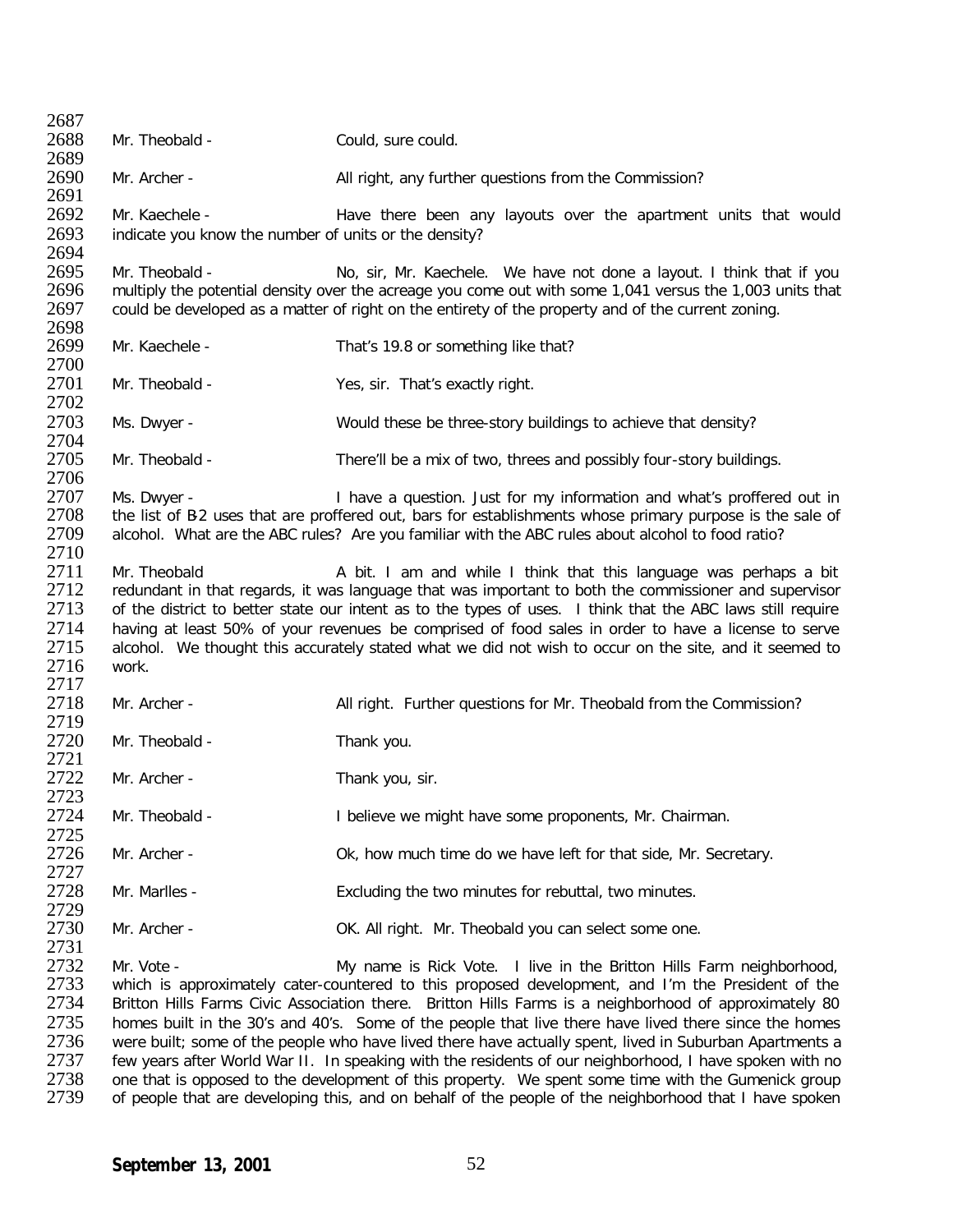Mr. Theobald - Could, sure could.

Mr. Archer - All right, any further questions from the Commission?

Mr. Kaechele - Have there been any layouts over the apartment units that would indicate you know the number of units or the density?

Mr. Theobald - No, sir, Mr. Kaechele. We have not done a layout. I think that if you multiply the potential density over the acreage you come out with some 1,041 versus the 1,003 units that could be developed as a matter of right on the entirety of the property and of the current zoning.

Mr. Kaechele - That's 19.8 or something like that?

Mr. Theobald - Yes, sir. That's exactly right.

Ms. Dwyer - Would these be three-story buildings to achieve that density?

Mr. Theobald - There'll be a mix of two, threes and possibly four-story buildings.

Ms. Dwyer - I have a question. Just for my information and what's proffered out in the list of B-2 uses that are proffered out, bars for establishments whose primary purpose is the sale of alcohol. What are the ABC rules? Are you familiar with the ABC rules about alcohol to food ratio?

Mr. Theobald A bit. I am and while I think that this language was perhaps a bit redundant in that regards, it was language that was important to both the commissioner and supervisor of the district to better state our intent as to the types of uses. I think that the ABC laws still require having at least 50% of your revenues be comprised of food sales in order to have a license to serve alcohol. We thought this accurately stated what we did not wish to occur on the site, and it seemed to work.

Mr. Archer - All right. Further questions for Mr. Theobald from the Commission?

Mr. Theobald - Thank you.

Mr. Archer - Thank you, sir.

Mr. Theobald - I believe we might have some proponents, Mr. Chairman.

Mr. Archer - Ok, how much time do we have left for that side, Mr. Secretary.

Mr. Marlles - Excluding the two minutes for rebuttal, two minutes.

Mr. Archer - OK. All right. Mr. Theobald you can select some one.

Mr. Vote - My name is Rick Vote. I live in the Britton Hills Farm neighborhood, which is approximately cater-countered to this proposed development, and I'm the President of the Britton Hills Farms Civic Association there. Britton Hills Farms is a neighborhood of approximately 80 homes built in the 30's and 40's. Some of the people that live there have lived there since the homes were built; some of the people who have lived there have actually spent, lived in Suburban Apartments a few years after World War II. In speaking with the residents of our neighborhood, I have spoken with no one that is opposed to the development of this property. We spent some time with the Gumenick group of people that are developing this, and on behalf of the people of the neighborhood that I have spoken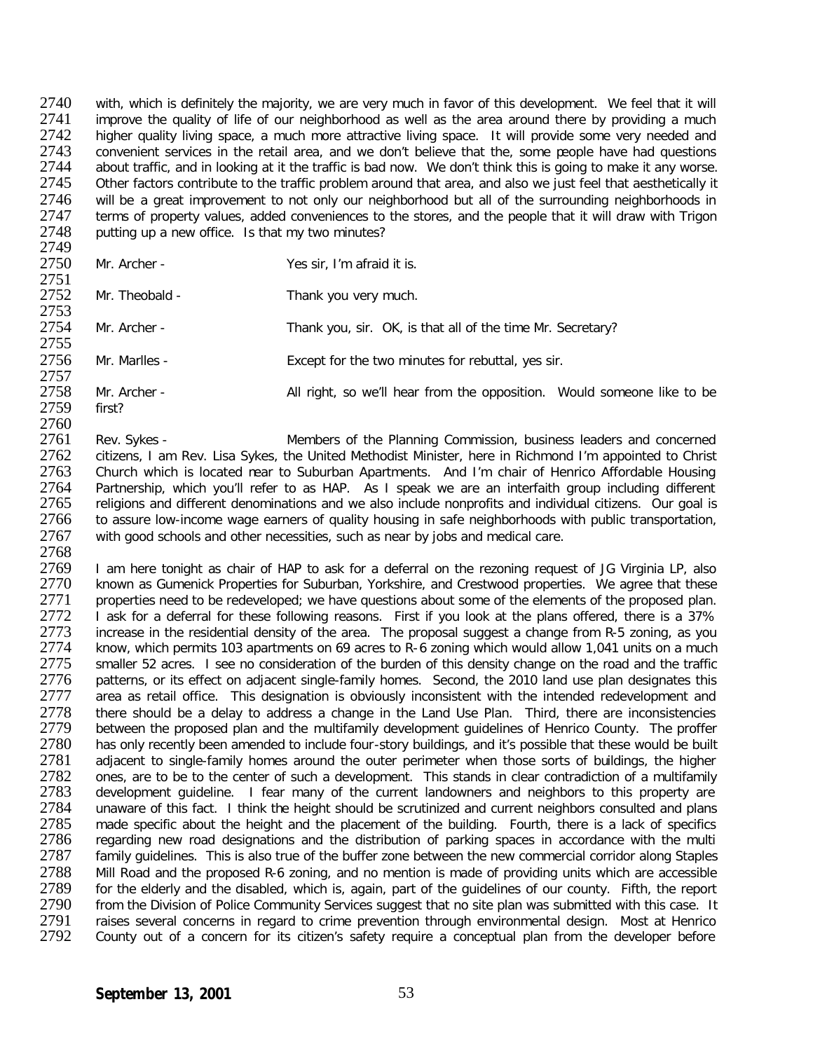with, which is definitely the majority, we are very much in favor of this development. We feel that it will improve the quality of life of our neighborhood as well as the area around there by providing a much higher quality living space, a much more attractive living space. It will provide some very needed and convenient services in the retail area, and we don't believe that the, some people have had questions about traffic, and in looking at it the traffic is bad now. We don't think this is going to make it any worse. Other factors contribute to the traffic problem around that area, and also we just feel that aesthetically it will be a great improvement to not only our neighborhood but all of the surrounding neighborhoods in terms of property values, added conveniences to the stores, and the people that it will draw with Trigon putting up a new office. Is that my two minutes?

Mr. Archer - Yes sir, I'm afraid it is.

Mr. Theobald - Thank you very much.

Mr. Archer - Thank you, sir. OK, is that all of the time Mr. Secretary?

Mr. Marlles - Except for the two minutes for rebuttal, yes sir.

Mr. Archer - All right, so we'll hear from the opposition. Would someone like to be first?

Rev. Sykes - Members of the Planning Commission, business leaders and concerned citizens, I am Rev. Lisa Sykes, the United Methodist Minister, here in Richmond I'm appointed to Christ Church which is located near to Suburban Apartments. And I'm chair of Henrico Affordable Housing Partnership, which you'll refer to as HAP. As I speak we are an interfaith group including different religions and different denominations and we also include nonprofits and individual citizens. Our goal is to assure low-income wage earners of quality housing in safe neighborhoods with public transportation, with good schools and other necessities, such as near by jobs and medical care.

I am here tonight as chair of HAP to ask for a deferral on the rezoning request of JG Virginia LP, also known as Gumenick Properties for Suburban, Yorkshire, and Crestwood properties. We agree that these properties need to be redeveloped; we have questions about some of the elements of the proposed plan. I ask for a deferral for these following reasons. First if you look at the plans offered, there is a 37% increase in the residential density of the area. The proposal suggest a change from R-5 zoning, as you know, which permits 103 apartments on 69 acres to R-6 zoning which would allow 1,041 units on a much smaller 52 acres. I see no consideration of the burden of this density change on the road and the traffic patterns, or its effect on adjacent single-family homes. Second, the 2010 land use plan designates this area as retail office. This designation is obviously inconsistent with the intended redevelopment and there should be a delay to address a change in the Land Use Plan. Third, there are inconsistencies between the proposed plan and the multifamily development guidelines of Henrico County. The proffer has only recently been amended to include four-story buildings, and it's possible that these would be built adjacent to single-family homes around the outer perimeter when those sorts of buildings, the higher ones, are to be to the center of such a development. This stands in clear contradiction of a multifamily development guideline. I fear many of the current landowners and neighbors to this property are unaware of this fact. I think the height should be scrutinized and current neighbors consulted and plans made specific about the height and the placement of the building. Fourth, there is a lack of specifics regarding new road designations and the distribution of parking spaces in accordance with the multi family guidelines. This is also true of the buffer zone between the new commercial corridor along Staples Mill Road and the proposed R-6 zoning, and no mention is made of providing units which are accessible for the elderly and the disabled, which is, again, part of the guidelines of our county. Fifth, the report from the Division of Police Community Services suggest that no site plan was submitted with this case. It raises several concerns in regard to crime prevention through environmental design. Most at Henrico County out of a concern for its citizen's safety require a conceptual plan from the developer before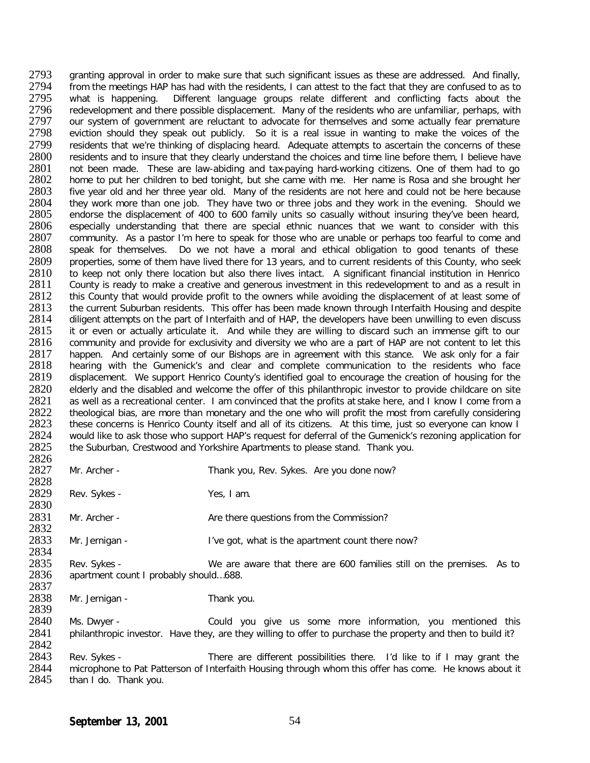granting approval in order to make sure that such significant issues as these are addressed. And finally, from the meetings HAP has had with the residents, I can attest to the fact that they are confused to as to what is happening. Different language groups relate different and conflicting facts about the redevelopment and there possible displacement. Many of the residents who are unfamiliar, perhaps, with our system of government are reluctant to advocate for themselves and some actually fear premature eviction should they speak out publicly. So it is a real issue in wanting to make the voices of the residents that we're thinking of displacing heard. Adequate attempts to ascertain the concerns of these residents and to insure that they clearly understand the choices and time line before them, I believe have not been made. These are law-abiding and tax-paying hard-working citizens. One of them had to go home to put her children to bed tonight, but she came with me. Her name is Rosa and she brought her five year old and her three year old. Many of the residents are not here and could not be here because they work more than one job. They have two or three jobs and they work in the evening. Should we endorse the displacement of 400 to 600 family units so casually without insuring they've been heard, especially understanding that there are special ethnic nuances that we want to consider with this community. As a pastor I'm here to speak for those who are unable or perhaps too fearful to come and speak for themselves. Do we not have a moral and ethical obligation to good tenants of these properties, some of them have lived there for 13 years, and to current residents of this County, who seek to keep not only there location but also there lives intact. A significant financial institution in Henrico County is ready to make a creative and generous investment in this redevelopment to and as a result in this County that would provide profit to the owners while avoiding the displacement of at least some of the current Suburban residents. This offer has been made known through Interfaith Housing and despite diligent attempts on the part of Interfaith and of HAP, the developers have been unwilling to even discuss it or even or actually articulate it. And while they are willing to discard such an immense gift to our community and provide for exclusivity and diversity we who are a part of HAP are not content to let this happen. And certainly some of our Bishops are in agreement with this stance. We ask only for a fair hearing with the Gumenick's and clear and complete communication to the residents who face displacement. We support Henrico County's identified goal to encourage the creation of housing for the elderly and the disabled and welcome the offer of this philanthropic investor to provide childcare on site as well as a recreational center. I am convinced that the profits at stake here, and I know I come from a theological bias, are more than monetary and the one who will profit the most from carefully considering these concerns is Henrico County itself and all of its citizens. At this time, just so everyone can know I would like to ask those who support HAP's request for deferral of the Gumenick's rezoning application for the Suburban, Crestwood and Yorkshire Apartments to please stand. Thank you.

Mr. Archer - Thank you, Rev. Sykes. Are you done now?

Rev. Sykes - Yes, I am.

Mr. Archer - Are there questions from the Commission?

Mr. Jernigan - I've got, what is the apartment count there now?

Rev. Sykes - We are aware that there are 600 families still on the premises. As to apartment count I probably should…688.

Mr. Jernigan - Thank you.

Ms. Dwyer - Could you give us some more information, you mentioned this philanthropic investor. Have they, are they willing to offer to purchase the property and then to build it?

Rev. Sykes - There are different possibilities there. I'd like to if I may grant the microphone to Pat Patterson of Interfaith Housing through whom this offer has come. He knows about it than I do. Thank you.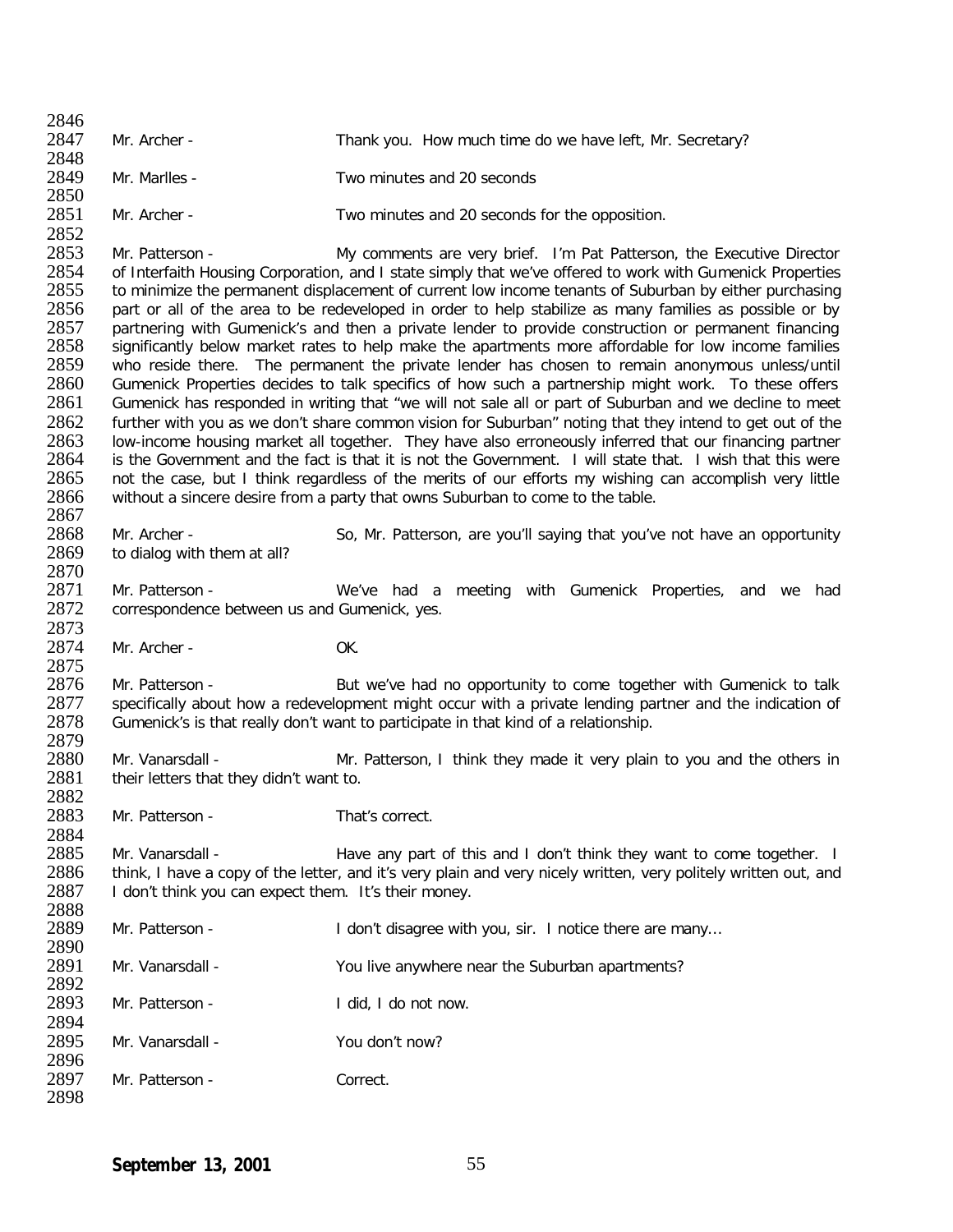Mr. Archer - Thank you. How much time do we have left, Mr. Secretary?

Mr. Marlles - Two minutes and 20 seconds

Mr. Archer - Two minutes and 20 seconds for the opposition.

Mr. Patterson - My comments are very brief. I'm Pat Patterson, the Executive Director of Interfaith Housing Corporation, and I state simply that we've offered to work with Gumenick Properties to minimize the permanent displacement of current low income tenants of Suburban by either purchasing part or all of the area to be redeveloped in order to help stabilize as many families as possible or by partnering with Gumenick's and then a private lender to provide construction or permanent financing significantly below market rates to help make the apartments more affordable for low income families who reside there. The permanent the private lender has chosen to remain anonymous unless/until Gumenick Properties decides to talk specifics of how such a partnership might work. To these offers Gumenick has responded in writing that "we will not sale all or part of Suburban and we decline to meet further with you as we don't share common vision for Suburban" noting that they intend to get out of the low-income housing market all together. They have also erroneously inferred that our financing partner is the Government and the fact is that it is not the Government. I will state that. I wish that this were not the case, but I think regardless of the merits of our efforts my wishing can accomplish very little without a sincere desire from a party that owns Suburban to come to the table.

Mr. Archer - So, Mr. Patterson, are you'll saying that you've not have an opportunity to dialog with them at all?

Mr. Patterson - We've had a meeting with Gumenick Properties, and we had correspondence between us and Gumenick, yes.

Mr. Archer - OK.

Mr. Patterson - But we've had no opportunity to come together with Gumenick to talk specifically about how a redevelopment might occur with a private lending partner and the indication of Gumenick's is that really don't want to participate in that kind of a relationship.

Mr. Vanarsdall - Mr. Patterson, I think they made it very plain to you and the others in their letters that they didn't want to.

Mr. Patterson - That's correct.

Mr. Vanarsdall - Have any part of this and I don't think they want to come together. I think, I have a copy of the letter, and it's very plain and very nicely written, very politely written out, and I don't think you can expect them. It's their money.

Mr. Patterson - I don't disagree with you, sir. I notice there are many…

Mr. Vanarsdall - You live anywhere near the Suburban apartments?

Mr. Patterson - I did, I do not now.

Mr. Vanarsdall - You don't now?

Mr. Patterson - Correct.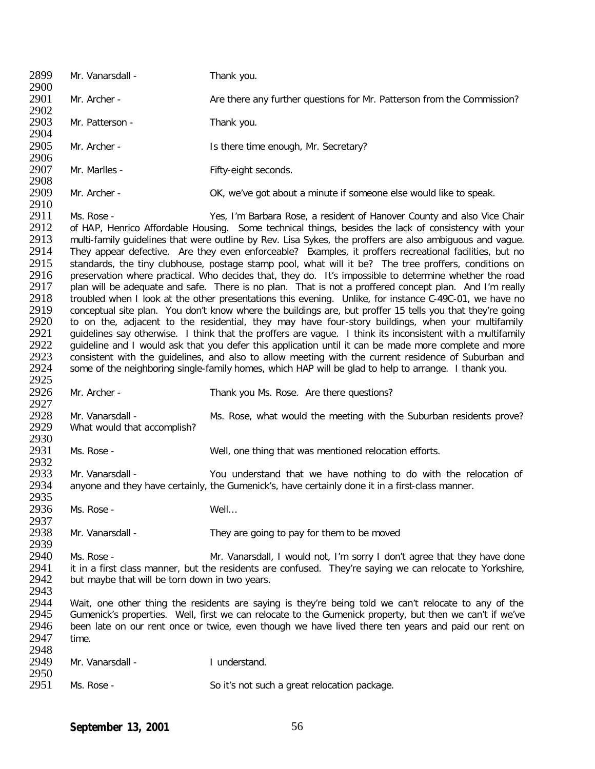2899 Mr. Vanarsdall - Thank you.

2901 Mr. Archer - Are there any further questions for Mr. Patterson from the Commission?

2903 Mr. Patterson - Thank you.

2905 Mr. Archer - Is there time enough, Mr. Secretary?

2907 Mr. Marlles - Fifty-eight seconds.

2909 Mr. Archer - OK, we've got about a minute if someone else would like to speak.

2911 Ms. Rose - Yes, I'm Barbara Rose, a resident of Hanover County and also Vice Chair of HAP, Henrico Affordable Housing. Some technical things, besides the lack of consistency with your multi-family guidelines that were outline by Rev. Lisa Sykes, the proffers are also ambiguous and vague. They appear defective. Are they even enforceable? Examples, it proffers recreational facilities, but no standards, the tiny clubhouse, postage stamp pool, what will it be? The tree proffers, conditions on preservation where practical. Who decides that, they do. It's impossible to determine whether the road plan will be adequate and safe. There is no plan. That is not a proffered concept plan. And I'm really troubled when I look at the other presentations this evening. Unlike, for instance C-49C-01, we have no conceptual site plan. You don't know where the buildings are, but proffer 15 tells you that they're going to on the, adjacent to the residential, they may have four-story buildings, when your multifamily guidelines say otherwise. I think that the proffers are vague. I think its inconsistent with a multifamily guideline and I would ask that you defer this application until it can be made more complete and more consistent with the guidelines, and also to allow meeting with the current residence of Suburban and some of the neighboring single-family homes, which HAP will be glad to help to arrange. I thank you.

2926 Mr. Archer - Thank you Ms. Rose. Are there questions?

2928 Mr. Vanarsdall - Ms. Rose, what would the meeting with the Suburban residents prove? What would that accomplish?

2931 Ms. Rose - Well, one thing that was mentioned relocation efforts.

2933 Mr. Vanarsdall - You understand that we have nothing to do with the relocation of anyone and they have certainly, the Gumenick's, have certainly done it in a first-class manner.

2936 Ms. Rose - Well…

2938 Mr. Vanarsdall - They are going to pay for them to be moved

2940 Ms. Rose - Mr. Vanarsdall, I would not, I'm sorry I don't agree that they have done it in a first class manner, but the residents are confused. They're saying we can relocate to Yorkshire, but maybe that will be torn down in two years.

2944 Wait, one other thing the residents are saying is they're being told we can't relocate to any of the Gumenick's properties. Well, first we can relocate to the Gumenick property, but then we can't if we've been late on our rent once or twice, even though we have lived there ten years and paid our rent on time.

2949 Mr. Vanarsdall - I understand.

2951 Ms. Rose - So it's not such a great relocation package.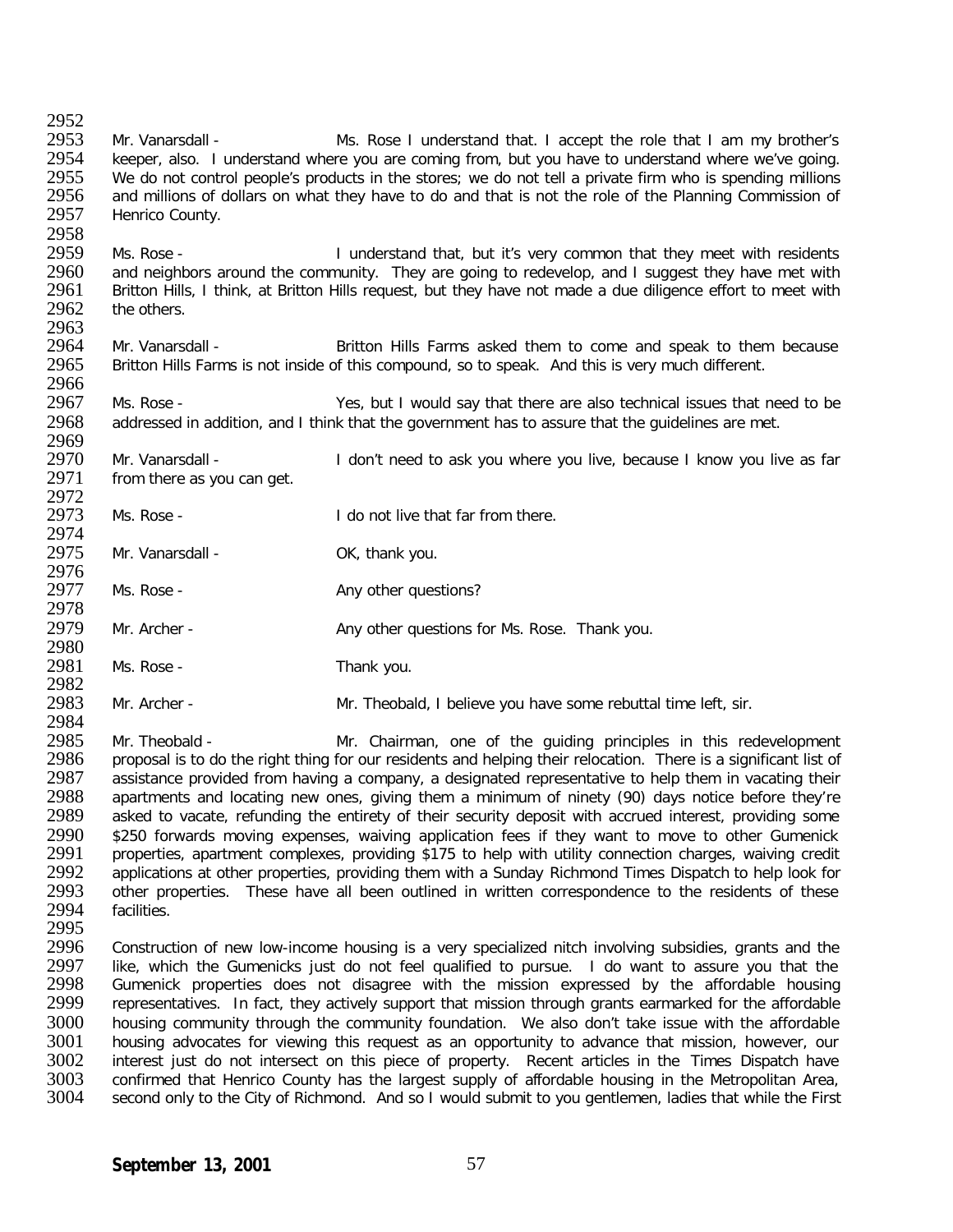Mr. Vanarsdall - Ms. Rose I understand that. I accept the role that I am my brother's keeper, also. I understand where you are coming from, but you have to understand where we've going. We do not control people's products in the stores; we do not tell a private firm who is spending millions and millions of dollars on what they have to do and that is not the role of the Planning Commission of Henrico County.

Ms. Rose - I understand that, but it's very common that they meet with residents and neighbors around the community. They are going to redevelop, and I suggest they have met with Britton Hills, I think, at Britton Hills request, but they have not made a due diligence effort to meet with the others.

Mr. Vanarsdall - Britton Hills Farms asked them to come and speak to them because Britton Hills Farms is not inside of this compound, so to speak. And this is very much different.

Ms. Rose - Yes, but I would say that there are also technical issues that need to be addressed in addition, and I think that the government has to assure that the guidelines are met.

Mr. Vanarsdall - I don't need to ask you where you live, because I know you live as far from there as you can get.

Ms. Rose - I do not live that far from there.

Mr. Vanarsdall - OK, thank you.

Ms. Rose - Any other questions?

Mr. Archer - Any other questions for Ms. Rose. Thank you.

Ms. Rose - Thank you.

Mr. Archer - Mr. Theobald, I believe you have some rebuttal time left, sir.

Mr. Theobald - Mr. Chairman, one of the guiding principles in this redevelopment proposal is to do the right thing for our residents and helping their relocation. There is a significant list of assistance provided from having a company, a designated representative to help them in vacating their apartments and locating new ones, giving them a minimum of ninety (90) days notice before they're asked to vacate, refunding the entirety of their security deposit with accrued interest, providing some $250 forwards moving expenses, waiving application fees if they want to move to other Gumenick properties, apartment complexes, providing $175 to help with utility connection charges, waiving credit applications at other properties, providing them with a Sunday Richmond Times Dispatch to help look for other properties. These have all been outlined in written correspondence to the residents of these facilities.

Construction of new low-income housing is a very specialized nitch involving subsidies, grants and the like, which the Gumenicks just do not feel qualified to pursue. I do want to assure you that the Gumenick properties does not disagree with the mission expressed by the affordable housing representatives. In fact, they actively support that mission through grants earmarked for the affordable housing community through the community foundation. We also don't take issue with the affordable housing advocates for viewing this request as an opportunity to advance that mission, however, our interest just do not intersect on this piece of property. Recent articles in the Times Dispatch have confirmed that Henrico County has the largest supply of affordable housing in the Metropolitan Area, second only to the City of Richmond. And so I would submit to you gentlemen, ladies that while the First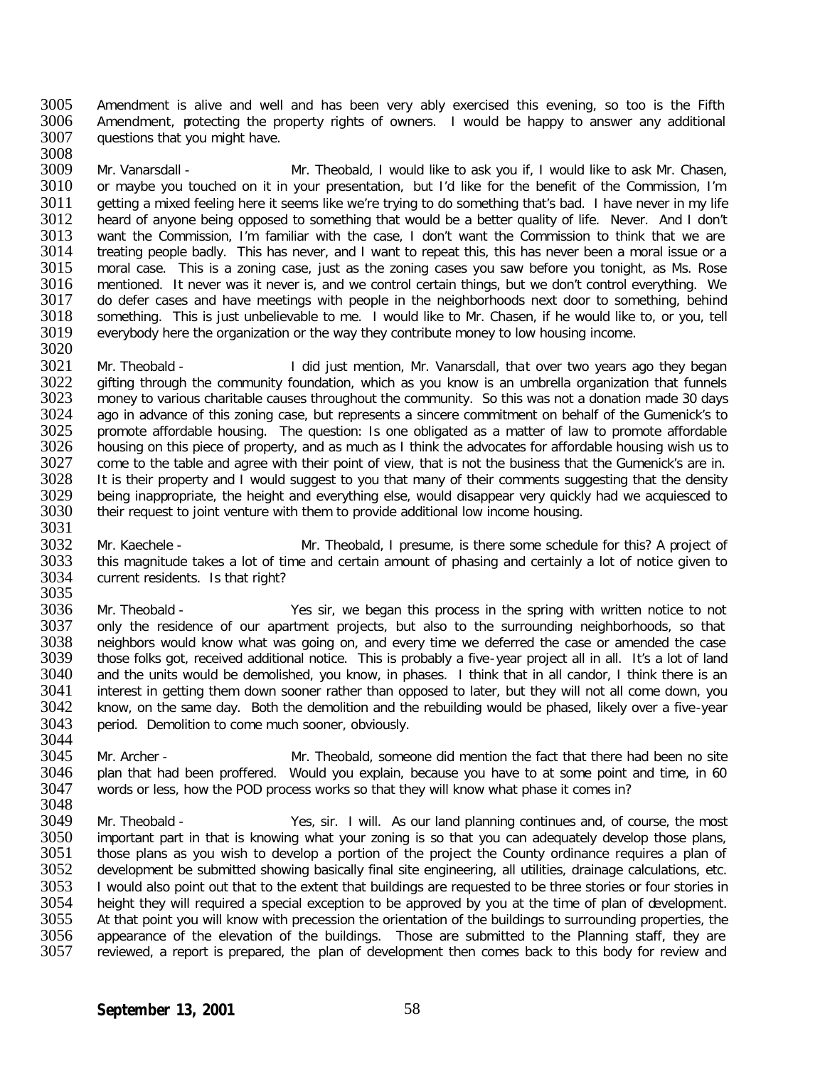Amendment is alive and well and has been very ably exercised this evening, so too is the Fifth Amendment, protecting the property rights of owners. I would be happy to answer any additional questions that you might have.

Mr. Vanarsdall - Mr. Theobald, I would like to ask you if, I would like to ask Mr. Chasen, or maybe you touched on it in your presentation, but I'd like for the benefit of the Commission, I'm getting a mixed feeling here it seems like we're trying to do something that's bad. I have never in my life heard of anyone being opposed to something that would be a better quality of life. Never. And I don't want the Commission, I'm familiar with the case, I don't want the Commission to think that we are treating people badly. This has never, and I want to repeat this, this has never been a moral issue or a moral case. This is a zoning case, just as the zoning cases you saw before you tonight, as Ms. Rose mentioned. It never was it never is, and we control certain things, but we don't control everything. We do defer cases and have meetings with people in the neighborhoods next door to something, behind something. This is just unbelievable to me. I would like to Mr. Chasen, if he would like to, or you, tell everybody here the organization or the way they contribute money to low housing income.

Mr. Theobald - I did just mention, Mr. Vanarsdall, that over two years ago they began gifting through the community foundation, which as you know is an umbrella organization that funnels money to various charitable causes throughout the community. So this was not a donation made 30 days ago in advance of this zoning case, but represents a sincere commitment on behalf of the Gumenick's to promote affordable housing. The question: Is one obligated as a matter of law to promote affordable housing on this piece of property, and as much as I think the advocates for affordable housing wish us to come to the table and agree with their point of view, that is not the business that the Gumenick's are in. It is their property and I would suggest to you that many of their comments suggesting that the density being inappropriate, the height and everything else, would disappear very quickly had we acquiesced to their request to joint venture with them to provide additional low income housing.

Mr. Kaechele - Mr. Theobald, I presume, is there some schedule for this? A project of this magnitude takes a lot of time and certain amount of phasing and certainly a lot of notice given to current residents. Is that right?

Mr. Theobald - Yes sir, we began this process in the spring with written notice to not only the residence of our apartment projects, but also to the surrounding neighborhoods, so that neighbors would know what was going on, and every time we deferred the case or amended the case those folks got, received additional notice. This is probably a five-year project all in all. It's a lot of land and the units would be demolished, you know, in phases. I think that in all candor, I think there is an interest in getting them down sooner rather than opposed to later, but they will not all come down, you know, on the same day. Both the demolition and the rebuilding would be phased, likely over a five-year period. Demolition to come much sooner, obviously.

Mr. Archer - Mr. Theobald, someone did mention the fact that there had been no site plan that had been proffered. Would you explain, because you have to at some point and time, in 60 words or less, how the POD process works so that they will know what phase it comes in?

Mr. Theobald - Yes, sir. I will. As our land planning continues and, of course, the most important part in that is knowing what your zoning is so that you can adequately develop those plans, those plans as you wish to develop a portion of the project the County ordinance requires a plan of development be submitted showing basically final site engineering, all utilities, drainage calculations, etc. I would also point out that to the extent that buildings are requested to be three stories or four stories in height they will required a special exception to be approved by you at the time of plan of development. At that point you will know with precession the orientation of the buildings to surrounding properties, the appearance of the elevation of the buildings. Those are submitted to the Planning staff, they are reviewed, a report is prepared, the plan of development then comes back to this body for review and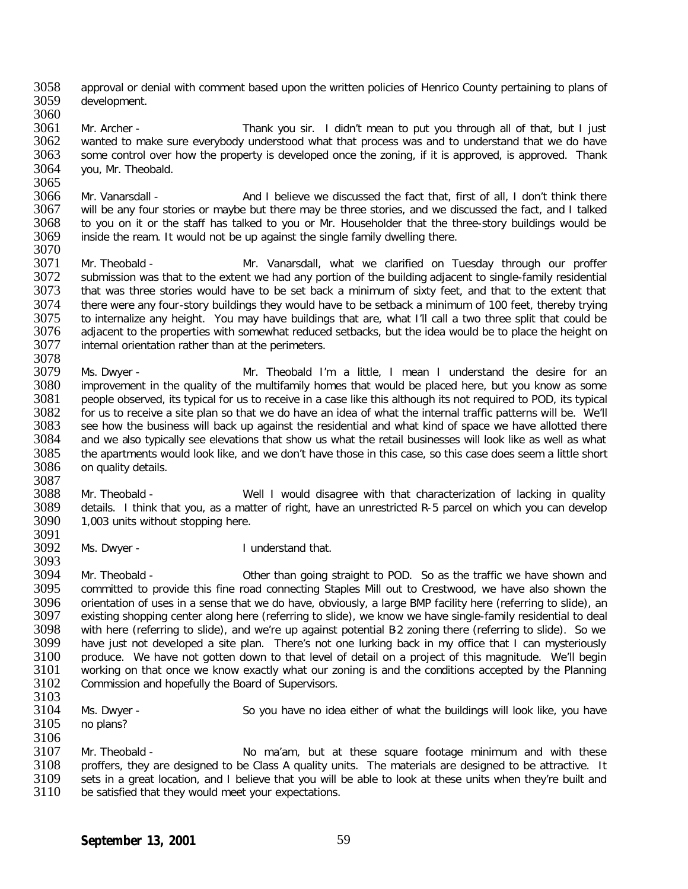approval or denial with comment based upon the written policies of Henrico County pertaining to plans of development.

Mr. Archer - Thank you sir. I didn't mean to put you through all of that, but I just wanted to make sure everybody understood what that process was and to understand that we do have some control over how the property is developed once the zoning, if it is approved, is approved. Thank you, Mr. Theobald.

Mr. Vanarsdall - And I believe we discussed the fact that, first of all, I don't think there will be any four stories or maybe but there may be three stories, and we discussed the fact, and I talked to you on it or the staff has talked to you or Mr. Householder that the three-story buildings would be inside the ream. It would not be up against the single family dwelling there.

Mr. Theobald - Mr. Vanarsdall, what we clarified on Tuesday through our proffer submission was that to the extent we had any portion of the building adjacent to single-family residential that was three stories would have to be set back a minimum of sixty feet, and that to the extent that there were any four-story buildings they would have to be setback a minimum of 100 feet, thereby trying to internalize any height. You may have buildings that are, what I'll call a two three split that could be adjacent to the properties with somewhat reduced setbacks, but the idea would be to place the height on internal orientation rather than at the perimeters.

Ms. Dwyer - Mr. Theobald I'm a little, I mean I understand the desire for an improvement in the quality of the multifamily homes that would be placed here, but you know as some people observed, its typical for us to receive in a case like this although its not required to POD, its typical for us to receive a site plan so that we do have an idea of what the internal traffic patterns will be. We'll see how the business will back up against the residential and what kind of space we have allotted there and we also typically see elevations that show us what the retail businesses will look like as well as what the apartments would look like, and we don't have those in this case, so this case does seem a little short on quality details.

Mr. Theobald - Well I would disagree with that characterization of lacking in quality details. I think that you, as a matter of right, have an unrestricted R-5 parcel on which you can develop 1,003 units without stopping here.

Ms. Dwyer - I understand that.

Mr. Theobald - Other than going straight to POD. So as the traffic we have shown and committed to provide this fine road connecting Staples Mill out to Crestwood, we have also shown the orientation of uses in a sense that we do have, obviously, a large BMP facility here (referring to slide), an existing shopping center along here (referring to slide), we know we have single-family residential to deal with here (referring to slide), and we're up against potential B-2 zoning there (referring to slide). So we have just not developed a site plan. There's not one lurking back in my office that I can mysteriously produce. We have not gotten down to that level of detail on a project of this magnitude. We'll begin working on that once we know exactly what our zoning is and the conditions accepted by the Planning Commission and hopefully the Board of Supervisors.

Ms. Dwyer - So you have no idea either of what the buildings will look like, you have no plans?

Mr. Theobald - No ma'am, but at these square footage minimum and with these proffers, they are designed to be Class A quality units. The materials are designed to be attractive. It sets in a great location, and I believe that you will be able to look at these units when they're built and be satisfied that they would meet your expectations.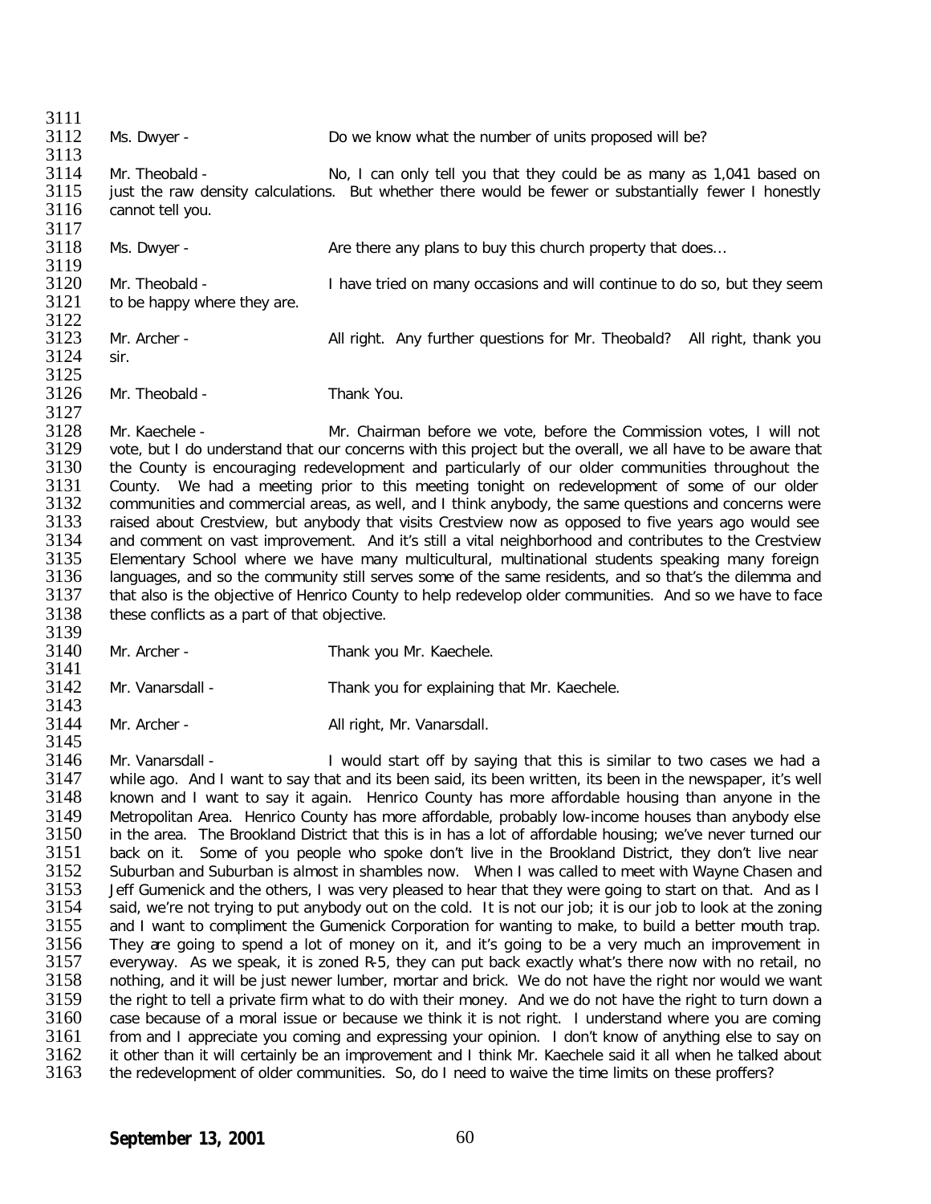Ms. Dwyer - Do we know what the number of units proposed will be?

Mr. Theobald - No, I can only tell you that they could be as many as 1,041 based on just the raw density calculations. But whether there would be fewer or substantially fewer I honestly cannot tell you.

Ms. Dwyer - Are there any plans to buy this church property that does…

Mr. Theobald - I have tried on many occasions and will continue to do so, but they seem to be happy where they are.

Mr. Archer - All right. Any further questions for Mr. Theobald? All right, thank you sir.

Mr. Theobald - Thank You.

Mr. Kaechele - Mr. Chairman before we vote, before the Commission votes, I will not vote, but I do understand that our concerns with this project but the overall, we all have to be aware that the County is encouraging redevelopment and particularly of our older communities throughout the County. We had a meeting prior to this meeting tonight on redevelopment of some of our older communities and commercial areas, as well, and I think anybody, the same questions and concerns were raised about Crestview, but anybody that visits Crestview now as opposed to five years ago would see and comment on vast improvement. And it's still a vital neighborhood and contributes to the Crestview Elementary School where we have many multicultural, multinational students speaking many foreign languages, and so the community still serves some of the same residents, and so that's the dilemma and that also is the objective of Henrico County to help redevelop older communities. And so we have to face these conflicts as a part of that objective.

Mr. Archer - Thank you Mr. Kaechele.

Mr. Vanarsdall - Thank you for explaining that Mr. Kaechele.

Mr. Archer - All right, Mr. Vanarsdall.

Mr. Vanarsdall - I would start off by saying that this is similar to two cases we had a while ago. And I want to say that and its been said, its been written, its been in the newspaper, it's well known and I want to say it again. Henrico County has more affordable housing than anyone in the Metropolitan Area. Henrico County has more affordable, probably low-income houses than anybody else in the area. The Brookland District that this is in has a lot of affordable housing; we've never turned our back on it. Some of you people who spoke don't live in the Brookland District, they don't live near Suburban and Suburban is almost in shambles now. When I was called to meet with Wayne Chasen and Jeff Gumenick and the others, I was very pleased to hear that they were going to start on that. And as I said, we're not trying to put anybody out on the cold. It is not our job; it is our job to look at the zoning and I want to compliment the Gumenick Corporation for wanting to make, to build a better mouth trap. They are going to spend a lot of money on it, and it's going to be a very much an improvement in everyway. As we speak, it is zoned R-5, they can put back exactly what's there now with no retail, no nothing, and it will be just newer lumber, mortar and brick. We do not have the right nor would we want the right to tell a private firm what to do with their money. And we do not have the right to turn down a case because of a moral issue or because we think it is not right. I understand where you are coming from and I appreciate you coming and expressing your opinion. I don't know of anything else to say on it other than it will certainly be an improvement and I think Mr. Kaechele said it all when he talked about the redevelopment of older communities. So, do I need to waive the time limits on these proffers?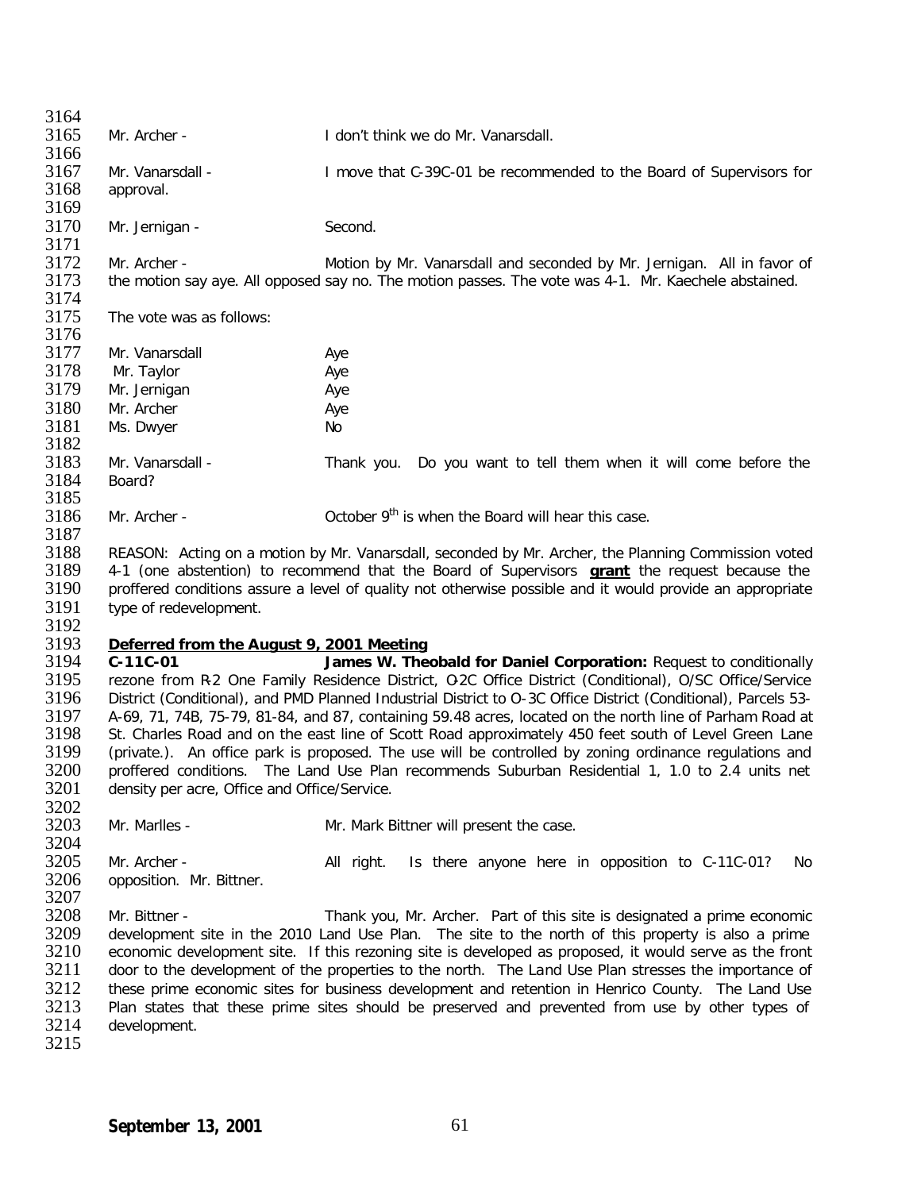Mr. Archer - I don't think we do Mr. Vanarsdall.

Mr. Vanarsdall - I move that C-39C-01 be recommended to the Board of Supervisors for approval.

Mr. Jernigan - Second.

Mr. Archer - Motion by Mr. Vanarsdall and seconded by Mr. Jernigan. All in favor of the motion say aye. All opposed say no. The motion passes. The vote was 4-1. Mr. Kaechele abstained.

The vote was as follows:

| | |
|---|---|
| Mr. Vanarsdall | Aye |
| Mr. Taylor | Aye |
| Mr. Jernigan | Aye |
| Mr. Archer | Aye |
| Ms. Dwyer | No |

Mr. Vanarsdall - Thank you. Do you want to tell them when it will come before the Board?

Mr. Archer - October 9th is when the Board will hear this case.

REASON: Acting on a motion by Mr. Vanarsdall, seconded by Mr. Archer, the Planning Commission voted 4-1 (one abstention) to recommend that the Board of Supervisors **grant** the request because the proffered conditions assure a level of quality not otherwise possible and it would provide an appropriate type of redevelopment.

**Deferred from the August 9, 2001 Meeting**

**C-11C-01** **James W. Theobald for Daniel Corporation:** Request to conditionally rezone from R-2 One Family Residence District, O-2C Office District (Conditional), O/SC Office/Service District (Conditional), and PMD Planned Industrial District to O-3C Office District (Conditional), Parcels 53-A-69, 71, 74B, 75-79, 81-84, and 87, containing 59.48 acres, located on the north line of Parham Road at St. Charles Road and on the east line of Scott Road approximately 450 feet south of Level Green Lane (private.). An office park is proposed. The use will be controlled by zoning ordinance regulations and proffered conditions. The Land Use Plan recommends Suburban Residential 1, 1.0 to 2.4 units net density per acre, Office and Office/Service.

Mr. Marlles - Mr. Mark Bittner will present the case.

Mr. Archer - All right. Is there anyone here in opposition to C-11C-01? No opposition. Mr. Bittner.

Mr. Bittner - Thank you, Mr. Archer. Part of this site is designated a prime economic development site in the 2010 Land Use Plan. The site to the north of this property is also a prime economic development site. If this rezoning site is developed as proposed, it would serve as the front door to the development of the properties to the north. The Land Use Plan stresses the importance of these prime economic sites for business development and retention in Henrico County. The Land Use Plan states that these prime sites should be preserved and prevented from use by other types of development.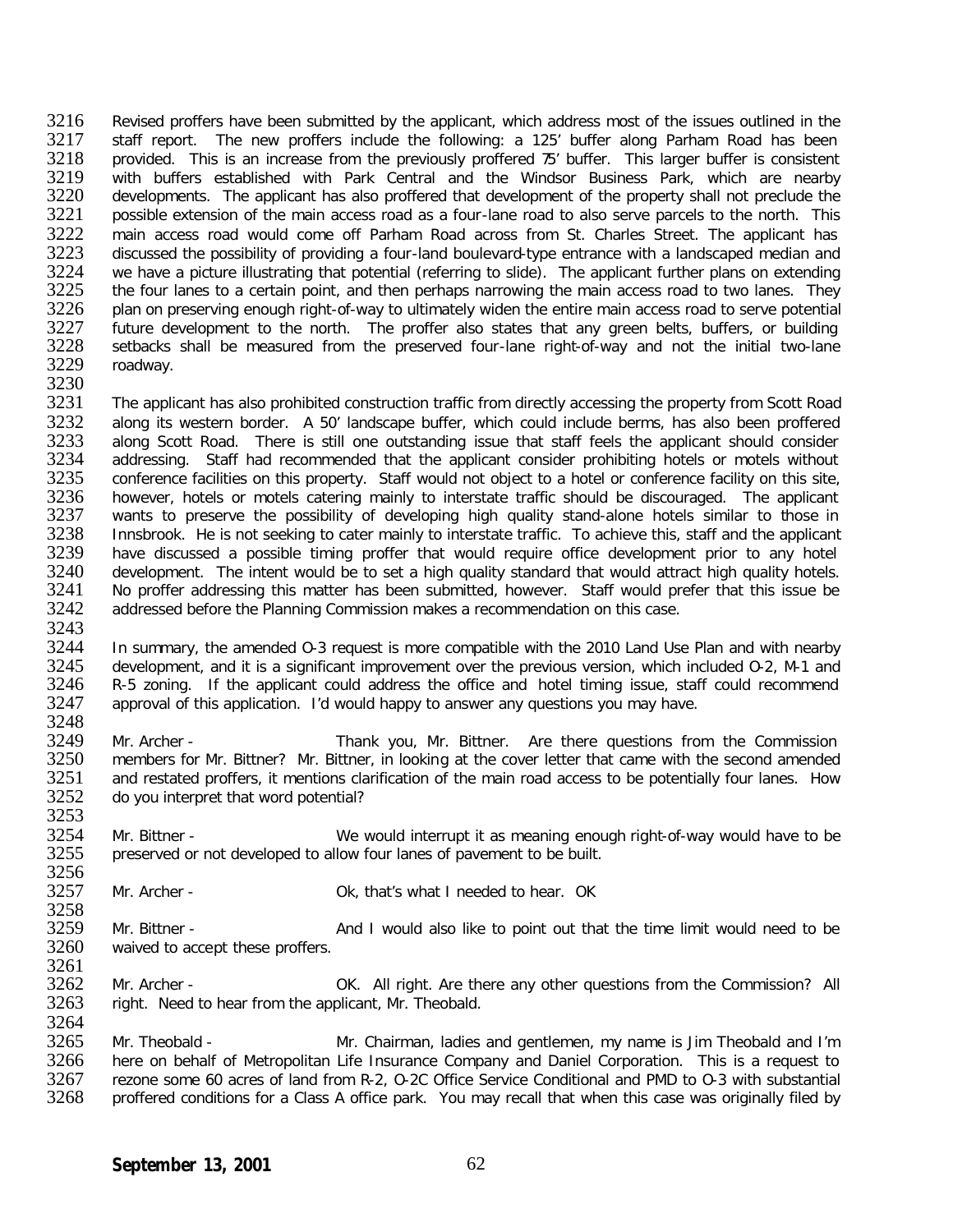Revised proffers have been submitted by the applicant, which address most of the issues outlined in the staff report. The new proffers include the following: a 125' buffer along Parham Road has been provided. This is an increase from the previously proffered 75' buffer. This larger buffer is consistent with buffers established with Park Central and the Windsor Business Park, which are nearby developments. The applicant has also proffered that development of the property shall not preclude the possible extension of the main access road as a four-lane road to also serve parcels to the north. This main access road would come off Parham Road across from St. Charles Street. The applicant has discussed the possibility of providing a four-land boulevard-type entrance with a landscaped median and we have a picture illustrating that potential (referring to slide). The applicant further plans on extending the four lanes to a certain point, and then perhaps narrowing the main access road to two lanes. They plan on preserving enough right-of-way to ultimately widen the entire main access road to serve potential future development to the north. The proffer also states that any green belts, buffers, or building setbacks shall be measured from the preserved four-lane right-of-way and not the initial two-lane roadway.

The applicant has also prohibited construction traffic from directly accessing the property from Scott Road along its western border. A 50' landscape buffer, which could include berms, has also been proffered along Scott Road. There is still one outstanding issue that staff feels the applicant should consider addressing. Staff had recommended that the applicant consider prohibiting hotels or motels without conference facilities on this property. Staff would not object to a hotel or conference facility on this site, however, hotels or motels catering mainly to interstate traffic should be discouraged. The applicant wants to preserve the possibility of developing high quality stand-alone hotels similar to those in Innsbrook. He is not seeking to cater mainly to interstate traffic. To achieve this, staff and the applicant have discussed a possible timing proffer that would require office development prior to any hotel development. The intent would be to set a high quality standard that would attract high quality hotels. No proffer addressing this matter has been submitted, however. Staff would prefer that this issue be addressed before the Planning Commission makes a recommendation on this case.

In summary, the amended O-3 request is more compatible with the 2010 Land Use Plan and with nearby development, and it is a significant improvement over the previous version, which included O-2, M-1 and R-5 zoning. If the applicant could address the office and hotel timing issue, staff could recommend approval of this application. I'd would happy to answer any questions you may have.

Mr. Archer - Thank you, Mr. Bittner. Are there questions from the Commission members for Mr. Bittner? Mr. Bittner, in looking at the cover letter that came with the second amended and restated proffers, it mentions clarification of the main road access to be potentially four lanes. How do you interpret that word potential?

Mr. Bittner - We would interrupt it as meaning enough right-of-way would have to be preserved or not developed to allow four lanes of pavement to be built.

Mr. Archer - Ok, that's what I needed to hear. OK

Mr. Bittner - And I would also like to point out that the time limit would need to be waived to accept these proffers.

Mr. Archer - OK. All right. Are there any other questions from the Commission? All right. Need to hear from the applicant, Mr. Theobald.

Mr. Theobald - Mr. Chairman, ladies and gentlemen, my name is Jim Theobald and I'm here on behalf of Metropolitan Life Insurance Company and Daniel Corporation. This is a request to rezone some 60 acres of land from R-2, O-2C Office Service Conditional and PMD to O-3 with substantial proffered conditions for a Class A office park. You may recall that when this case was originally filed by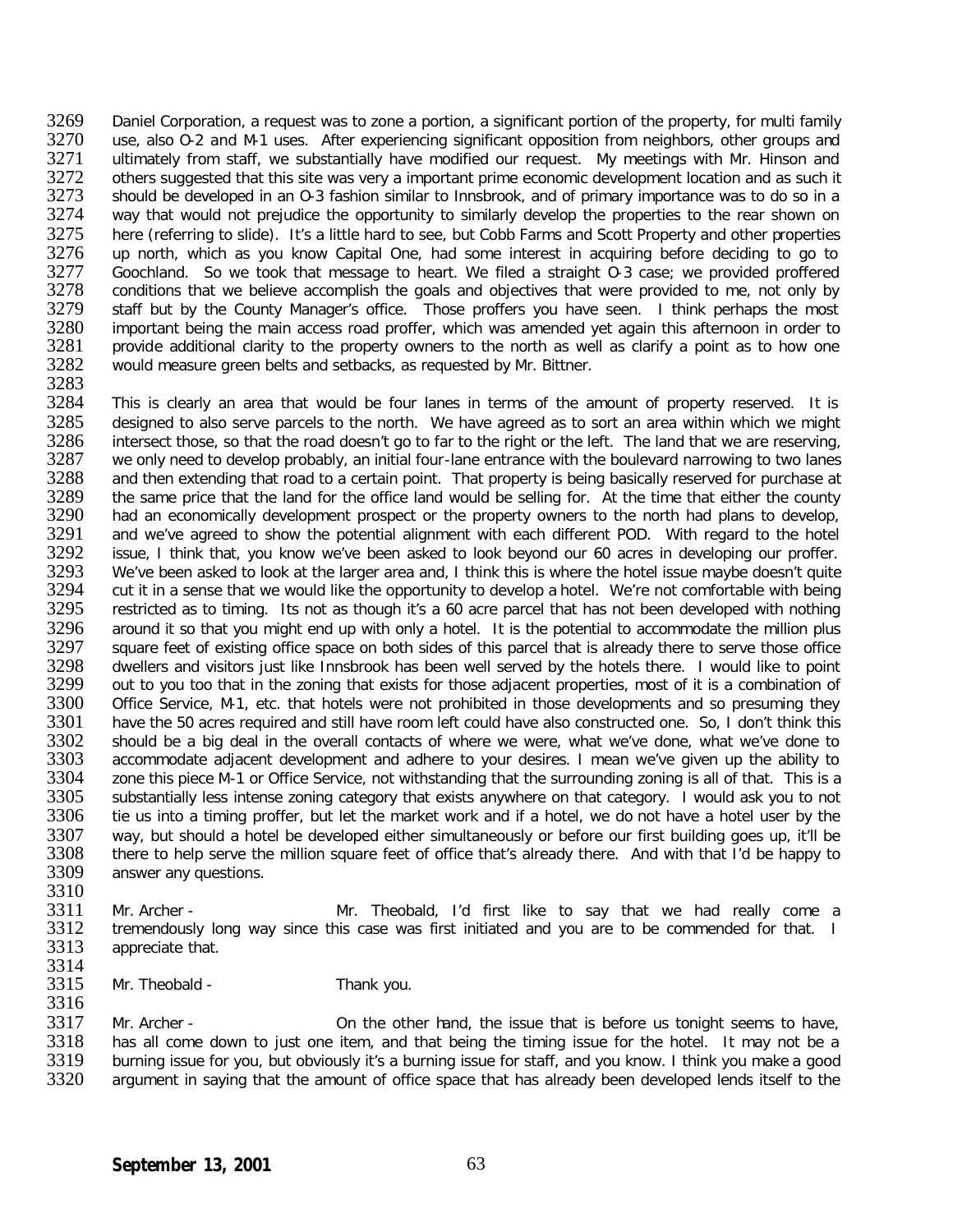Daniel Corporation, a request was to zone a portion, a significant portion of the property, for multi family use, also O-2 and M-1 uses. After experiencing significant opposition from neighbors, other groups and ultimately from staff, we substantially have modified our request. My meetings with Mr. Hinson and others suggested that this site was very a important prime economic development location and as such it should be developed in an O-3 fashion similar to Innsbrook, and of primary importance was to do so in a way that would not prejudice the opportunity to similarly develop the properties to the rear shown on here (referring to slide). It's a little hard to see, but Cobb Farms and Scott Property and other properties up north, which as you know Capital One, had some interest in acquiring before deciding to go to Goochland. So we took that message to heart. We filed a straight O-3 case; we provided proffered conditions that we believe accomplish the goals and objectives that were provided to me, not only by staff but by the County Manager's office. Those proffers you have seen. I think perhaps the most important being the main access road proffer, which was amended yet again this afternoon in order to provide additional clarity to the property owners to the north as well as clarify a point as to how one would measure green belts and setbacks, as requested by Mr. Bittner.

This is clearly an area that would be four lanes in terms of the amount of property reserved. It is designed to also serve parcels to the north. We have agreed as to sort an area within which we might intersect those, so that the road doesn't go to far to the right or the left. The land that we are reserving, we only need to develop probably, an initial four-lane entrance with the boulevard narrowing to two lanes and then extending that road to a certain point. That property is being basically reserved for purchase at the same price that the land for the office land would be selling for. At the time that either the county had an economically development prospect or the property owners to the north had plans to develop, and we've agreed to show the potential alignment with each different POD. With regard to the hotel issue, I think that, you know we've been asked to look beyond our 60 acres in developing our proffer. We've been asked to look at the larger area and, I think this is where the hotel issue maybe doesn't quite cut it in a sense that we would like the opportunity to develop a hotel. We're not comfortable with being restricted as to timing. Its not as though it's a 60 acre parcel that has not been developed with nothing around it so that you might end up with only a hotel. It is the potential to accommodate the million plus square feet of existing office space on both sides of this parcel that is already there to serve those office dwellers and visitors just like Innsbrook has been well served by the hotels there. I would like to point out to you too that in the zoning that exists for those adjacent properties, most of it is a combination of Office Service, M-1, etc. that hotels were not prohibited in those developments and so presuming they have the 50 acres required and still have room left could have also constructed one. So, I don't think this should be a big deal in the overall contacts of where we were, what we've done, what we've done to accommodate adjacent development and adhere to your desires. I mean we've given up the ability to zone this piece M-1 or Office Service, not withstanding that the surrounding zoning is all of that. This is a substantially less intense zoning category that exists anywhere on that category. I would ask you to not tie us into a timing proffer, but let the market work and if a hotel, we do not have a hotel user by the way, but should a hotel be developed either simultaneously or before our first building goes up, it'll be there to help serve the million square feet of office that's already there. And with that I'd be happy to answer any questions.

Mr. Archer - Mr. Theobald, I'd first like to say that we had really come a tremendously long way since this case was first initiated and you are to be commended for that. I appreciate that.

Mr. Theobald - Thank you.

Mr. Archer - On the other hand, the issue that is before us tonight seems to have, has all come down to just one item, and that being the timing issue for the hotel. It may not be a burning issue for you, but obviously it's a burning issue for staff, and you know. I think you make a good argument in saying that the amount of office space that has already been developed lends itself to the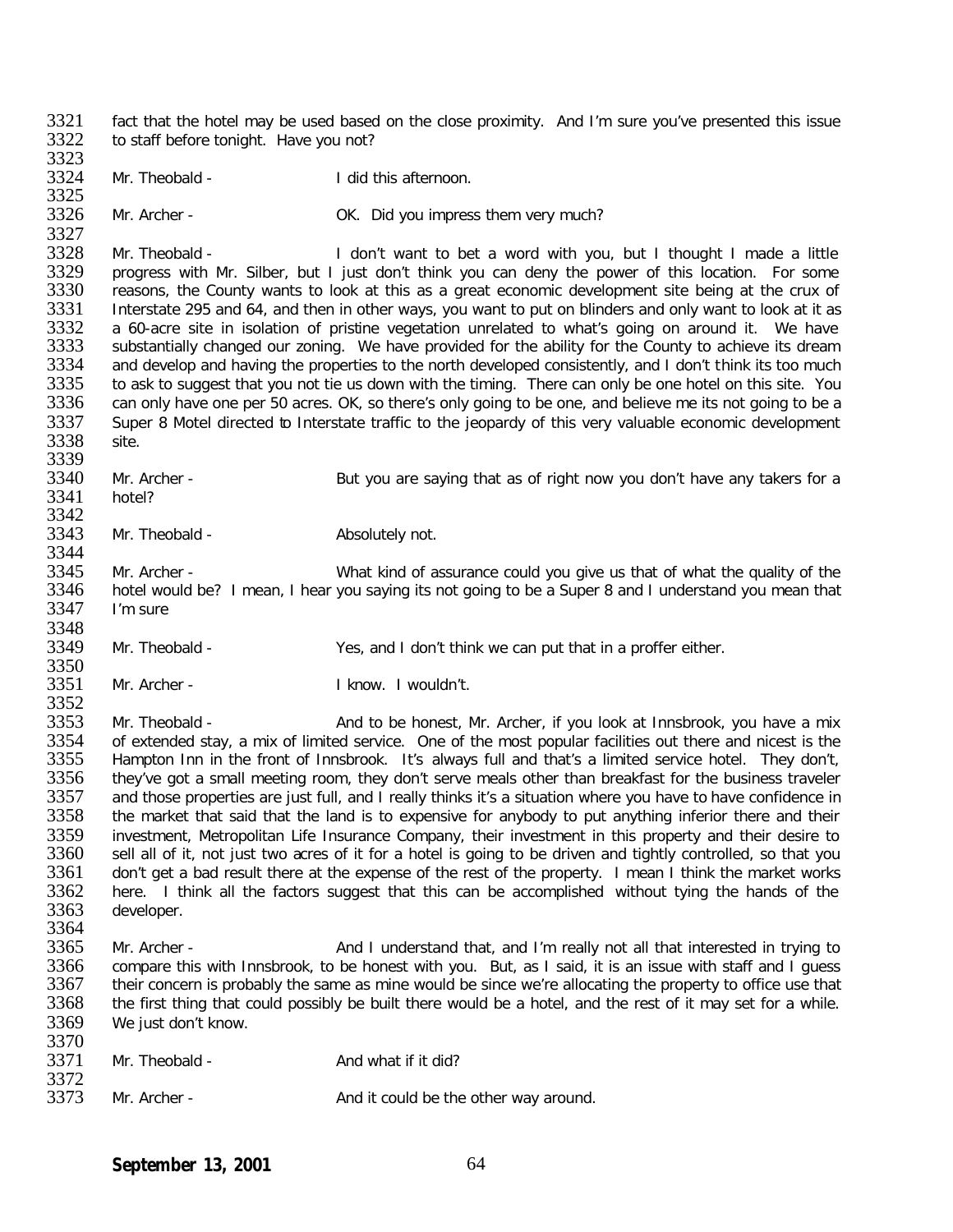fact that the hotel may be used based on the close proximity. And I'm sure you've presented this issue to staff before tonight. Have you not?

Mr. Theobald - I did this afternoon.

Mr. Archer - OK. Did you impress them very much?

Mr. Theobald - I don't want to bet a word with you, but I thought I made a little progress with Mr. Silber, but I just don't think you can deny the power of this location. For some reasons, the County wants to look at this as a great economic development site being at the crux of Interstate 295 and 64, and then in other ways, you want to put on blinders and only want to look at it as a 60-acre site in isolation of pristine vegetation unrelated to what's going on around it. We have substantially changed our zoning. We have provided for the ability for the County to achieve its dream and develop and having the properties to the north developed consistently, and I don't think its too much to ask to suggest that you not tie us down with the timing. There can only be one hotel on this site. You can only have one per 50 acres. OK, so there's only going to be one, and believe me its not going to be a Super 8 Motel directed to Interstate traffic to the jeopardy of this very valuable economic development site.

Mr. Archer - But you are saying that as of right now you don't have any takers for a hotel?

Mr. Theobald - Absolutely not.

Mr. Archer - What kind of assurance could you give us that of what the quality of the hotel would be? I mean, I hear you saying its not going to be a Super 8 and I understand you mean that I'm sure

Mr. Theobald - Yes, and I don't think we can put that in a proffer either.

Mr. Archer - I know. I wouldn't.

Mr. Theobald - And to be honest, Mr. Archer, if you look at Innsbrook, you have a mix of extended stay, a mix of limited service. One of the most popular facilities out there and nicest is the Hampton Inn in the front of Innsbrook. It's always full and that's a limited service hotel. They don't, they've got a small meeting room, they don't serve meals other than breakfast for the business traveler and those properties are just full, and I really thinks it's a situation where you have to have confidence in the market that said that the land is to expensive for anybody to put anything inferior there and their investment, Metropolitan Life Insurance Company, their investment in this property and their desire to sell all of it, not just two acres of it for a hotel is going to be driven and tightly controlled, so that you don't get a bad result there at the expense of the rest of the property. I mean I think the market works here. I think all the factors suggest that this can be accomplished without tying the hands of the developer.

Mr. Archer - And I understand that, and I'm really not all that interested in trying to compare this with Innsbrook, to be honest with you. But, as I said, it is an issue with staff and I guess their concern is probably the same as mine would be since we're allocating the property to office use that the first thing that could possibly be built there would be a hotel, and the rest of it may set for a while. We just don't know.

Mr. Theobald - And what if it did?

Mr. Archer - And it could be the other way around.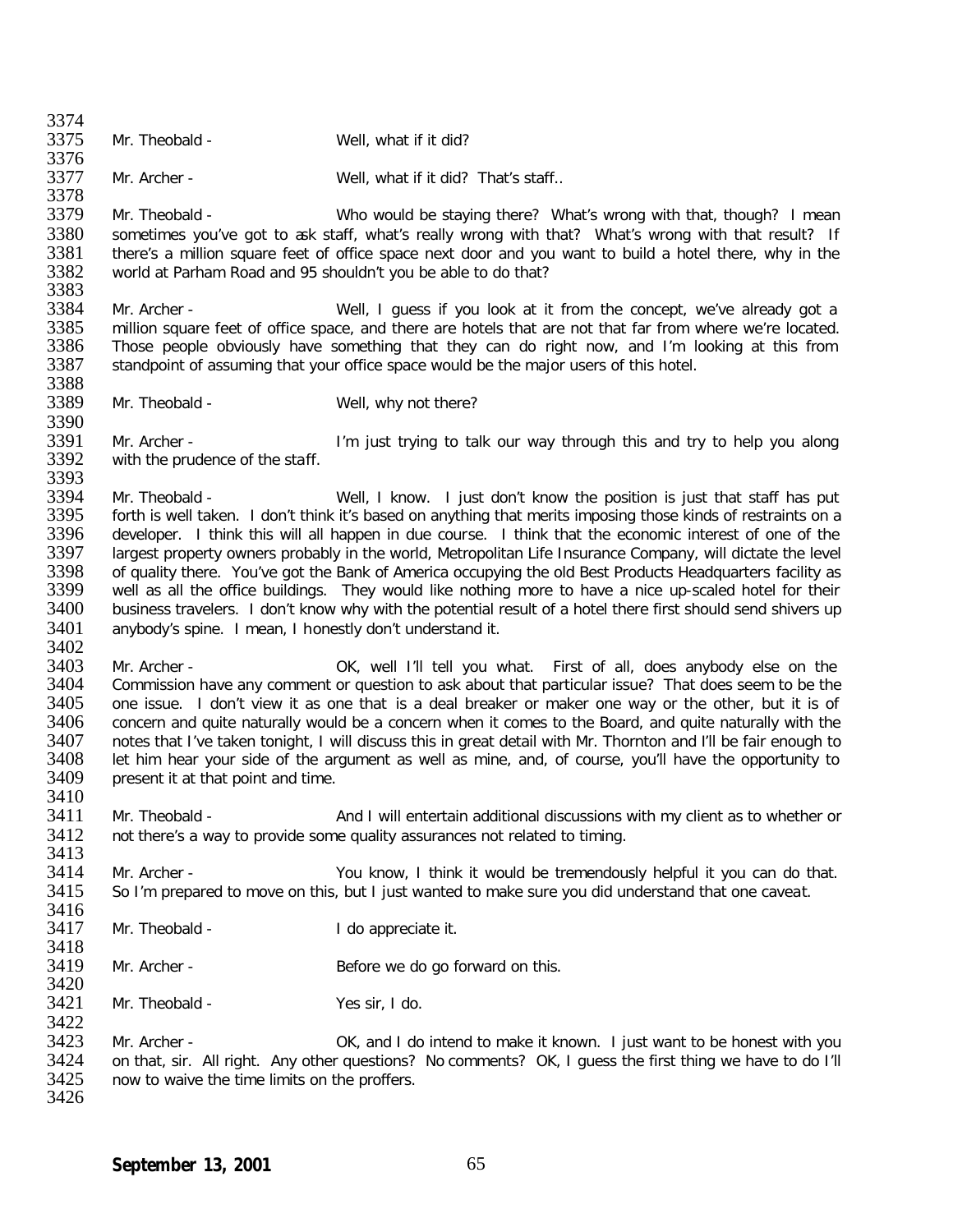Mr. Theobald - Well, what if it did?

Mr. Archer - Well, what if it did? That's staff..

Mr. Theobald - Who would be staying there? What's wrong with that, though? I mean sometimes you've got to ask staff, what's really wrong with that? What's wrong with that result? If there's a million square feet of office space next door and you want to build a hotel there, why in the world at Parham Road and 95 shouldn't you be able to do that?

Mr. Archer - Well, I guess if you look at it from the concept, we've already got a million square feet of office space, and there are hotels that are not that far from where we're located. Those people obviously have something that they can do right now, and I'm looking at this from standpoint of assuming that your office space would be the major users of this hotel.

Mr. Theobald - Well, why not there?

Mr. Archer - I'm just trying to talk our way through this and try to help you along with the prudence of the staff.

Mr. Theobald - Well, I know. I just don't know the position is just that staff has put forth is well taken. I don't think it's based on anything that merits imposing those kinds of restraints on a developer. I think this will all happen in due course. I think that the economic interest of one of the largest property owners probably in the world, Metropolitan Life Insurance Company, will dictate the level of quality there. You've got the Bank of America occupying the old Best Products Headquarters facility as well as all the office buildings. They would like nothing more to have a nice up-scaled hotel for their business travelers. I don't know why with the potential result of a hotel there first should send shivers up anybody's spine. I mean, I honestly don't understand it.

Mr. Archer - OK, well I'll tell you what. First of all, does anybody else on the Commission have any comment or question to ask about that particular issue? That does seem to be the one issue. I don't view it as one that is a deal breaker or maker one way or the other, but it is of concern and quite naturally would be a concern when it comes to the Board, and quite naturally with the notes that I've taken tonight, I will discuss this in great detail with Mr. Thornton and I'll be fair enough to let him hear your side of the argument as well as mine, and, of course, you'll have the opportunity to present it at that point and time.

Mr. Theobald - And I will entertain additional discussions with my client as to whether or not there's a way to provide some quality assurances not related to timing.

Mr. Archer - You know, I think it would be tremendously helpful it you can do that. So I'm prepared to move on this, but I just wanted to make sure you did understand that one caveat.

Mr. Theobald - I do appreciate it.

Mr. Archer - Before we do go forward on this.

Mr. Theobald - Yes sir, I do.

Mr. Archer - OK, and I do intend to make it known. I just want to be honest with you on that, sir. All right. Any other questions? No comments? OK, I guess the first thing we have to do I'll now to waive the time limits on the proffers.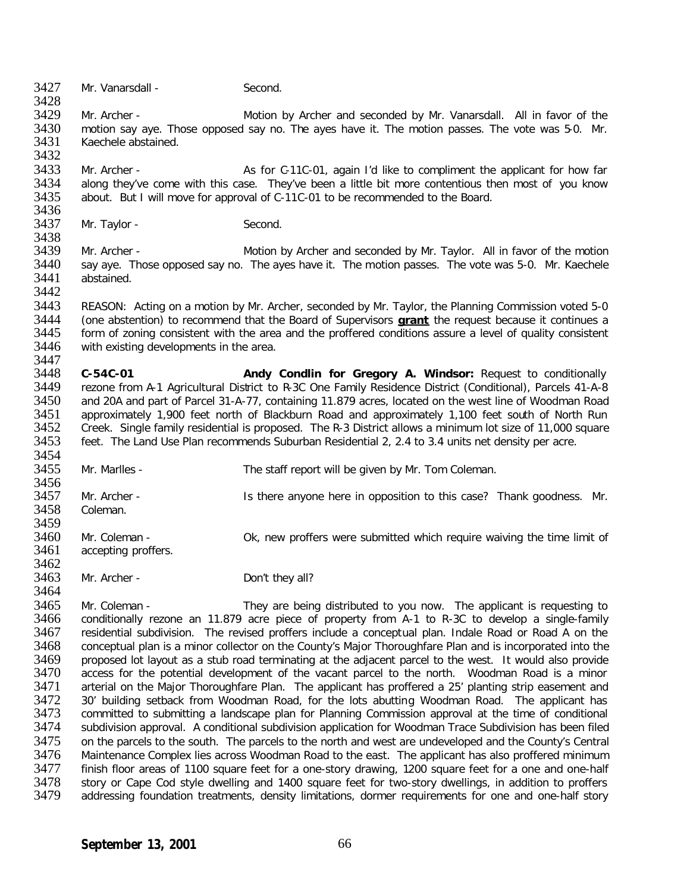Mr. Vanarsdall - Second.

Mr. Archer - Motion by Archer and seconded by Mr. Vanarsdall. All in favor of the motion say aye. Those opposed say no. The ayes have it. The motion passes. The vote was 5-0. Mr. Kaechele abstained.

Mr. Archer - As for C-11C-01, again I'd like to compliment the applicant for how far along they've come with this case. They've been a little bit more contentious then most of you know about. But I will move for approval of C-11C-01 to be recommended to the Board.

Mr. Taylor - Second.

Mr. Archer - Motion by Archer and seconded by Mr. Taylor. All in favor of the motion say aye. Those opposed say no. The ayes have it. The motion passes. The vote was 5-0. Mr. Kaechele abstained.

REASON: Acting on a motion by Mr. Archer, seconded by Mr. Taylor, the Planning Commission voted 5-0 (one abstention) to recommend that the Board of Supervisors **grant** the request because it continues a form of zoning consistent with the area and the proffered conditions assure a level of quality consistent with existing developments in the area.

**C-54C-01** **Andy Condlin for Gregory A. Windsor:** Request to conditionally rezone from A-1 Agricultural District to R-3C One Family Residence District (Conditional), Parcels 41-A-8 and 20A and part of Parcel 31-A-77, containing 11.879 acres, located on the west line of Woodman Road approximately 1,900 feet north of Blackburn Road and approximately 1,100 feet south of North Run Creek. Single family residential is proposed. The R-3 District allows a minimum lot size of 11,000 square feet. The Land Use Plan recommends Suburban Residential 2, 2.4 to 3.4 units net density per acre.

Mr. Marlles - The staff report will be given by Mr. Tom Coleman.

Mr. Archer - Is there anyone here in opposition to this case? Thank goodness. Mr. Coleman.

Mr. Coleman - Ok, new proffers were submitted which require waiving the time limit of accepting proffers.

Mr. Archer - Don't they all?

Mr. Coleman - They are being distributed to you now. The applicant is requesting to conditionally rezone an 11.879 acre piece of property from A-1 to R-3C to develop a single-family residential subdivision. The revised proffers include a conceptual plan. Indale Road or Road A on the conceptual plan is a minor collector on the County's Major Thoroughfare Plan and is incorporated into the proposed lot layout as a stub road terminating at the adjacent parcel to the west. It would also provide access for the potential development of the vacant parcel to the north. Woodman Road is a minor arterial on the Major Thoroughfare Plan. The applicant has proffered a 25' planting strip easement and 30' building setback from Woodman Road, for the lots abutting Woodman Road. The applicant has committed to submitting a landscape plan for Planning Commission approval at the time of conditional subdivision approval. A conditional subdivision application for Woodman Trace Subdivision has been filed on the parcels to the south. The parcels to the north and west are undeveloped and the County's Central Maintenance Complex lies across Woodman Road to the east. The applicant has also proffered minimum finish floor areas of 1100 square feet for a one-story drawing, 1200 square feet for a one and one-half story or Cape Cod style dwelling and 1400 square feet for two-story dwellings, in addition to proffers addressing foundation treatments, density limitations, dormer requirements for one and one-half story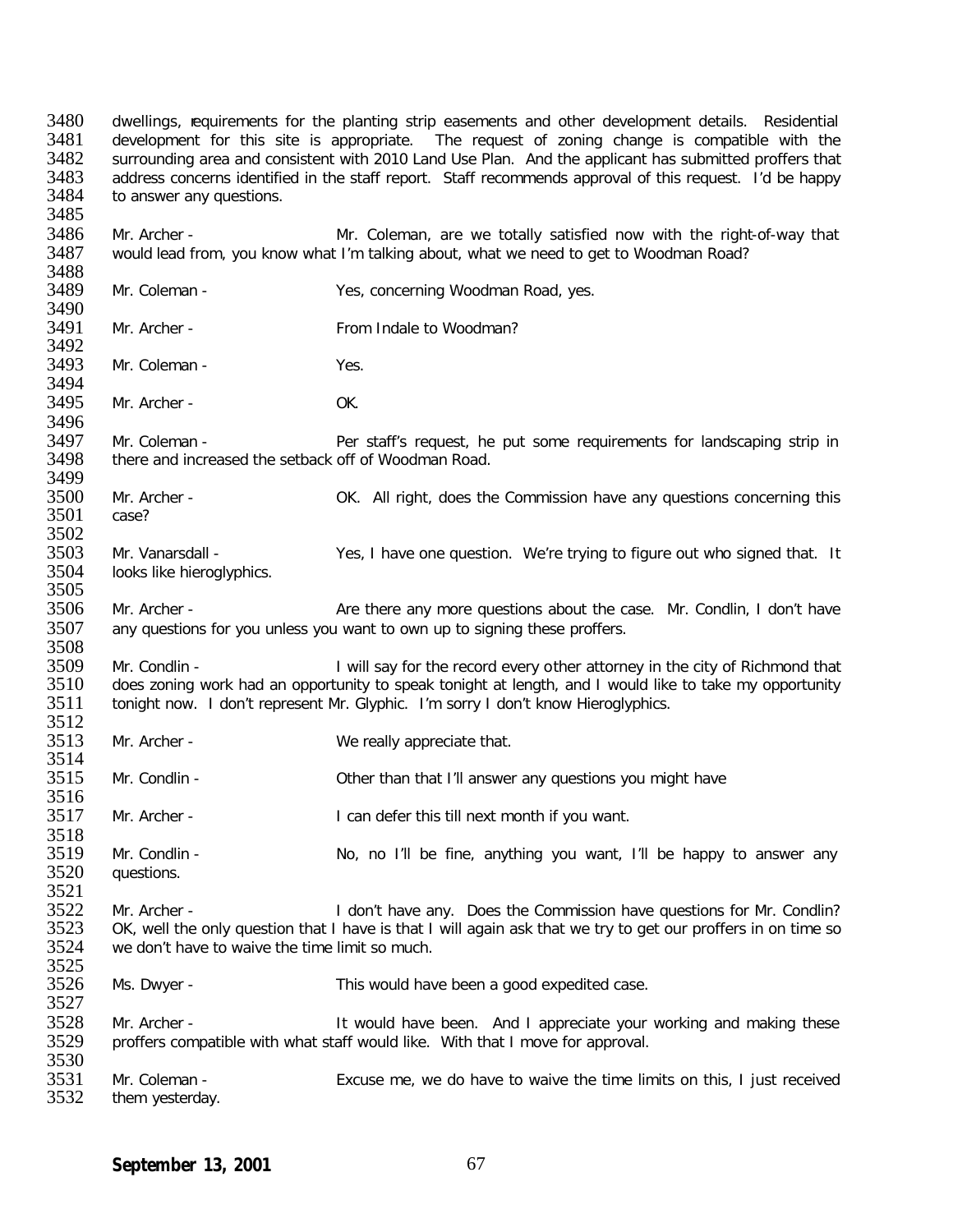dwellings, requirements for the planting strip easements and other development details. Residential development for this site is appropriate. The request of zoning change is compatible with the surrounding area and consistent with 2010 Land Use Plan. And the applicant has submitted proffers that address concerns identified in the staff report. Staff recommends approval of this request. I'd be happy to answer any questions.

Mr. Archer - Mr. Coleman, are we totally satisfied now with the right-of-way that would lead from, you know what I'm talking about, what we need to get to Woodman Road?

Mr. Coleman - Yes, concerning Woodman Road, yes.

Mr. Archer - From Indale to Woodman?

Mr. Coleman - Yes.

Mr. Archer - OK.

Mr. Coleman - Per staff's request, he put some requirements for landscaping strip in there and increased the setback off of Woodman Road.

Mr. Archer - OK. All right, does the Commission have any questions concerning this case?

Mr. Vanarsdall - Yes, I have one question. We're trying to figure out who signed that. It looks like hieroglyphics.

Mr. Archer - Are there any more questions about the case. Mr. Condlin, I don't have any questions for you unless you want to own up to signing these proffers.

Mr. Condlin - I will say for the record every other attorney in the city of Richmond that does zoning work had an opportunity to speak tonight at length, and I would like to take my opportunity tonight now. I don't represent Mr. Glyphic. I'm sorry I don't know Hieroglyphics.

Mr. Archer - We really appreciate that.

Mr. Condlin - Other than that I'll answer any questions you might have

Mr. Archer - I can defer this till next month if you want.

Mr. Condlin - No, no I'll be fine, anything you want, I'll be happy to answer any questions.

Mr. Archer - I don't have any. Does the Commission have questions for Mr. Condlin? OK, well the only question that I have is that I will again ask that we try to get our proffers in on time so we don't have to waive the time limit so much.

Ms. Dwyer - This would have been a good expedited case.

Mr. Archer - It would have been. And I appreciate your working and making these proffers compatible with what staff would like. With that I move for approval.

Mr. Coleman - Excuse me, we do have to waive the time limits on this, I just received them yesterday.

**September 13, 2001**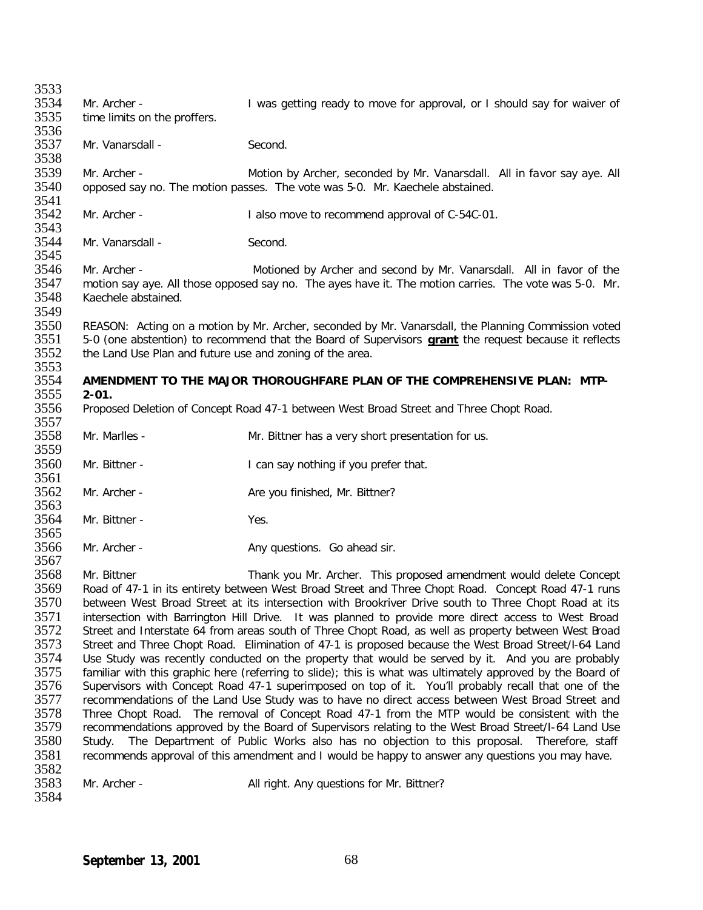Mr. Archer - I was getting ready to move for approval, or I should say for waiver of time limits on the proffers.

Mr. Vanarsdall - Second.

Mr. Archer - Motion by Archer, seconded by Mr. Vanarsdall. All in favor say aye. All opposed say no. The motion passes. The vote was 5-0. Mr. Kaechele abstained.

Mr. Archer - I also move to recommend approval of C-54C-01.

Mr. Vanarsdall - Second.

Mr. Archer - Motioned by Archer and second by Mr. Vanarsdall. All in favor of the motion say aye. All those opposed say no. The ayes have it. The motion carries. The vote was 5-0. Mr. Kaechele abstained.

REASON: Acting on a motion by Mr. Archer, seconded by Mr. Vanarsdall, the Planning Commission voted 5-0 (one abstention) to recommend that the Board of Supervisors **grant** the request because it reflects the Land Use Plan and future use and zoning of the area.

**AMENDMENT TO THE MAJOR THOROUGHFARE PLAN OF THE COMPREHENSIVE PLAN: MTP-2-01.**
Proposed Deletion of Concept Road 47-1 between West Broad Street and Three Chopt Road.

Mr. Marlles - Mr. Bittner has a very short presentation for us.

Mr. Bittner - I can say nothing if you prefer that.

Mr. Archer - Are you finished, Mr. Bittner?

Mr. Bittner - Yes.

Mr. Archer - Any questions. Go ahead sir.

Mr. Bittner Thank you Mr. Archer. This proposed amendment would delete Concept Road of 47-1 in its entirety between West Broad Street and Three Chopt Road. Concept Road 47-1 runs between West Broad Street at its intersection with Brookriver Drive south to Three Chopt Road at its intersection with Barrington Hill Drive. It was planned to provide more direct access to West Broad Street and Interstate 64 from areas south of Three Chopt Road, as well as property between West Broad Street and Three Chopt Road. Elimination of 47-1 is proposed because the West Broad Street/I-64 Land Use Study was recently conducted on the property that would be served by it. And you are probably familiar with this graphic here (referring to slide); this is what was ultimately approved by the Board of Supervisors with Concept Road 47-1 superimposed on top of it. You'll probably recall that one of the recommendations of the Land Use Study was to have no direct access between West Broad Street and Three Chopt Road. The removal of Concept Road 47-1 from the MTP would be consistent with the recommendations approved by the Board of Supervisors relating to the West Broad Street/I-64 Land Use Study. The Department of Public Works also has no objection to this proposal. Therefore, staff recommends approval of this amendment and I would be happy to answer any questions you may have.

Mr. Archer - All right. Any questions for Mr. Bittner?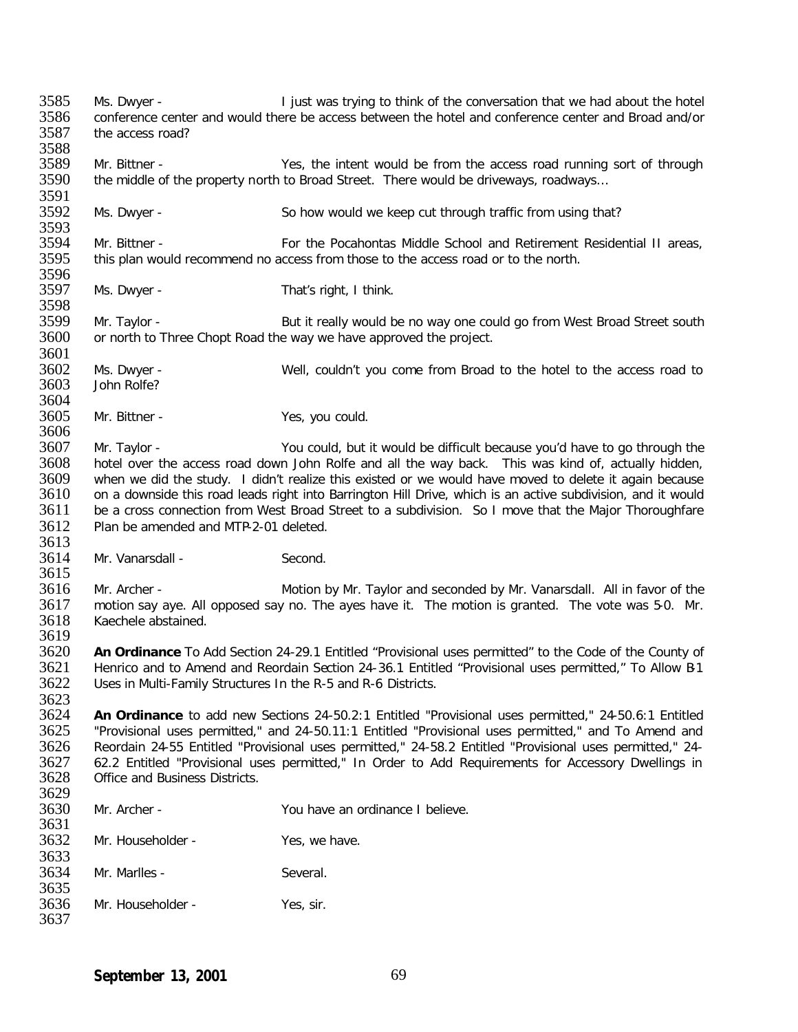Ms. Dwyer - I just was trying to think of the conversation that we had about the hotel conference center and would there be access between the hotel and conference center and Broad and/or the access road?

Mr. Bittner - Yes, the intent would be from the access road running sort of through the middle of the property north to Broad Street. There would be driveways, roadways…

Ms. Dwyer - So how would we keep cut through traffic from using that?

Mr. Bittner - For the Pocahontas Middle School and Retirement Residential II areas, this plan would recommend no access from those to the access road or to the north.

Ms. Dwyer - That's right, I think.

Mr. Taylor - But it really would be no way one could go from West Broad Street south or north to Three Chopt Road the way we have approved the project.

Ms. Dwyer - Well, couldn't you come from Broad to the hotel to the access road to John Rolfe?

Mr. Bittner - Yes, you could.

Mr. Taylor - You could, but it would be difficult because you'd have to go through the hotel over the access road down John Rolfe and all the way back. This was kind of, actually hidden, when we did the study. I didn't realize this existed or we would have moved to delete it again because on a downside this road leads right into Barrington Hill Drive, which is an active subdivision, and it would be a cross connection from West Broad Street to a subdivision. So I move that the Major Thoroughfare Plan be amended and MTP-2-01 deleted.

Mr. Vanarsdall - Second.

Mr. Archer - Motion by Mr. Taylor and seconded by Mr. Vanarsdall. All in favor of the motion say aye. All opposed say no. The ayes have it. The motion is granted. The vote was 5-0. Mr. Kaechele abstained.

**An Ordinance** To Add Section 24-29.1 Entitled "Provisional uses permitted" to the Code of the County of Henrico and to Amend and Reordain Section 24-36.1 Entitled "Provisional uses permitted," To Allow B-1 Uses in Multi-Family Structures In the R-5 and R-6 Districts.

**An Ordinance** to add new Sections 24-50.2:1 Entitled "Provisional uses permitted," 24-50.6:1 Entitled "Provisional uses permitted," and 24-50.11:1 Entitled "Provisional uses permitted," and To Amend and Reordain 24-55 Entitled "Provisional uses permitted," 24-58.2 Entitled "Provisional uses permitted," 24-62.2 Entitled "Provisional uses permitted," In Order to Add Requirements for Accessory Dwellings in Office and Business Districts.

Mr. Archer - You have an ordinance I believe.

Mr. Householder - Yes, we have.

Mr. Marlles - Several.

Mr. Householder - Yes, sir.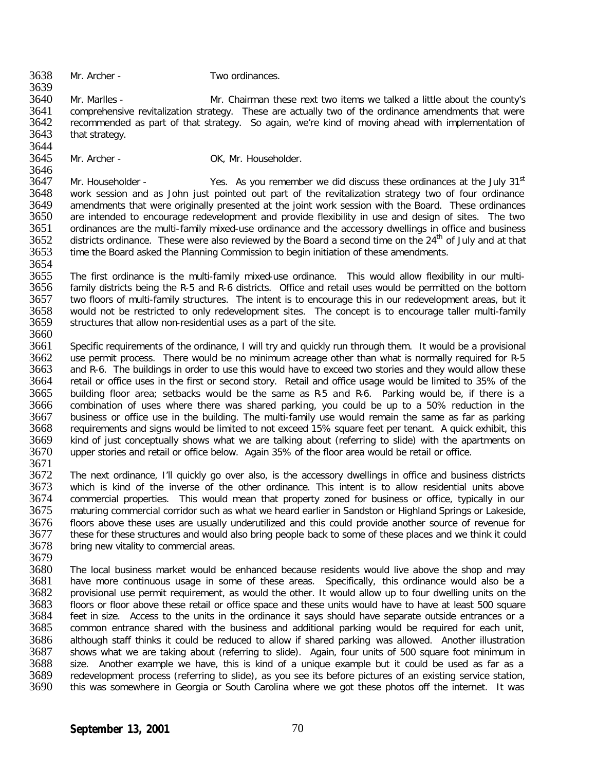Mr. Archer - Two ordinances.

Mr. Marlles - Mr. Chairman these next two items we talked a little about the county's comprehensive revitalization strategy. These are actually two of the ordinance amendments that were recommended as part of that strategy. So again, we're kind of moving ahead with implementation of that strategy.

Mr. Archer - OK, Mr. Householder.

Mr. Householder - Yes. As you remember we did discuss these ordinances at the July 31st work session and as John just pointed out part of the revitalization strategy two of four ordinance amendments that were originally presented at the joint work session with the Board. These ordinances are intended to encourage redevelopment and provide flexibility in use and design of sites. The two ordinances are the multi-family mixed-use ordinance and the accessory dwellings in office and business districts ordinance. These were also reviewed by the Board a second time on the 24th of July and at that time the Board asked the Planning Commission to begin initiation of these amendments.

The first ordinance is the multi-family mixed-use ordinance. This would allow flexibility in our multi-family districts being the R-5 and R-6 districts. Office and retail uses would be permitted on the bottom two floors of multi-family structures. The intent is to encourage this in our redevelopment areas, but it would not be restricted to only redevelopment sites. The concept is to encourage taller multi-family structures that allow non-residential uses as a part of the site.

Specific requirements of the ordinance, I will try and quickly run through them. It would be a provisional use permit process. There would be no minimum acreage other than what is normally required for R-5 and R-6. The buildings in order to use this would have to exceed two stories and they would allow these retail or office uses in the first or second story. Retail and office usage would be limited to 35% of the building floor area; setbacks would be the same as R-5 and R-6. Parking would be, if there is a combination of uses where there was shared parking, you could be up to a 50% reduction in the business or office use in the building. The multi-family use would remain the same as far as parking requirements and signs would be limited to not exceed 15% square feet per tenant. A quick exhibit, this kind of just conceptually shows what we are talking about (referring to slide) with the apartments on upper stories and retail or office below. Again 35% of the floor area would be retail or office.

The next ordinance, I'll quickly go over also, is the accessory dwellings in office and business districts which is kind of the inverse of the other ordinance. This intent is to allow residential units above commercial properties. This would mean that property zoned for business or office, typically in our maturing commercial corridor such as what we heard earlier in Sandston or Highland Springs or Lakeside, floors above these uses are usually underutilized and this could provide another source of revenue for these for these structures and would also bring people back to some of these places and we think it could bring new vitality to commercial areas.

The local business market would be enhanced because residents would live above the shop and may have more continuous usage in some of these areas. Specifically, this ordinance would also be a provisional use permit requirement, as would the other. It would allow up to four dwelling units on the floors or floor above these retail or office space and these units would have to have at least 500 square feet in size. Access to the units in the ordinance it says should have separate outside entrances or a common entrance shared with the business and additional parking would be required for each unit, although staff thinks it could be reduced to allow if shared parking was allowed. Another illustration shows what we are taking about (referring to slide). Again, four units of 500 square foot minimum in size. Another example we have, this is kind of a unique example but it could be used as far as a redevelopment process (referring to slide), as you see its before pictures of an existing service station, this was somewhere in Georgia or South Carolina where we got these photos off the internet. It was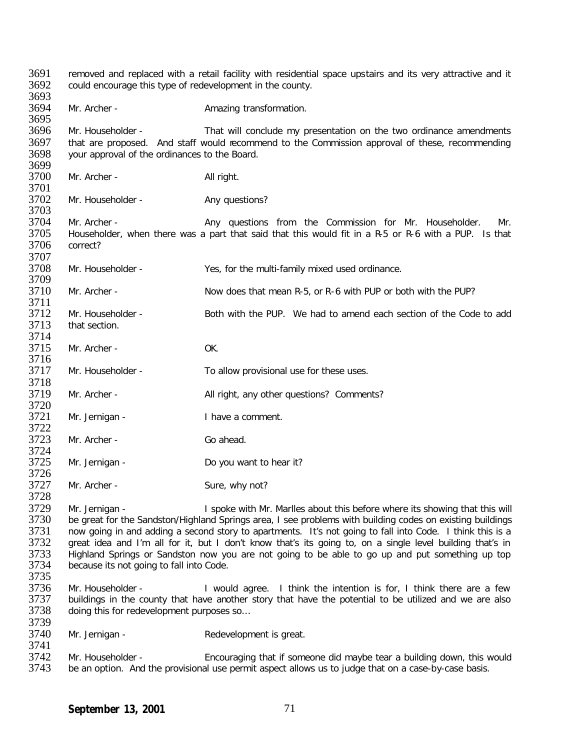removed and replaced with a retail facility with residential space upstairs and its very attractive and it could encourage this type of redevelopment in the county.

Mr. Archer - Amazing transformation.

Mr. Householder - That will conclude my presentation on the two ordinance amendments that are proposed. And staff would recommend to the Commission approval of these, recommending your approval of the ordinances to the Board.

Mr. Archer - All right.

Mr. Householder - Any questions?

Mr. Archer - Any questions from the Commission for Mr. Householder. Mr. Householder, when there was a part that said that this would fit in a R-5 or R-6 with a PUP. Is that correct?

Mr. Householder - Yes, for the multi-family mixed used ordinance.

Mr. Archer - Now does that mean R-5, or R-6 with PUP or both with the PUP?

Mr. Householder - Both with the PUP. We had to amend each section of the Code to add that section.

Mr. Archer - OK.

Mr. Householder - To allow provisional use for these uses.

Mr. Archer - All right, any other questions? Comments?

Mr. Jernigan - I have a comment.

Mr. Archer - Go ahead.

Mr. Jernigan - Do you want to hear it?

Mr. Archer - Sure, why not?

Mr. Jernigan - I spoke with Mr. Marlles about this before where its showing that this will be great for the Sandston/Highland Springs area, I see problems with building codes on existing buildings now going in and adding a second story to apartments. It's not going to fall into Code. I think this is a great idea and I'm all for it, but I don't know that's its going to, on a single level building that's in Highland Springs or Sandston now you are not going to be able to go up and put something up top because its not going to fall into Code.

Mr. Householder - I would agree. I think the intention is for, I think there are a few buildings in the county that have another story that have the potential to be utilized and we are also doing this for redevelopment purposes so…

Mr. Jernigan - Redevelopment is great.

Mr. Householder - Encouraging that if someone did maybe tear a building down, this would be an option. And the provisional use permit aspect allows us to judge that on a case-by-case basis.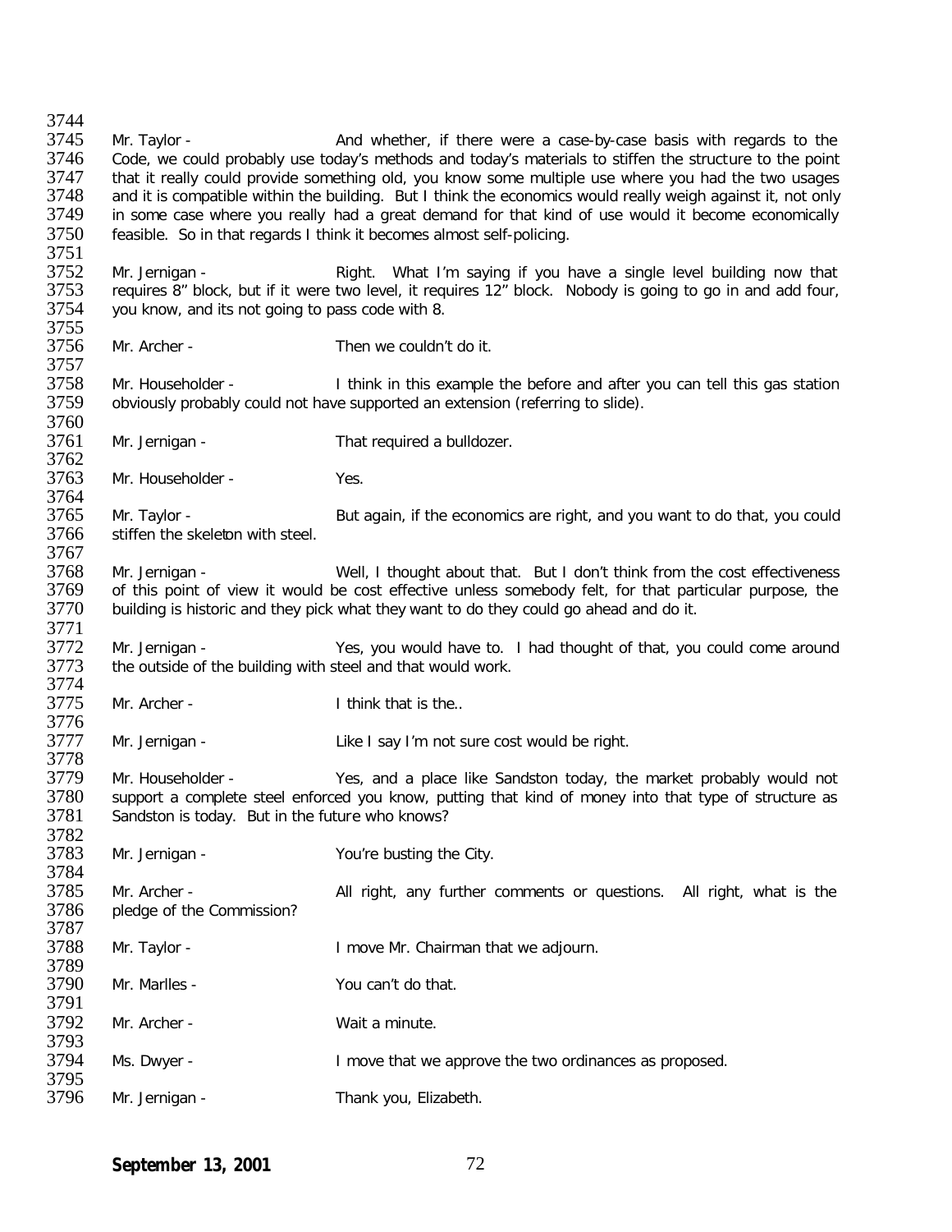Mr. Taylor - And whether, if there were a case-by-case basis with regards to the Code, we could probably use today's methods and today's materials to stiffen the structure to the point that it really could provide something old, you know some multiple use where you had the two usages and it is compatible within the building. But I think the economics would really weigh against it, not only in some case where you really had a great demand for that kind of use would it become economically feasible. So in that regards I think it becomes almost self-policing.

Mr. Jernigan - Right. What I'm saying if you have a single level building now that requires 8" block, but if it were two level, it requires 12" block. Nobody is going to go in and add four, you know, and its not going to pass code with 8.

Mr. Archer - Then we couldn't do it.

Mr. Householder - I think in this example the before and after you can tell this gas station obviously probably could not have supported an extension (referring to slide).

Mr. Jernigan - That required a bulldozer.

Mr. Householder - Yes.

Mr. Taylor - But again, if the economics are right, and you want to do that, you could stiffen the skeleton with steel.

Mr. Jernigan - Well, I thought about that. But I don't think from the cost effectiveness of this point of view it would be cost effective unless somebody felt, for that particular purpose, the building is historic and they pick what they want to do they could go ahead and do it.

Mr. Jernigan - Yes, you would have to. I had thought of that, you could come around the outside of the building with steel and that would work.

Mr. Archer - I think that is the..

Mr. Jernigan - Like I say I'm not sure cost would be right.

Mr. Householder - Yes, and a place like Sandston today, the market probably would not support a complete steel enforced you know, putting that kind of money into that type of structure as Sandston is today. But in the future who knows?

Mr. Jernigan - You're busting the City.

Mr. Archer - All right, any further comments or questions. All right, what is the pledge of the Commission?

Mr. Taylor - I move Mr. Chairman that we adjourn.

Mr. Marlles - You can't do that.

Mr. Archer - Wait a minute.

Ms. Dwyer - I move that we approve the two ordinances as proposed.

Mr. Jernigan - Thank you, Elizabeth.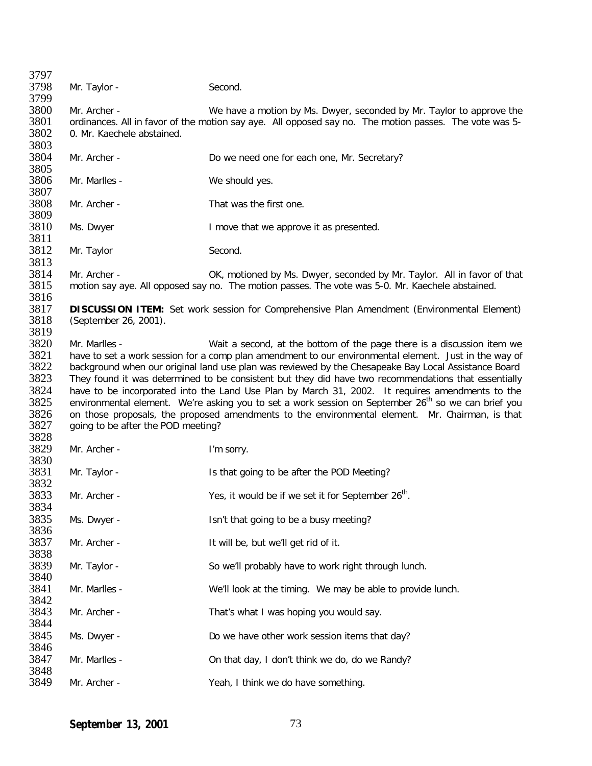Mr. Taylor - Second.

Mr. Archer - We have a motion by Ms. Dwyer, seconded by Mr. Taylor to approve the ordinances. All in favor of the motion say aye. All opposed say no. The motion passes. The vote was 5-0. Mr. Kaechele abstained.

Mr. Archer - Do we need one for each one, Mr. Secretary?

Mr. Marlles - We should yes.

Mr. Archer - That was the first one.

Ms. Dwyer I move that we approve it as presented.

Mr. Taylor Second.

Mr. Archer - OK, motioned by Ms. Dwyer, seconded by Mr. Taylor. All in favor of that motion say aye. All opposed say no. The motion passes. The vote was 5-0. Mr. Kaechele abstained.

**DISCUSSION ITEM:** Set work session for Comprehensive Plan Amendment (Environmental Element) (September 26, 2001).

Mr. Marlles - Wait a second, at the bottom of the page there is a discussion item we have to set a work session for a comp plan amendment to our environmental element. Just in the way of background when our original land use plan was reviewed by the Chesapeake Bay Local Assistance Board They found it was determined to be consistent but they did have two recommendations that essentially have to be incorporated into the Land Use Plan by March 31, 2002. It requires amendments to the environmental element. We're asking you to set a work session on September 26th so we can brief you on those proposals, the proposed amendments to the environmental element. Mr. Chairman, is that going to be after the POD meeting?

Mr. Archer - I'm sorry.

Mr. Taylor - Is that going to be after the POD Meeting?

Mr. Archer - Yes, it would be if we set it for September 26th.

Ms. Dwyer - Isn't that going to be a busy meeting?

Mr. Archer - It will be, but we'll get rid of it.

Mr. Taylor - So we'll probably have to work right through lunch.

Mr. Marlles - We'll look at the timing. We may be able to provide lunch.

Mr. Archer - That's what I was hoping you would say.

Ms. Dwyer - Do we have other work session items that day?

Mr. Marlles - On that day, I don't think we do, do we Randy?

Mr. Archer - Yeah, I think we do have something.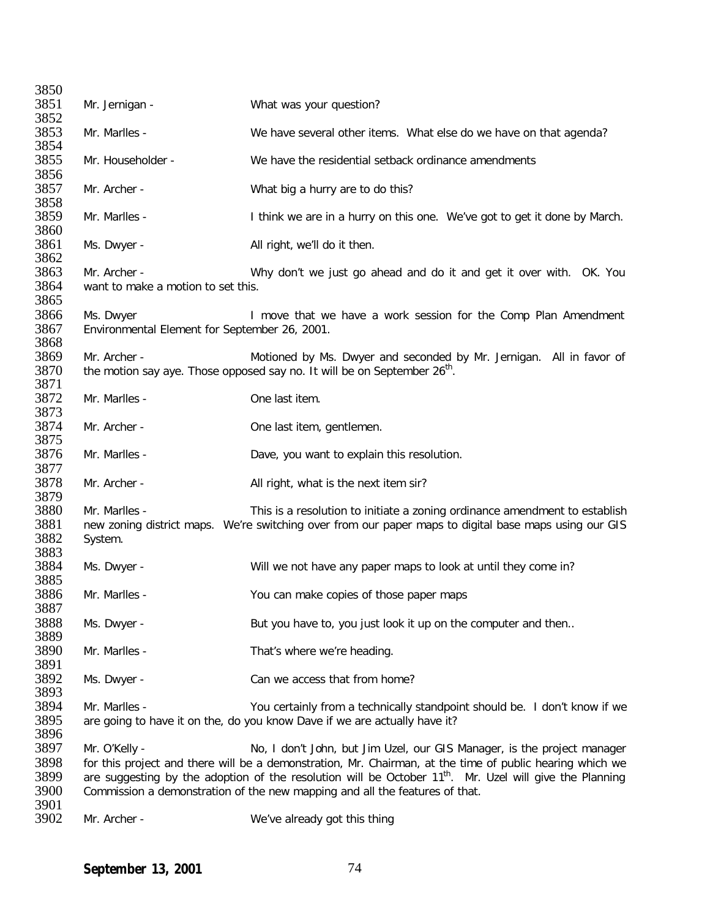3850
3851 Mr. Jernigan - What was your question?
3852
3853 Mr. Marlles - We have several other items. What else do we have on that agenda?
3854
3855 Mr. Householder - We have the residential setback ordinance amendments
3856
3857 Mr. Archer - What big a hurry are to do this?
3858
3859 Mr. Marlles - I think we are in a hurry on this one. We've got to get it done by March.
3860
3861 Ms. Dwyer - All right, we'll do it then.
3862
3863 Mr. Archer - Why don't we just go ahead and do it and get it over with. OK. You
3864 want to make a motion to set this.
3865
3866 Ms. Dwyer I move that we have a work session for the Comp Plan Amendment
3867 Environmental Element for September 26, 2001.
3868
3869 Mr. Archer - Motioned by Ms. Dwyer and seconded by Mr. Jernigan. All in favor of
3870 the motion say aye. Those opposed say no. It will be on September 26th.
3871
3872 Mr. Marlles - One last item.
3873
3874 Mr. Archer - One last item, gentlemen.
3875
3876 Mr. Marlles - Dave, you want to explain this resolution.
3877
3878 Mr. Archer - All right, what is the next item sir?
3879
3880 Mr. Marlles - This is a resolution to initiate a zoning ordinance amendment to establish
3881 new zoning district maps. We're switching over from our paper maps to digital base maps using our GIS
3882 System.
3883
3884 Ms. Dwyer - Will we not have any paper maps to look at until they come in?
3885
3886 Mr. Marlles - You can make copies of those paper maps
3887
3888 Ms. Dwyer - But you have to, you just look it up on the computer and then..
3889
3890 Mr. Marlles - That's where we're heading.
3891
3892 Ms. Dwyer - Can we access that from home?
3893
3894 Mr. Marlles - You certainly from a technically standpoint should be. I don't know if we
3895 are going to have it on the, do you know Dave if we are actually have it?
3896
3897 Mr. O'Kelly - No, I don't John, but Jim Uzel, our GIS Manager, is the project manager
3898 for this project and there will be a demonstration, Mr. Chairman, at the time of public hearing which we
3899 are suggesting by the adoption of the resolution will be October 11th. Mr. Uzel will give the Planning
3900 Commission a demonstration of the new mapping and all the features of that.
3901
3902 Mr. Archer - We've already got this thing

**September 13, 2001**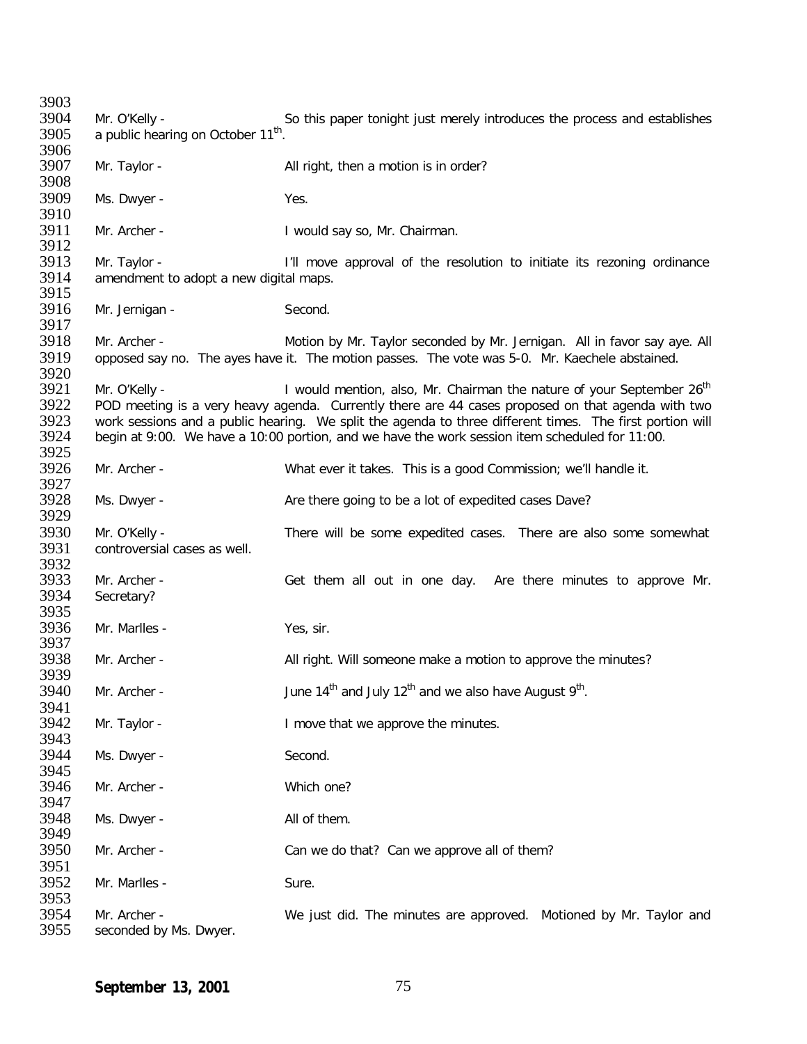Mr. O'Kelly - So this paper tonight just merely introduces the process and establishes a public hearing on October 11th.

Mr. Taylor - All right, then a motion is in order?

Ms. Dwyer - Yes.

Mr. Archer - I would say so, Mr. Chairman.

Mr. Taylor - I'll move approval of the resolution to initiate its rezoning ordinance amendment to adopt a new digital maps.

Mr. Jernigan - Second.

Mr. Archer - Motion by Mr. Taylor seconded by Mr. Jernigan. All in favor say aye. All opposed say no. The ayes have it. The motion passes. The vote was 5-0. Mr. Kaechele abstained.

Mr. O'Kelly - I would mention, also, Mr. Chairman the nature of your September 26th POD meeting is a very heavy agenda. Currently there are 44 cases proposed on that agenda with two work sessions and a public hearing. We split the agenda to three different times. The first portion will begin at 9:00. We have a 10:00 portion, and we have the work session item scheduled for 11:00.

Mr. Archer - What ever it takes. This is a good Commission; we'll handle it.

Ms. Dwyer - Are there going to be a lot of expedited cases Dave?

Mr. O'Kelly - There will be some expedited cases. There are also some somewhat controversial cases as well.

Mr. Archer - Get them all out in one day. Are there minutes to approve Mr. Secretary?

Mr. Marlles - Yes, sir.

Mr. Archer - All right. Will someone make a motion to approve the minutes?

Mr. Archer - June 14th and July 12th and we also have August 9th.

Mr. Taylor - I move that we approve the minutes.

Ms. Dwyer - Second.

Mr. Archer - Which one?

Ms. Dwyer - All of them.

Mr. Archer - Can we do that? Can we approve all of them?

Mr. Marlles - Sure.

Mr. Archer - We just did. The minutes are approved. Motioned by Mr. Taylor and seconded by Ms. Dwyer.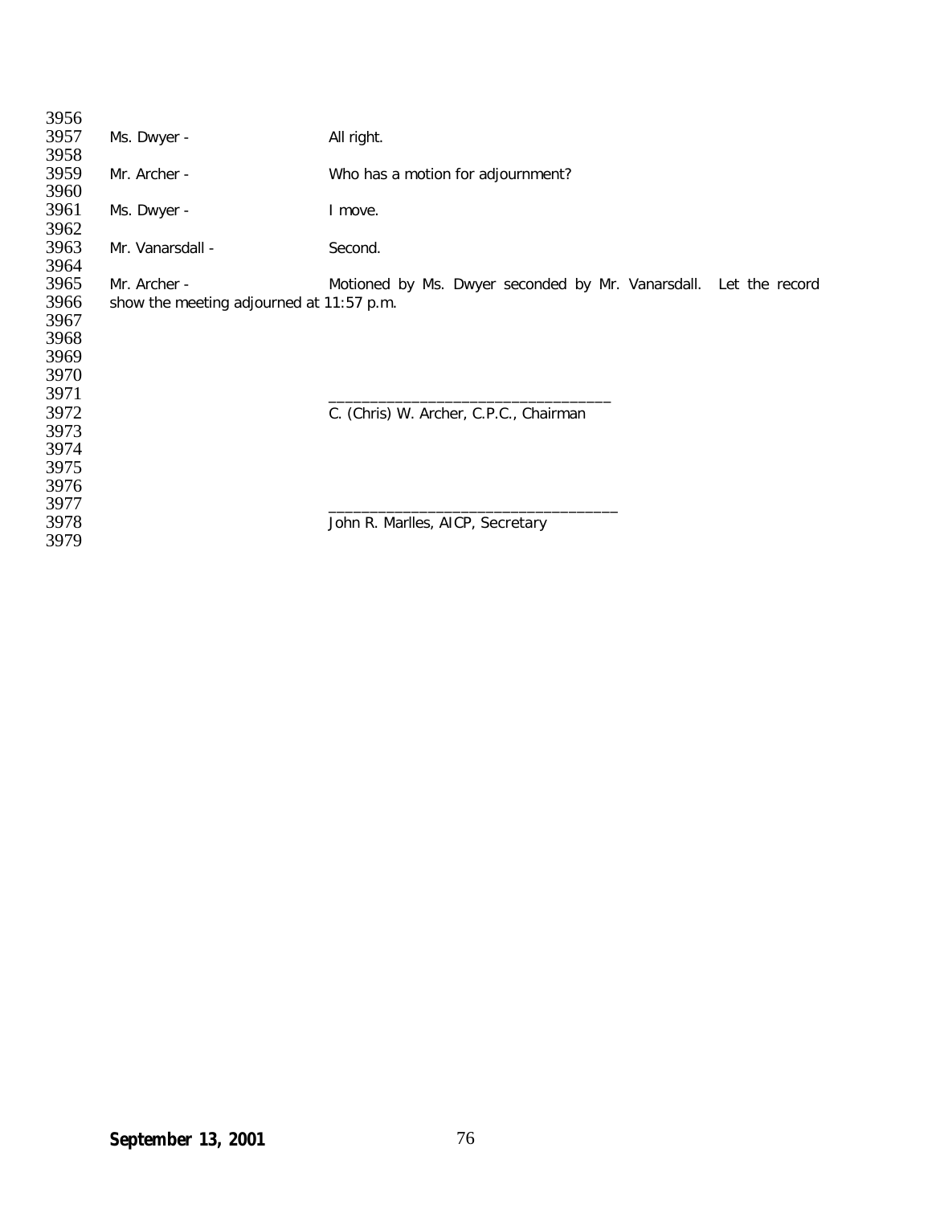Ms. Dwyer - All right.

Mr. Archer - Who has a motion for adjournment?

Ms. Dwyer - I move.

Mr. Vanarsdall - Second.

Mr. Archer - Motioned by Ms. Dwyer seconded by Mr. Vanarsdall. Let the record show the meeting adjourned at 11:57 p.m.

\_\_\_\_\_\_\_\_\_\_\_\_\_\_\_\_\_\_\_\_\_\_\_\_\_\_\_\_\_\_\_\_\_\_

C. (Chris) W. Archer, C.P.C., Chairman

\_\_\_\_\_\_\_\_\_\_\_\_\_\_\_\_\_\_\_\_\_\_\_\_\_\_\_\_\_\_\_\_\_\_

John R. Marlles, AICP, Secretary